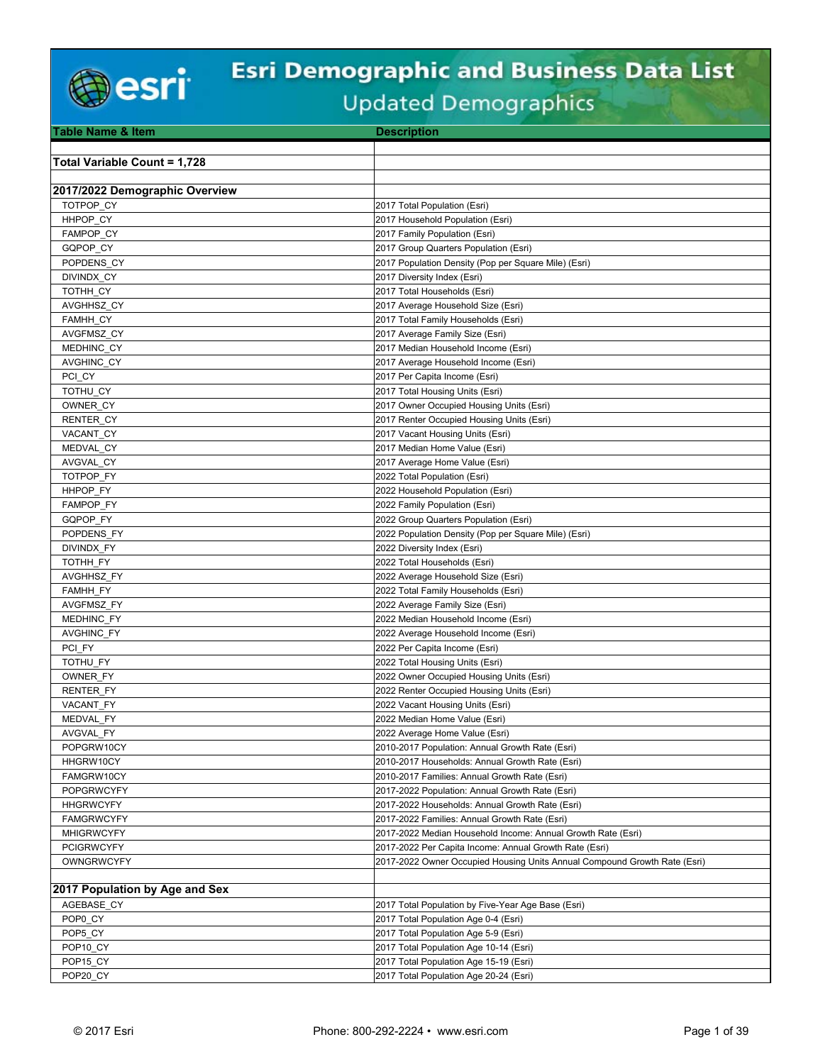# Esri Demographic and Business Data List

## Updated Demographics

| Table Name & Item | Description |
|---|---|
| **Total Variable Count = 1,728** | |
| **2017/2022 Demographic Overview** | |
| TOTPOP_CY | 2017 Total Population (Esri) |
| HHPOP_CY | 2017 Household Population (Esri) |
| FAMPOP_CY | 2017 Family Population (Esri) |
| GQPOP_CY | 2017 Group Quarters Population (Esri) |
| POPDENS_CY | 2017 Population Density (Pop per Square Mile) (Esri) |
| DIVINDX_CY | 2017 Diversity Index (Esri) |
| TOTHH_CY | 2017 Total Households (Esri) |
| AVGHHSZ_CY | 2017 Average Household Size (Esri) |
| FAMHH_CY | 2017 Total Family Households (Esri) |
| AVGFMSZ_CY | 2017 Average Family Size (Esri) |
| MEDHINC_CY | 2017 Median Household Income (Esri) |
| AVGHINC_CY | 2017 Average Household Income (Esri) |
| PCI_CY | 2017 Per Capita Income (Esri) |
| TOTHU_CY | 2017 Total Housing Units (Esri) |
| OWNER_CY | 2017 Owner Occupied Housing Units (Esri) |
| RENTER_CY | 2017 Renter Occupied Housing Units (Esri) |
| VACANT_CY | 2017 Vacant Housing Units (Esri) |
| MEDVAL_CY | 2017 Median Home Value (Esri) |
| AVGVAL_CY | 2017 Average Home Value (Esri) |
| TOTPOP_FY | 2022 Total Population (Esri) |
| HHPOP_FY | 2022 Household Population (Esri) |
| FAMPOP_FY | 2022 Family Population (Esri) |
| GQPOP_FY | 2022 Group Quarters Population (Esri) |
| POPDENS_FY | 2022 Population Density (Pop per Square Mile) (Esri) |
| DIVINDX_FY | 2022 Diversity Index (Esri) |
| TOTHH_FY | 2022 Total Households (Esri) |
| AVGHHSZ_FY | 2022 Average Household Size (Esri) |
| FAMHH_FY | 2022 Total Family Households (Esri) |
| AVGFMSZ_FY | 2022 Average Family Size (Esri) |
| MEDHINC_FY | 2022 Median Household Income (Esri) |
| AVGHINC_FY | 2022 Average Household Income (Esri) |
| PCI_FY | 2022 Per Capita Income (Esri) |
| TOTHU_FY | 2022 Total Housing Units (Esri) |
| OWNER_FY | 2022 Owner Occupied Housing Units (Esri) |
| RENTER_FY | 2022 Renter Occupied Housing Units (Esri) |
| VACANT_FY | 2022 Vacant Housing Units (Esri) |
| MEDVAL_FY | 2022 Median Home Value (Esri) |
| AVGVAL_FY | 2022 Average Home Value (Esri) |
| POPGRW10CY | 2010-2017 Population: Annual Growth Rate (Esri) |
| HHGRW10CY | 2010-2017 Households: Annual Growth Rate (Esri) |
| FAMGRW10CY | 2010-2017 Families: Annual Growth Rate (Esri) |
| POPGRWCYFY | 2017-2022 Population: Annual Growth Rate (Esri) |
| HHGRWCYFY | 2017-2022 Households: Annual Growth Rate (Esri) |
| FAMGRWCYFY | 2017-2022 Families: Annual Growth Rate (Esri) |
| MHIGRWCYFY | 2017-2022 Median Household Income: Annual Growth Rate (Esri) |
| PCIGRWCYFY | 2017-2022 Per Capita Income: Annual Growth Rate (Esri) |
| OWNGRWCYFY | 2017-2022 Owner Occupied Housing Units Annual Compound Growth Rate (Esri) |
| **2017 Population by Age and Sex** | |
| AGEBASE_CY | 2017 Total Population by Five-Year Age Base (Esri) |
| POP0_CY | 2017 Total Population Age 0-4 (Esri) |
| POP5_CY | 2017 Total Population Age 5-9 (Esri) |
| POP10_CY | 2017 Total Population Age 10-14 (Esri) |
| POP15_CY | 2017 Total Population Age 15-19 (Esri) |
| POP20_CY | 2017 Total Population Age 20-24 (Esri) |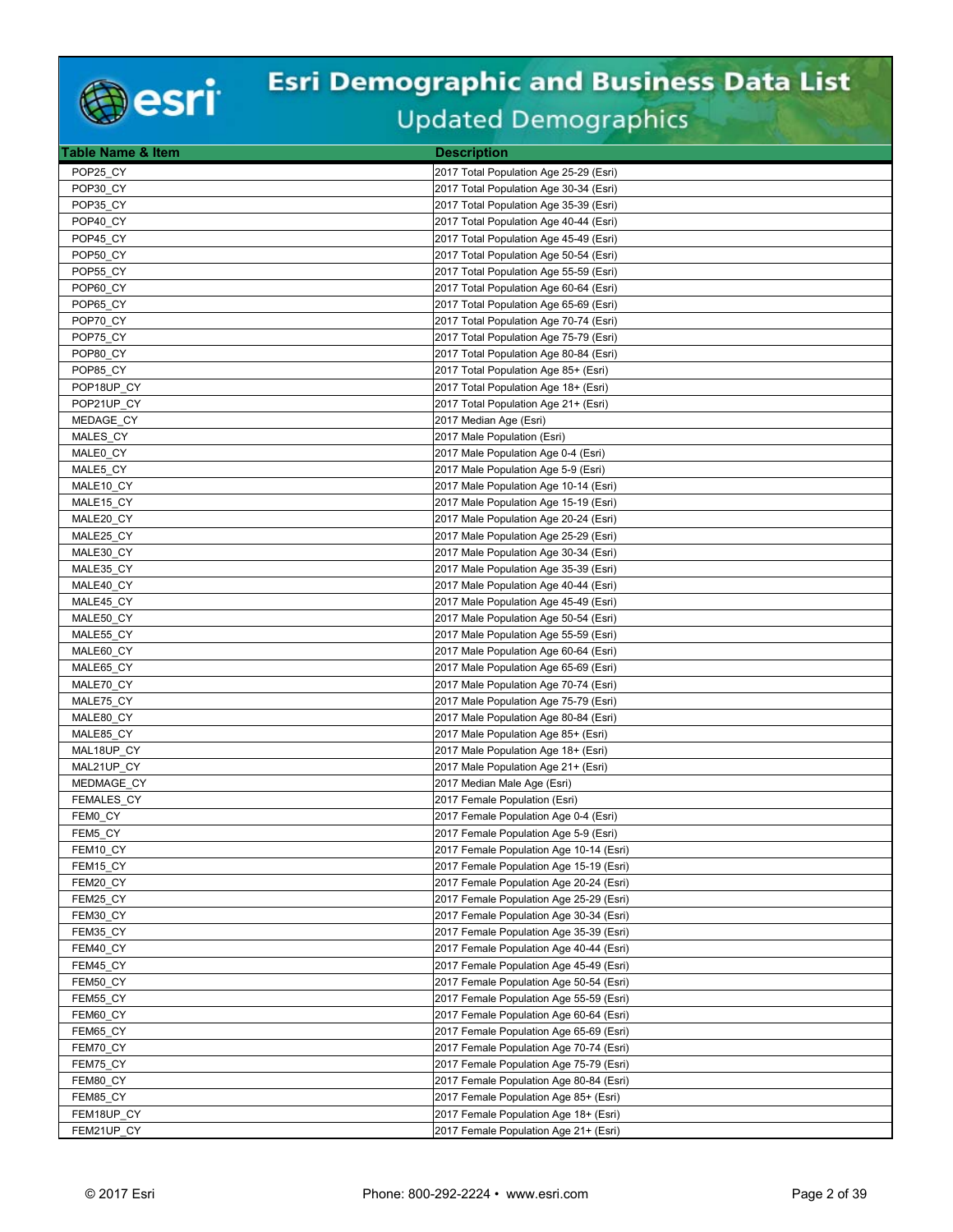# Esri Demographic and Business Data List

## Updated Demographics

| Table Name & Item | Description |
|---|---|
| POP25_CY | 2017 Total Population Age 25-29 (Esri) |
| POP30_CY | 2017 Total Population Age 30-34 (Esri) |
| POP35_CY | 2017 Total Population Age 35-39 (Esri) |
| POP40_CY | 2017 Total Population Age 40-44 (Esri) |
| POP45_CY | 2017 Total Population Age 45-49 (Esri) |
| POP50_CY | 2017 Total Population Age 50-54 (Esri) |
| POP55_CY | 2017 Total Population Age 55-59 (Esri) |
| POP60_CY | 2017 Total Population Age 60-64 (Esri) |
| POP65_CY | 2017 Total Population Age 65-69 (Esri) |
| POP70_CY | 2017 Total Population Age 70-74 (Esri) |
| POP75_CY | 2017 Total Population Age 75-79 (Esri) |
| POP80_CY | 2017 Total Population Age 80-84 (Esri) |
| POP85_CY | 2017 Total Population Age 85+ (Esri) |
| POP18UP_CY | 2017 Total Population Age 18+ (Esri) |
| POP21UP_CY | 2017 Total Population Age 21+ (Esri) |
| MEDAGE_CY | 2017 Median Age (Esri) |
| MALES_CY | 2017 Male Population (Esri) |
| MALE0_CY | 2017 Male Population Age 0-4 (Esri) |
| MALE5_CY | 2017 Male Population Age 5-9 (Esri) |
| MALE10_CY | 2017 Male Population Age 10-14 (Esri) |
| MALE15_CY | 2017 Male Population Age 15-19 (Esri) |
| MALE20_CY | 2017 Male Population Age 20-24 (Esri) |
| MALE25_CY | 2017 Male Population Age 25-29 (Esri) |
| MALE30_CY | 2017 Male Population Age 30-34 (Esri) |
| MALE35_CY | 2017 Male Population Age 35-39 (Esri) |
| MALE40_CY | 2017 Male Population Age 40-44 (Esri) |
| MALE45_CY | 2017 Male Population Age 45-49 (Esri) |
| MALE50_CY | 2017 Male Population Age 50-54 (Esri) |
| MALE55_CY | 2017 Male Population Age 55-59 (Esri) |
| MALE60_CY | 2017 Male Population Age 60-64 (Esri) |
| MALE65_CY | 2017 Male Population Age 65-69 (Esri) |
| MALE70_CY | 2017 Male Population Age 70-74 (Esri) |
| MALE75_CY | 2017 Male Population Age 75-79 (Esri) |
| MALE80_CY | 2017 Male Population Age 80-84 (Esri) |
| MALE85_CY | 2017 Male Population Age 85+ (Esri) |
| MAL18UP_CY | 2017 Male Population Age 18+ (Esri) |
| MAL21UP_CY | 2017 Male Population Age 21+ (Esri) |
| MEDMAGE_CY | 2017 Median Male Age (Esri) |
| FEMALES_CY | 2017 Female Population (Esri) |
| FEM0_CY | 2017 Female Population Age 0-4 (Esri) |
| FEM5_CY | 2017 Female Population Age 5-9 (Esri) |
| FEM10_CY | 2017 Female Population Age 10-14 (Esri) |
| FEM15_CY | 2017 Female Population Age 15-19 (Esri) |
| FEM20_CY | 2017 Female Population Age 20-24 (Esri) |
| FEM25_CY | 2017 Female Population Age 25-29 (Esri) |
| FEM30_CY | 2017 Female Population Age 30-34 (Esri) |
| FEM35_CY | 2017 Female Population Age 35-39 (Esri) |
| FEM40_CY | 2017 Female Population Age 40-44 (Esri) |
| FEM45_CY | 2017 Female Population Age 45-49 (Esri) |
| FEM50_CY | 2017 Female Population Age 50-54 (Esri) |
| FEM55_CY | 2017 Female Population Age 55-59 (Esri) |
| FEM60_CY | 2017 Female Population Age 60-64 (Esri) |
| FEM65_CY | 2017 Female Population Age 65-69 (Esri) |
| FEM70_CY | 2017 Female Population Age 70-74 (Esri) |
| FEM75_CY | 2017 Female Population Age 75-79 (Esri) |
| FEM80_CY | 2017 Female Population Age 80-84 (Esri) |
| FEM85_CY | 2017 Female Population Age 85+ (Esri) |
| FEM18UP_CY | 2017 Female Population Age 18+ (Esri) |
| FEM21UP_CY | 2017 Female Population Age 21+ (Esri) |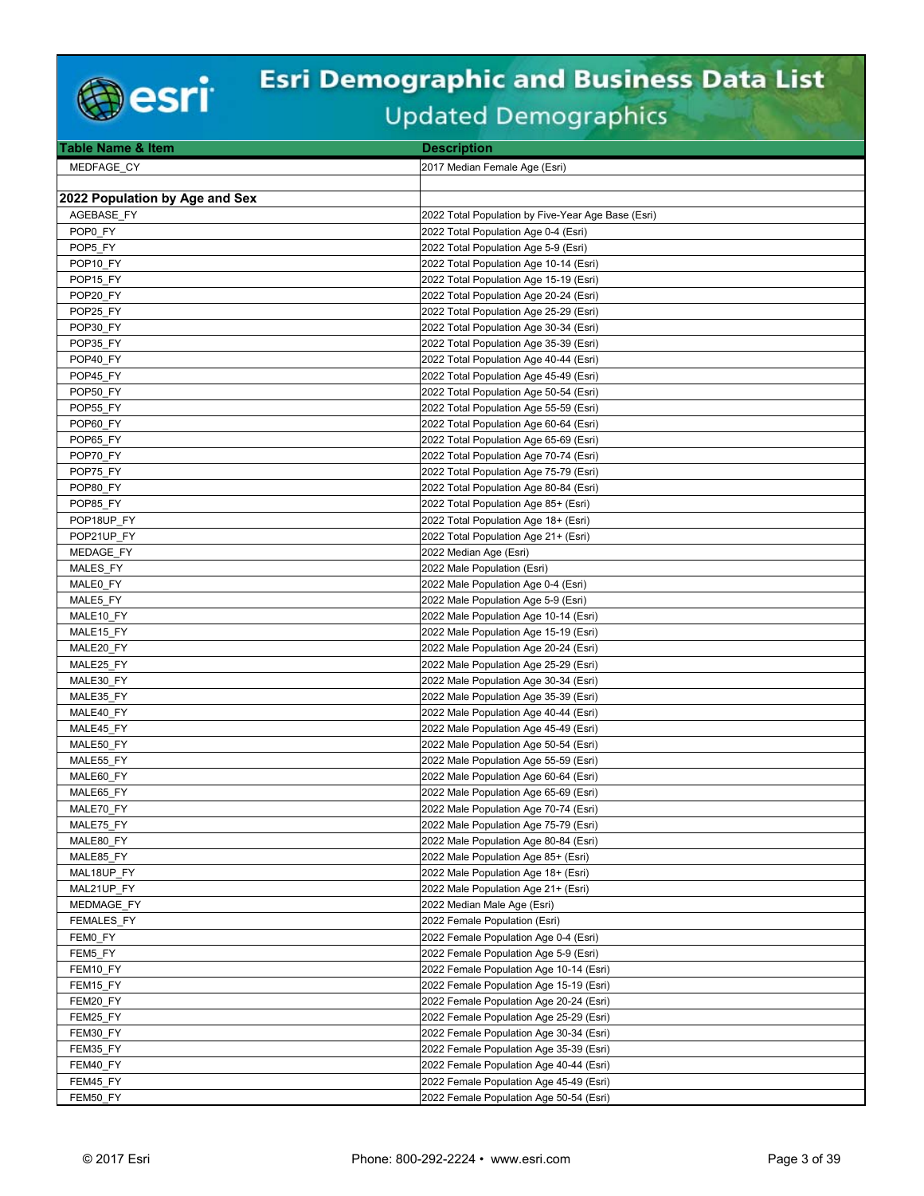| Table Name & Item | Description |
|---|---|
| MEDFAGE_CY | 2017 Median Female Age (Esri) |
| | |
| **2022 Population by Age and Sex** | |
| AGEBASE_FY | 2022 Total Population by Five-Year Age Base (Esri) |
| POP0_FY | 2022 Total Population Age 0-4 (Esri) |
| POP5_FY | 2022 Total Population Age 5-9 (Esri) |
| POP10_FY | 2022 Total Population Age 10-14 (Esri) |
| POP15_FY | 2022 Total Population Age 15-19 (Esri) |
| POP20_FY | 2022 Total Population Age 20-24 (Esri) |
| POP25_FY | 2022 Total Population Age 25-29 (Esri) |
| POP30_FY | 2022 Total Population Age 30-34 (Esri) |
| POP35_FY | 2022 Total Population Age 35-39 (Esri) |
| POP40_FY | 2022 Total Population Age 40-44 (Esri) |
| POP45_FY | 2022 Total Population Age 45-49 (Esri) |
| POP50_FY | 2022 Total Population Age 50-54 (Esri) |
| POP55_FY | 2022 Total Population Age 55-59 (Esri) |
| POP60_FY | 2022 Total Population Age 60-64 (Esri) |
| POP65_FY | 2022 Total Population Age 65-69 (Esri) |
| POP70_FY | 2022 Total Population Age 70-74 (Esri) |
| POP75_FY | 2022 Total Population Age 75-79 (Esri) |
| POP80_FY | 2022 Total Population Age 80-84 (Esri) |
| POP85_FY | 2022 Total Population Age 85+ (Esri) |
| POP18UP_FY | 2022 Total Population Age 18+ (Esri) |
| POP21UP_FY | 2022 Total Population Age 21+ (Esri) |
| MEDAGE_FY | 2022 Median Age (Esri) |
| MALES_FY | 2022 Male Population (Esri) |
| MALE0_FY | 2022 Male Population Age 0-4 (Esri) |
| MALE5_FY | 2022 Male Population Age 5-9 (Esri) |
| MALE10_FY | 2022 Male Population Age 10-14 (Esri) |
| MALE15_FY | 2022 Male Population Age 15-19 (Esri) |
| MALE20_FY | 2022 Male Population Age 20-24 (Esri) |
| MALE25_FY | 2022 Male Population Age 25-29 (Esri) |
| MALE30_FY | 2022 Male Population Age 30-34 (Esri) |
| MALE35_FY | 2022 Male Population Age 35-39 (Esri) |
| MALE40_FY | 2022 Male Population Age 40-44 (Esri) |
| MALE45_FY | 2022 Male Population Age 45-49 (Esri) |
| MALE50_FY | 2022 Male Population Age 50-54 (Esri) |
| MALE55_FY | 2022 Male Population Age 55-59 (Esri) |
| MALE60_FY | 2022 Male Population Age 60-64 (Esri) |
| MALE65_FY | 2022 Male Population Age 65-69 (Esri) |
| MALE70_FY | 2022 Male Population Age 70-74 (Esri) |
| MALE75_FY | 2022 Male Population Age 75-79 (Esri) |
| MALE80_FY | 2022 Male Population Age 80-84 (Esri) |
| MALE85_FY | 2022 Male Population Age 85+ (Esri) |
| MAL18UP_FY | 2022 Male Population Age 18+ (Esri) |
| MAL21UP_FY | 2022 Male Population Age 21+ (Esri) |
| MEDMAGE_FY | 2022 Median Male Age (Esri) |
| FEMALES_FY | 2022 Female Population (Esri) |
| FEM0_FY | 2022 Female Population Age 0-4 (Esri) |
| FEM5_FY | 2022 Female Population Age 5-9 (Esri) |
| FEM10_FY | 2022 Female Population Age 10-14 (Esri) |
| FEM15_FY | 2022 Female Population Age 15-19 (Esri) |
| FEM20_FY | 2022 Female Population Age 20-24 (Esri) |
| FEM25_FY | 2022 Female Population Age 25-29 (Esri) |
| FEM30_FY | 2022 Female Population Age 30-34 (Esri) |
| FEM35_FY | 2022 Female Population Age 35-39 (Esri) |
| FEM40_FY | 2022 Female Population Age 40-44 (Esri) |
| FEM45_FY | 2022 Female Population Age 45-49 (Esri) |
| FEM50_FY | 2022 Female Population Age 50-54 (Esri) |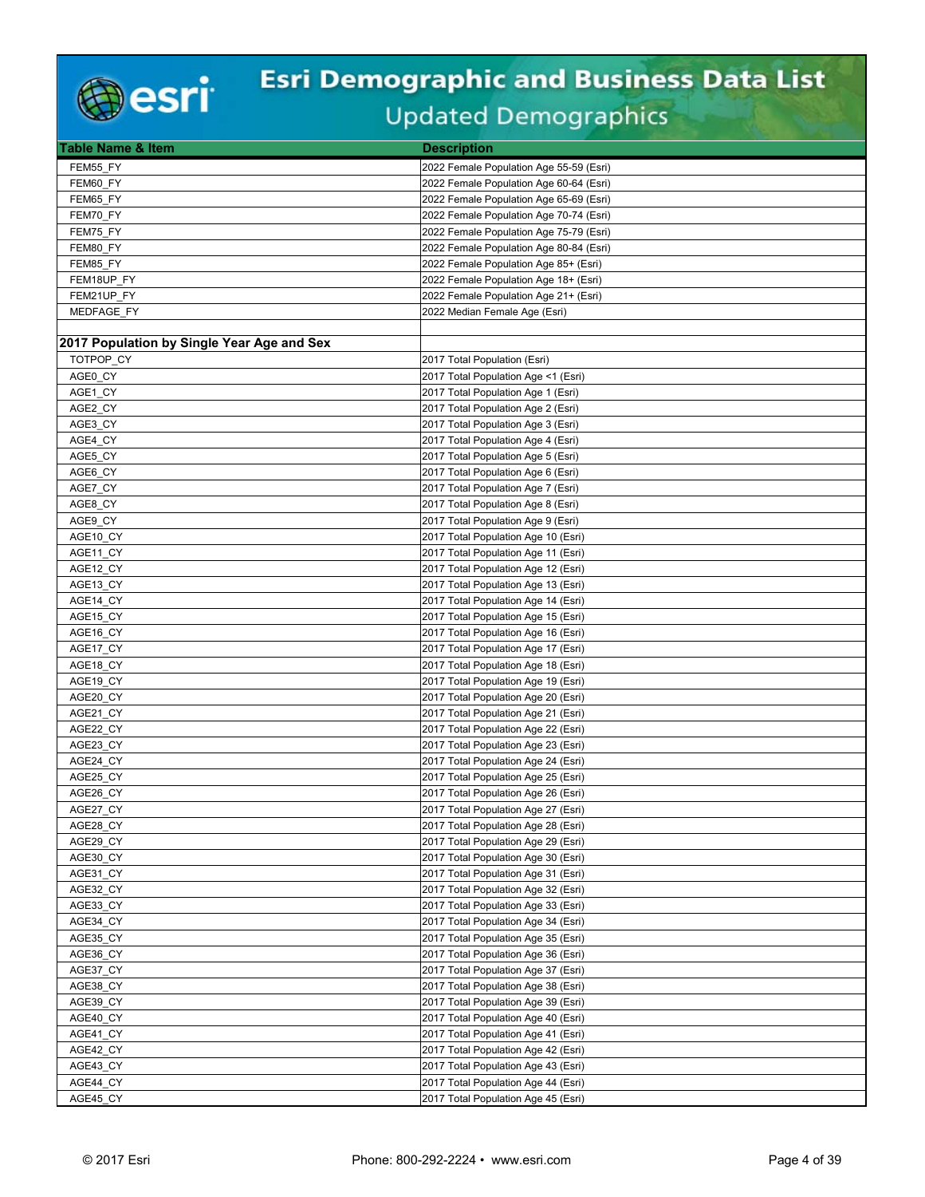| Table Name & Item | Description |
|---|---|
| FEM55_FY | 2022 Female Population Age 55-59 (Esri) |
| FEM60_FY | 2022 Female Population Age 60-64 (Esri) |
| FEM65_FY | 2022 Female Population Age 65-69 (Esri) |
| FEM70_FY | 2022 Female Population Age 70-74 (Esri) |
| FEM75_FY | 2022 Female Population Age 75-79 (Esri) |
| FEM80_FY | 2022 Female Population Age 80-84 (Esri) |
| FEM85_FY | 2022 Female Population Age 85+ (Esri) |
| FEM18UP_FY | 2022 Female Population Age 18+ (Esri) |
| FEM21UP_FY | 2022 Female Population Age 21+ (Esri) |
| MEDFAGE_FY | 2022 Median Female Age (Esri) |
| | |
| **2017 Population by Single Year Age and Sex** | |
| TOTPOP_CY | 2017 Total Population (Esri) |
| AGE0_CY | 2017 Total Population Age <1 (Esri) |
| AGE1_CY | 2017 Total Population Age 1 (Esri) |
| AGE2_CY | 2017 Total Population Age 2 (Esri) |
| AGE3_CY | 2017 Total Population Age 3 (Esri) |
| AGE4_CY | 2017 Total Population Age 4 (Esri) |
| AGE5_CY | 2017 Total Population Age 5 (Esri) |
| AGE6_CY | 2017 Total Population Age 6 (Esri) |
| AGE7_CY | 2017 Total Population Age 7 (Esri) |
| AGE8_CY | 2017 Total Population Age 8 (Esri) |
| AGE9_CY | 2017 Total Population Age 9 (Esri) |
| AGE10_CY | 2017 Total Population Age 10 (Esri) |
| AGE11_CY | 2017 Total Population Age 11 (Esri) |
| AGE12_CY | 2017 Total Population Age 12 (Esri) |
| AGE13_CY | 2017 Total Population Age 13 (Esri) |
| AGE14_CY | 2017 Total Population Age 14 (Esri) |
| AGE15_CY | 2017 Total Population Age 15 (Esri) |
| AGE16_CY | 2017 Total Population Age 16 (Esri) |
| AGE17_CY | 2017 Total Population Age 17 (Esri) |
| AGE18_CY | 2017 Total Population Age 18 (Esri) |
| AGE19_CY | 2017 Total Population Age 19 (Esri) |
| AGE20_CY | 2017 Total Population Age 20 (Esri) |
| AGE21_CY | 2017 Total Population Age 21 (Esri) |
| AGE22_CY | 2017 Total Population Age 22 (Esri) |
| AGE23_CY | 2017 Total Population Age 23 (Esri) |
| AGE24_CY | 2017 Total Population Age 24 (Esri) |
| AGE25_CY | 2017 Total Population Age 25 (Esri) |
| AGE26_CY | 2017 Total Population Age 26 (Esri) |
| AGE27_CY | 2017 Total Population Age 27 (Esri) |
| AGE28_CY | 2017 Total Population Age 28 (Esri) |
| AGE29_CY | 2017 Total Population Age 29 (Esri) |
| AGE30_CY | 2017 Total Population Age 30 (Esri) |
| AGE31_CY | 2017 Total Population Age 31 (Esri) |
| AGE32_CY | 2017 Total Population Age 32 (Esri) |
| AGE33_CY | 2017 Total Population Age 33 (Esri) |
| AGE34_CY | 2017 Total Population Age 34 (Esri) |
| AGE35_CY | 2017 Total Population Age 35 (Esri) |
| AGE36_CY | 2017 Total Population Age 36 (Esri) |
| AGE37_CY | 2017 Total Population Age 37 (Esri) |
| AGE38_CY | 2017 Total Population Age 38 (Esri) |
| AGE39_CY | 2017 Total Population Age 39 (Esri) |
| AGE40_CY | 2017 Total Population Age 40 (Esri) |
| AGE41_CY | 2017 Total Population Age 41 (Esri) |
| AGE42_CY | 2017 Total Population Age 42 (Esri) |
| AGE43_CY | 2017 Total Population Age 43 (Esri) |
| AGE44_CY | 2017 Total Population Age 44 (Esri) |
| AGE45_CY | 2017 Total Population Age 45 (Esri) |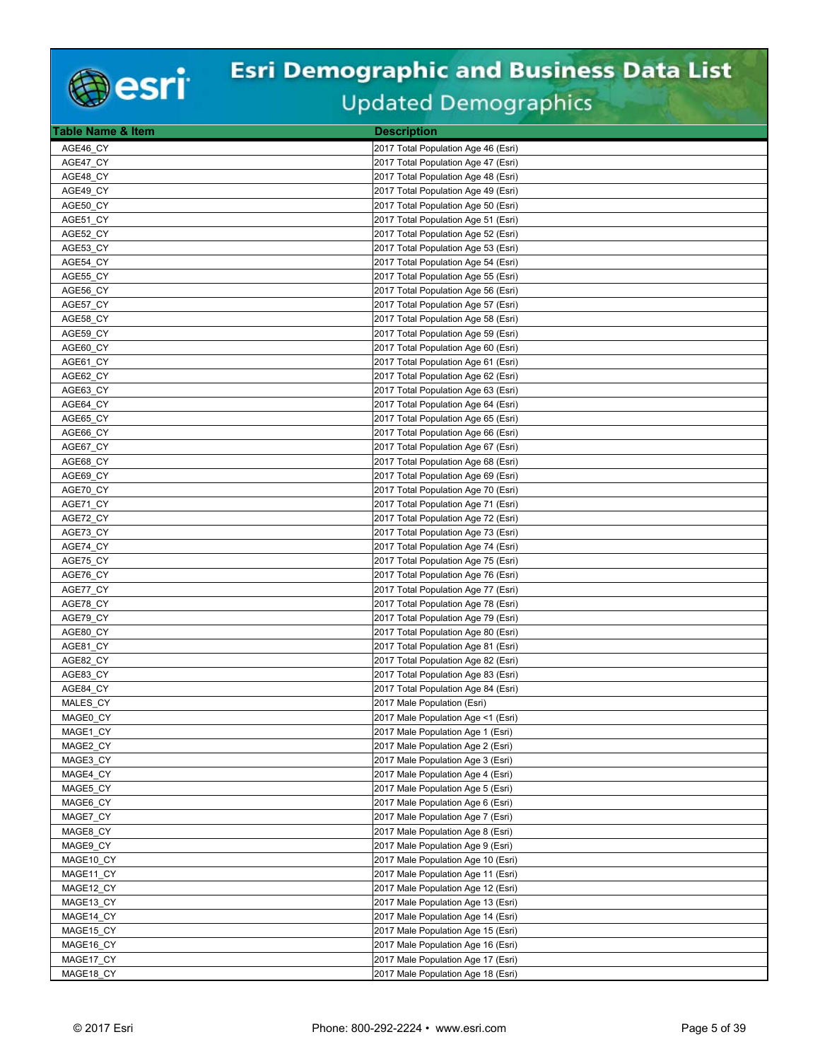| Table Name & Item | Description |
|---|---|
| AGE46_CY | 2017 Total Population Age 46 (Esri) |
| AGE47_CY | 2017 Total Population Age 47 (Esri) |
| AGE48_CY | 2017 Total Population Age 48 (Esri) |
| AGE49_CY | 2017 Total Population Age 49 (Esri) |
| AGE50_CY | 2017 Total Population Age 50 (Esri) |
| AGE51_CY | 2017 Total Population Age 51 (Esri) |
| AGE52_CY | 2017 Total Population Age 52 (Esri) |
| AGE53_CY | 2017 Total Population Age 53 (Esri) |
| AGE54_CY | 2017 Total Population Age 54 (Esri) |
| AGE55_CY | 2017 Total Population Age 55 (Esri) |
| AGE56_CY | 2017 Total Population Age 56 (Esri) |
| AGE57_CY | 2017 Total Population Age 57 (Esri) |
| AGE58_CY | 2017 Total Population Age 58 (Esri) |
| AGE59_CY | 2017 Total Population Age 59 (Esri) |
| AGE60_CY | 2017 Total Population Age 60 (Esri) |
| AGE61_CY | 2017 Total Population Age 61 (Esri) |
| AGE62_CY | 2017 Total Population Age 62 (Esri) |
| AGE63_CY | 2017 Total Population Age 63 (Esri) |
| AGE64_CY | 2017 Total Population Age 64 (Esri) |
| AGE65_CY | 2017 Total Population Age 65 (Esri) |
| AGE66_CY | 2017 Total Population Age 66 (Esri) |
| AGE67_CY | 2017 Total Population Age 67 (Esri) |
| AGE68_CY | 2017 Total Population Age 68 (Esri) |
| AGE69_CY | 2017 Total Population Age 69 (Esri) |
| AGE70_CY | 2017 Total Population Age 70 (Esri) |
| AGE71_CY | 2017 Total Population Age 71 (Esri) |
| AGE72_CY | 2017 Total Population Age 72 (Esri) |
| AGE73_CY | 2017 Total Population Age 73 (Esri) |
| AGE74_CY | 2017 Total Population Age 74 (Esri) |
| AGE75_CY | 2017 Total Population Age 75 (Esri) |
| AGE76_CY | 2017 Total Population Age 76 (Esri) |
| AGE77_CY | 2017 Total Population Age 77 (Esri) |
| AGE78_CY | 2017 Total Population Age 78 (Esri) |
| AGE79_CY | 2017 Total Population Age 79 (Esri) |
| AGE80_CY | 2017 Total Population Age 80 (Esri) |
| AGE81_CY | 2017 Total Population Age 81 (Esri) |
| AGE82_CY | 2017 Total Population Age 82 (Esri) |
| AGE83_CY | 2017 Total Population Age 83 (Esri) |
| AGE84_CY | 2017 Total Population Age 84 (Esri) |
| MALES_CY | 2017 Male Population (Esri) |
| MAGE0_CY | 2017 Male Population Age <1 (Esri) |
| MAGE1_CY | 2017 Male Population Age 1 (Esri) |
| MAGE2_CY | 2017 Male Population Age 2 (Esri) |
| MAGE3_CY | 2017 Male Population Age 3 (Esri) |
| MAGE4_CY | 2017 Male Population Age 4 (Esri) |
| MAGE5_CY | 2017 Male Population Age 5 (Esri) |
| MAGE6_CY | 2017 Male Population Age 6 (Esri) |
| MAGE7_CY | 2017 Male Population Age 7 (Esri) |
| MAGE8_CY | 2017 Male Population Age 8 (Esri) |
| MAGE9_CY | 2017 Male Population Age 9 (Esri) |
| MAGE10_CY | 2017 Male Population Age 10 (Esri) |
| MAGE11_CY | 2017 Male Population Age 11 (Esri) |
| MAGE12_CY | 2017 Male Population Age 12 (Esri) |
| MAGE13_CY | 2017 Male Population Age 13 (Esri) |
| MAGE14_CY | 2017 Male Population Age 14 (Esri) |
| MAGE15_CY | 2017 Male Population Age 15 (Esri) |
| MAGE16_CY | 2017 Male Population Age 16 (Esri) |
| MAGE17_CY | 2017 Male Population Age 17 (Esri) |
| MAGE18_CY | 2017 Male Population Age 18 (Esri) |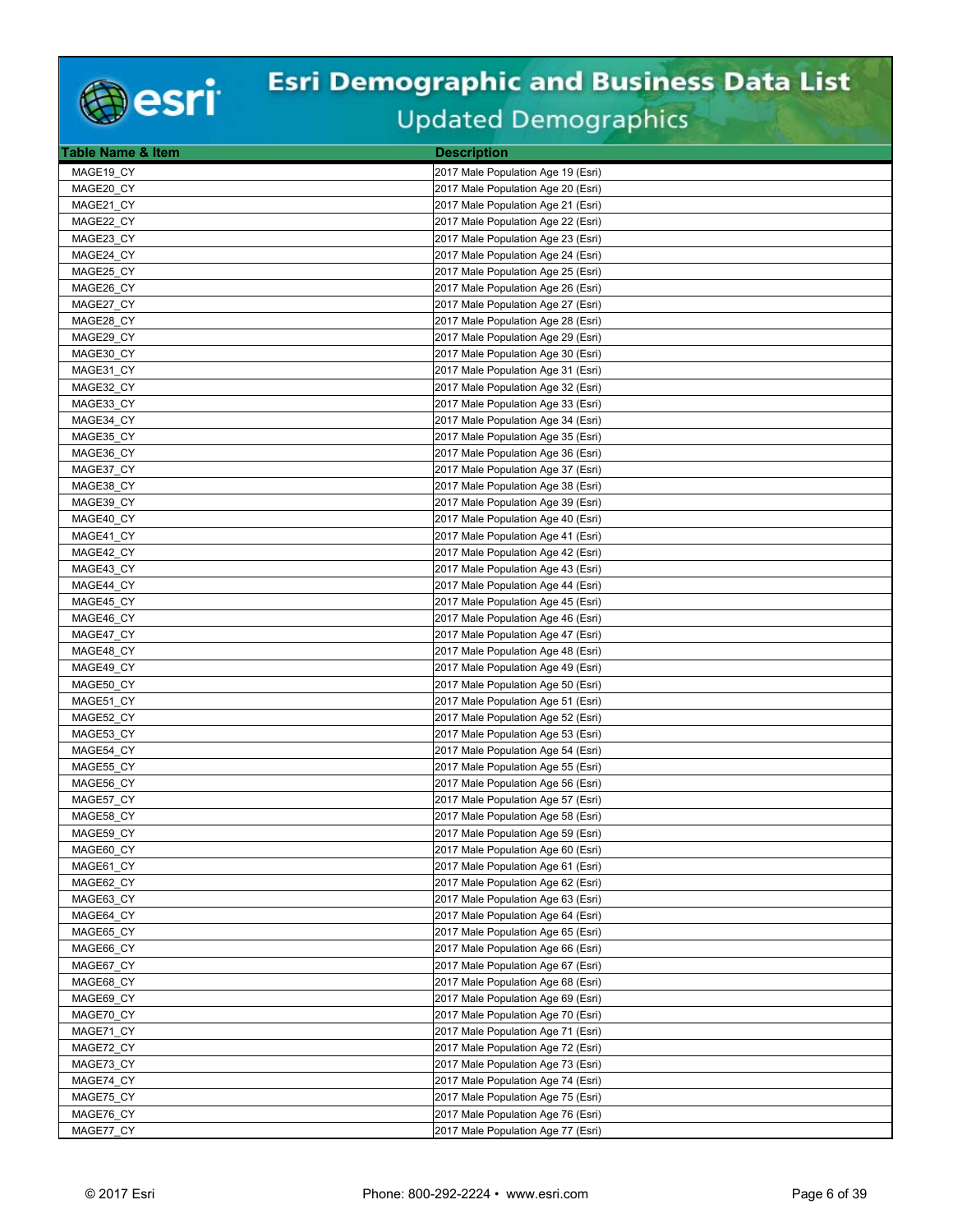| Table Name & Item | Description |
|---|---|
| MAGE19_CY | 2017 Male Population Age 19 (Esri) |
| MAGE20_CY | 2017 Male Population Age 20 (Esri) |
| MAGE21_CY | 2017 Male Population Age 21 (Esri) |
| MAGE22_CY | 2017 Male Population Age 22 (Esri) |
| MAGE23_CY | 2017 Male Population Age 23 (Esri) |
| MAGE24_CY | 2017 Male Population Age 24 (Esri) |
| MAGE25_CY | 2017 Male Population Age 25 (Esri) |
| MAGE26_CY | 2017 Male Population Age 26 (Esri) |
| MAGE27_CY | 2017 Male Population Age 27 (Esri) |
| MAGE28_CY | 2017 Male Population Age 28 (Esri) |
| MAGE29_CY | 2017 Male Population Age 29 (Esri) |
| MAGE30_CY | 2017 Male Population Age 30 (Esri) |
| MAGE31_CY | 2017 Male Population Age 31 (Esri) |
| MAGE32_CY | 2017 Male Population Age 32 (Esri) |
| MAGE33_CY | 2017 Male Population Age 33 (Esri) |
| MAGE34_CY | 2017 Male Population Age 34 (Esri) |
| MAGE35_CY | 2017 Male Population Age 35 (Esri) |
| MAGE36_CY | 2017 Male Population Age 36 (Esri) |
| MAGE37_CY | 2017 Male Population Age 37 (Esri) |
| MAGE38_CY | 2017 Male Population Age 38 (Esri) |
| MAGE39_CY | 2017 Male Population Age 39 (Esri) |
| MAGE40_CY | 2017 Male Population Age 40 (Esri) |
| MAGE41_CY | 2017 Male Population Age 41 (Esri) |
| MAGE42_CY | 2017 Male Population Age 42 (Esri) |
| MAGE43_CY | 2017 Male Population Age 43 (Esri) |
| MAGE44_CY | 2017 Male Population Age 44 (Esri) |
| MAGE45_CY | 2017 Male Population Age 45 (Esri) |
| MAGE46_CY | 2017 Male Population Age 46 (Esri) |
| MAGE47_CY | 2017 Male Population Age 47 (Esri) |
| MAGE48_CY | 2017 Male Population Age 48 (Esri) |
| MAGE49_CY | 2017 Male Population Age 49 (Esri) |
| MAGE50_CY | 2017 Male Population Age 50 (Esri) |
| MAGE51_CY | 2017 Male Population Age 51 (Esri) |
| MAGE52_CY | 2017 Male Population Age 52 (Esri) |
| MAGE53_CY | 2017 Male Population Age 53 (Esri) |
| MAGE54_CY | 2017 Male Population Age 54 (Esri) |
| MAGE55_CY | 2017 Male Population Age 55 (Esri) |
| MAGE56_CY | 2017 Male Population Age 56 (Esri) |
| MAGE57_CY | 2017 Male Population Age 57 (Esri) |
| MAGE58_CY | 2017 Male Population Age 58 (Esri) |
| MAGE59_CY | 2017 Male Population Age 59 (Esri) |
| MAGE60_CY | 2017 Male Population Age 60 (Esri) |
| MAGE61_CY | 2017 Male Population Age 61 (Esri) |
| MAGE62_CY | 2017 Male Population Age 62 (Esri) |
| MAGE63_CY | 2017 Male Population Age 63 (Esri) |
| MAGE64_CY | 2017 Male Population Age 64 (Esri) |
| MAGE65_CY | 2017 Male Population Age 65 (Esri) |
| MAGE66_CY | 2017 Male Population Age 66 (Esri) |
| MAGE67_CY | 2017 Male Population Age 67 (Esri) |
| MAGE68_CY | 2017 Male Population Age 68 (Esri) |
| MAGE69_CY | 2017 Male Population Age 69 (Esri) |
| MAGE70_CY | 2017 Male Population Age 70 (Esri) |
| MAGE71_CY | 2017 Male Population Age 71 (Esri) |
| MAGE72_CY | 2017 Male Population Age 72 (Esri) |
| MAGE73_CY | 2017 Male Population Age 73 (Esri) |
| MAGE74_CY | 2017 Male Population Age 74 (Esri) |
| MAGE75_CY | 2017 Male Population Age 75 (Esri) |
| MAGE76_CY | 2017 Male Population Age 76 (Esri) |
| MAGE77_CY | 2017 Male Population Age 77 (Esri) |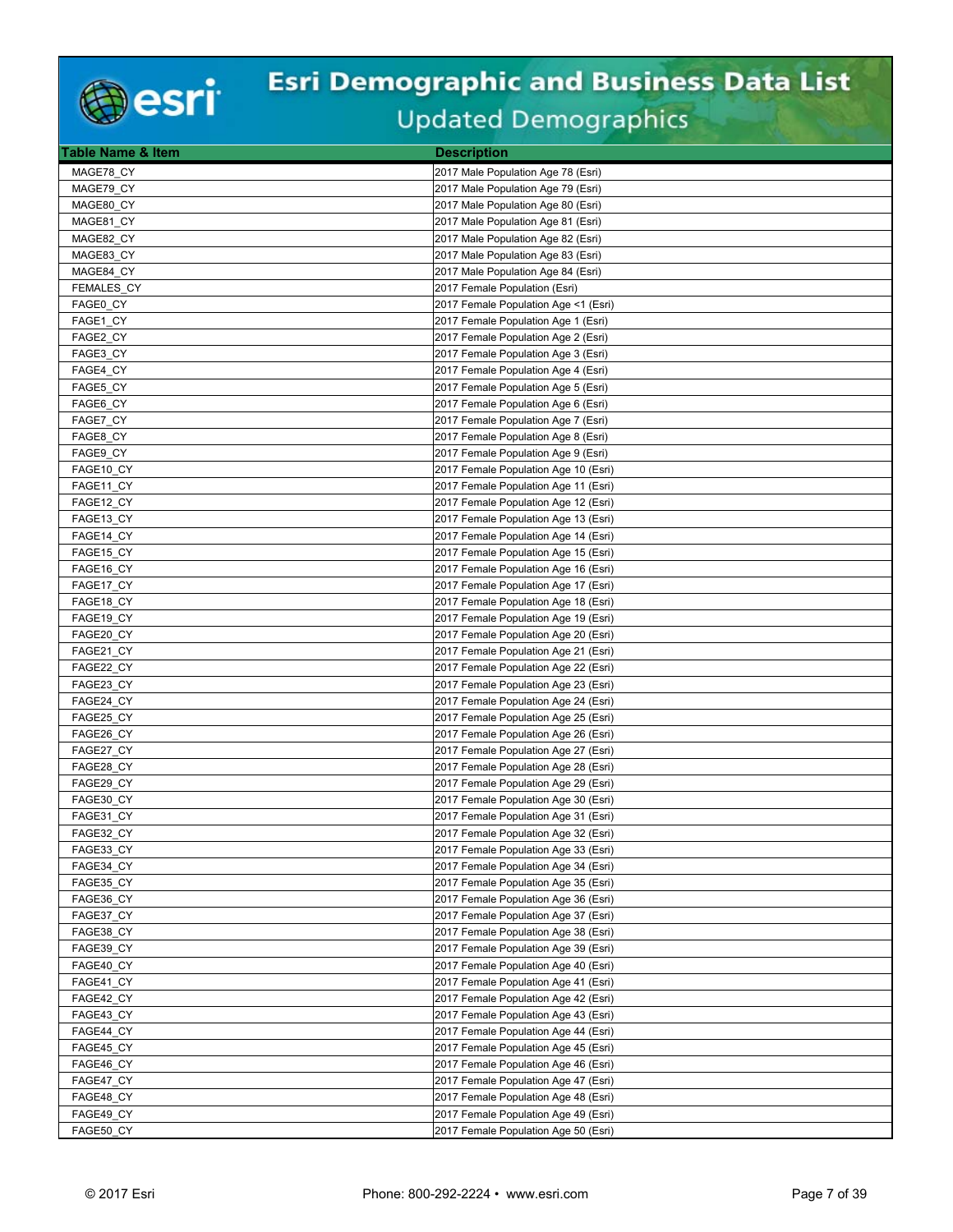# Esri Demographic and Business Data List

## Updated Demographics

| Table Name & Item | Description |
|---|---|
| MAGE78_CY | 2017 Male Population Age 78 (Esri) |
| MAGE79_CY | 2017 Male Population Age 79 (Esri) |
| MAGE80_CY | 2017 Male Population Age 80 (Esri) |
| MAGE81_CY | 2017 Male Population Age 81 (Esri) |
| MAGE82_CY | 2017 Male Population Age 82 (Esri) |
| MAGE83_CY | 2017 Male Population Age 83 (Esri) |
| MAGE84_CY | 2017 Male Population Age 84 (Esri) |
| FEMALES_CY | 2017 Female Population (Esri) |
| FAGE0_CY | 2017 Female Population Age <1 (Esri) |
| FAGE1_CY | 2017 Female Population Age 1 (Esri) |
| FAGE2_CY | 2017 Female Population Age 2 (Esri) |
| FAGE3_CY | 2017 Female Population Age 3 (Esri) |
| FAGE4_CY | 2017 Female Population Age 4 (Esri) |
| FAGE5_CY | 2017 Female Population Age 5 (Esri) |
| FAGE6_CY | 2017 Female Population Age 6 (Esri) |
| FAGE7_CY | 2017 Female Population Age 7 (Esri) |
| FAGE8_CY | 2017 Female Population Age 8 (Esri) |
| FAGE9_CY | 2017 Female Population Age 9 (Esri) |
| FAGE10_CY | 2017 Female Population Age 10 (Esri) |
| FAGE11_CY | 2017 Female Population Age 11 (Esri) |
| FAGE12_CY | 2017 Female Population Age 12 (Esri) |
| FAGE13_CY | 2017 Female Population Age 13 (Esri) |
| FAGE14_CY | 2017 Female Population Age 14 (Esri) |
| FAGE15_CY | 2017 Female Population Age 15 (Esri) |
| FAGE16_CY | 2017 Female Population Age 16 (Esri) |
| FAGE17_CY | 2017 Female Population Age 17 (Esri) |
| FAGE18_CY | 2017 Female Population Age 18 (Esri) |
| FAGE19_CY | 2017 Female Population Age 19 (Esri) |
| FAGE20_CY | 2017 Female Population Age 20 (Esri) |
| FAGE21_CY | 2017 Female Population Age 21 (Esri) |
| FAGE22_CY | 2017 Female Population Age 22 (Esri) |
| FAGE23_CY | 2017 Female Population Age 23 (Esri) |
| FAGE24_CY | 2017 Female Population Age 24 (Esri) |
| FAGE25_CY | 2017 Female Population Age 25 (Esri) |
| FAGE26_CY | 2017 Female Population Age 26 (Esri) |
| FAGE27_CY | 2017 Female Population Age 27 (Esri) |
| FAGE28_CY | 2017 Female Population Age 28 (Esri) |
| FAGE29_CY | 2017 Female Population Age 29 (Esri) |
| FAGE30_CY | 2017 Female Population Age 30 (Esri) |
| FAGE31_CY | 2017 Female Population Age 31 (Esri) |
| FAGE32_CY | 2017 Female Population Age 32 (Esri) |
| FAGE33_CY | 2017 Female Population Age 33 (Esri) |
| FAGE34_CY | 2017 Female Population Age 34 (Esri) |
| FAGE35_CY | 2017 Female Population Age 35 (Esri) |
| FAGE36_CY | 2017 Female Population Age 36 (Esri) |
| FAGE37_CY | 2017 Female Population Age 37 (Esri) |
| FAGE38_CY | 2017 Female Population Age 38 (Esri) |
| FAGE39_CY | 2017 Female Population Age 39 (Esri) |
| FAGE40_CY | 2017 Female Population Age 40 (Esri) |
| FAGE41_CY | 2017 Female Population Age 41 (Esri) |
| FAGE42_CY | 2017 Female Population Age 42 (Esri) |
| FAGE43_CY | 2017 Female Population Age 43 (Esri) |
| FAGE44_CY | 2017 Female Population Age 44 (Esri) |
| FAGE45_CY | 2017 Female Population Age 45 (Esri) |
| FAGE46_CY | 2017 Female Population Age 46 (Esri) |
| FAGE47_CY | 2017 Female Population Age 47 (Esri) |
| FAGE48_CY | 2017 Female Population Age 48 (Esri) |
| FAGE49_CY | 2017 Female Population Age 49 (Esri) |
| FAGE50_CY | 2017 Female Population Age 50 (Esri) |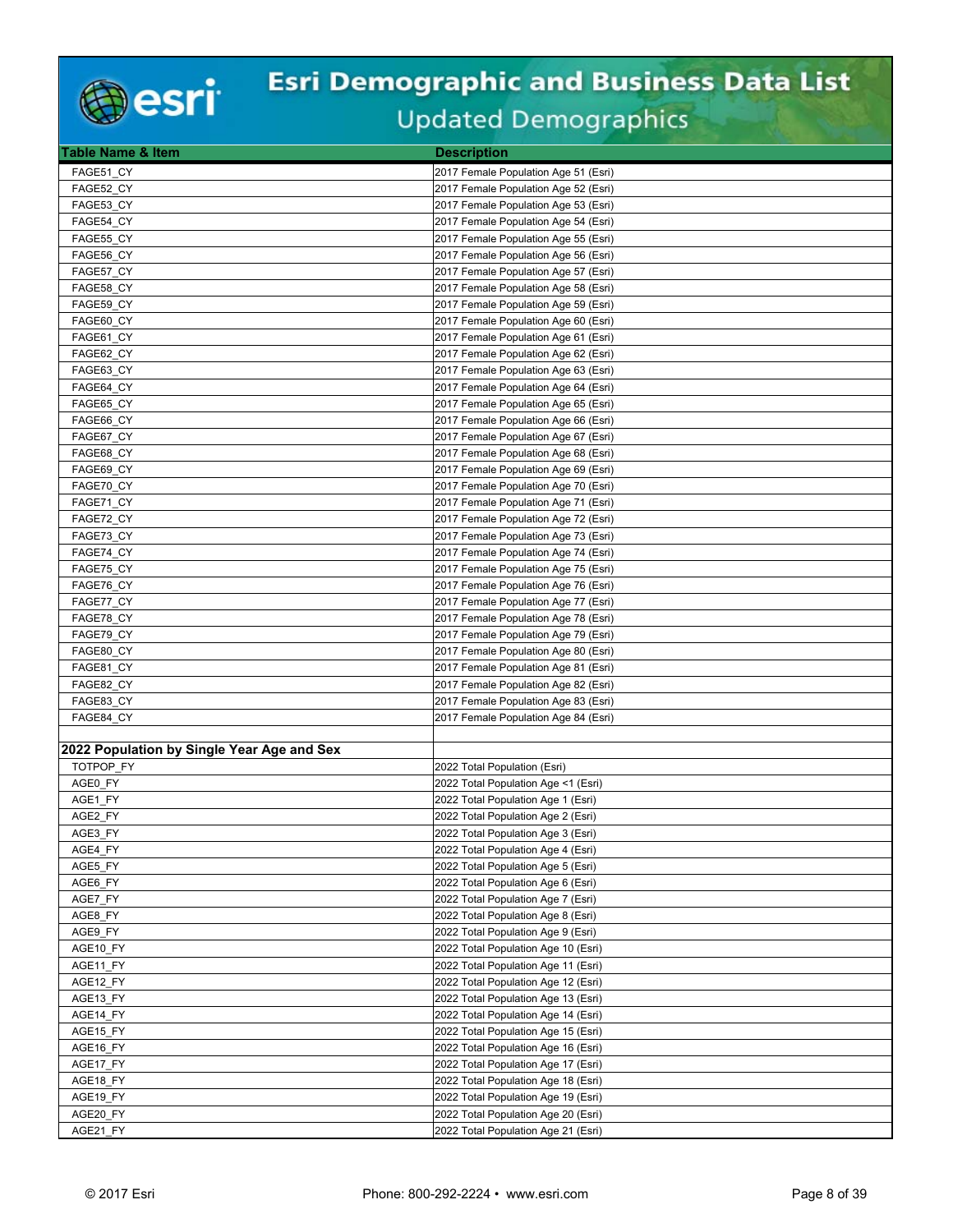| Table Name & Item | Description |
|---|---|
| FAGE51_CY | 2017 Female Population Age 51 (Esri) |
| FAGE52_CY | 2017 Female Population Age 52 (Esri) |
| FAGE53_CY | 2017 Female Population Age 53 (Esri) |
| FAGE54_CY | 2017 Female Population Age 54 (Esri) |
| FAGE55_CY | 2017 Female Population Age 55 (Esri) |
| FAGE56_CY | 2017 Female Population Age 56 (Esri) |
| FAGE57_CY | 2017 Female Population Age 57 (Esri) |
| FAGE58_CY | 2017 Female Population Age 58 (Esri) |
| FAGE59_CY | 2017 Female Population Age 59 (Esri) |
| FAGE60_CY | 2017 Female Population Age 60 (Esri) |
| FAGE61_CY | 2017 Female Population Age 61 (Esri) |
| FAGE62_CY | 2017 Female Population Age 62 (Esri) |
| FAGE63_CY | 2017 Female Population Age 63 (Esri) |
| FAGE64_CY | 2017 Female Population Age 64 (Esri) |
| FAGE65_CY | 2017 Female Population Age 65 (Esri) |
| FAGE66_CY | 2017 Female Population Age 66 (Esri) |
| FAGE67_CY | 2017 Female Population Age 67 (Esri) |
| FAGE68_CY | 2017 Female Population Age 68 (Esri) |
| FAGE69_CY | 2017 Female Population Age 69 (Esri) |
| FAGE70_CY | 2017 Female Population Age 70 (Esri) |
| FAGE71_CY | 2017 Female Population Age 71 (Esri) |
| FAGE72_CY | 2017 Female Population Age 72 (Esri) |
| FAGE73_CY | 2017 Female Population Age 73 (Esri) |
| FAGE74_CY | 2017 Female Population Age 74 (Esri) |
| FAGE75_CY | 2017 Female Population Age 75 (Esri) |
| FAGE76_CY | 2017 Female Population Age 76 (Esri) |
| FAGE77_CY | 2017 Female Population Age 77 (Esri) |
| FAGE78_CY | 2017 Female Population Age 78 (Esri) |
| FAGE79_CY | 2017 Female Population Age 79 (Esri) |
| FAGE80_CY | 2017 Female Population Age 80 (Esri) |
| FAGE81_CY | 2017 Female Population Age 81 (Esri) |
| FAGE82_CY | 2017 Female Population Age 82 (Esri) |
| FAGE83_CY | 2017 Female Population Age 83 (Esri) |
| FAGE84_CY | 2017 Female Population Age 84 (Esri) |
| | |
| **2022 Population by Single Year Age and Sex** | |
| TOTPOP_FY | 2022 Total Population (Esri) |
| AGE0_FY | 2022 Total Population Age <1 (Esri) |
| AGE1_FY | 2022 Total Population Age 1 (Esri) |
| AGE2_FY | 2022 Total Population Age 2 (Esri) |
| AGE3_FY | 2022 Total Population Age 3 (Esri) |
| AGE4_FY | 2022 Total Population Age 4 (Esri) |
| AGE5_FY | 2022 Total Population Age 5 (Esri) |
| AGE6_FY | 2022 Total Population Age 6 (Esri) |
| AGE7_FY | 2022 Total Population Age 7 (Esri) |
| AGE8_FY | 2022 Total Population Age 8 (Esri) |
| AGE9_FY | 2022 Total Population Age 9 (Esri) |
| AGE10_FY | 2022 Total Population Age 10 (Esri) |
| AGE11_FY | 2022 Total Population Age 11 (Esri) |
| AGE12_FY | 2022 Total Population Age 12 (Esri) |
| AGE13_FY | 2022 Total Population Age 13 (Esri) |
| AGE14_FY | 2022 Total Population Age 14 (Esri) |
| AGE15_FY | 2022 Total Population Age 15 (Esri) |
| AGE16_FY | 2022 Total Population Age 16 (Esri) |
| AGE17_FY | 2022 Total Population Age 17 (Esri) |
| AGE18_FY | 2022 Total Population Age 18 (Esri) |
| AGE19_FY | 2022 Total Population Age 19 (Esri) |
| AGE20_FY | 2022 Total Population Age 20 (Esri) |
| AGE21_FY | 2022 Total Population Age 21 (Esri) |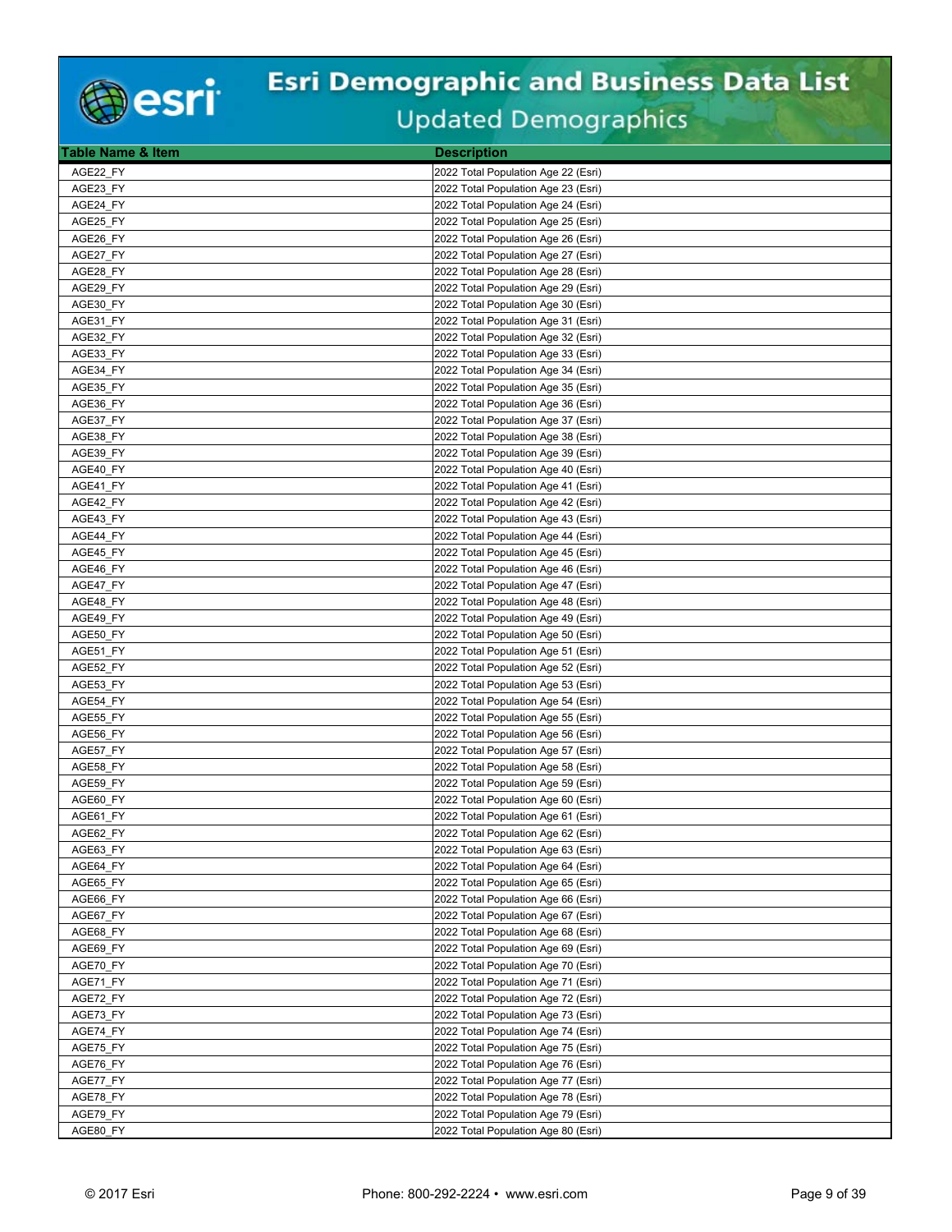# Esri Demographic and Business Data List

## Updated Demographics

| Table Name & Item | Description |
|---|---|
| AGE22_FY | 2022 Total Population Age 22 (Esri) |
| AGE23_FY | 2022 Total Population Age 23 (Esri) |
| AGE24_FY | 2022 Total Population Age 24 (Esri) |
| AGE25_FY | 2022 Total Population Age 25 (Esri) |
| AGE26_FY | 2022 Total Population Age 26 (Esri) |
| AGE27_FY | 2022 Total Population Age 27 (Esri) |
| AGE28_FY | 2022 Total Population Age 28 (Esri) |
| AGE29_FY | 2022 Total Population Age 29 (Esri) |
| AGE30_FY | 2022 Total Population Age 30 (Esri) |
| AGE31_FY | 2022 Total Population Age 31 (Esri) |
| AGE32_FY | 2022 Total Population Age 32 (Esri) |
| AGE33_FY | 2022 Total Population Age 33 (Esri) |
| AGE34_FY | 2022 Total Population Age 34 (Esri) |
| AGE35_FY | 2022 Total Population Age 35 (Esri) |
| AGE36_FY | 2022 Total Population Age 36 (Esri) |
| AGE37_FY | 2022 Total Population Age 37 (Esri) |
| AGE38_FY | 2022 Total Population Age 38 (Esri) |
| AGE39_FY | 2022 Total Population Age 39 (Esri) |
| AGE40_FY | 2022 Total Population Age 40 (Esri) |
| AGE41_FY | 2022 Total Population Age 41 (Esri) |
| AGE42_FY | 2022 Total Population Age 42 (Esri) |
| AGE43_FY | 2022 Total Population Age 43 (Esri) |
| AGE44_FY | 2022 Total Population Age 44 (Esri) |
| AGE45_FY | 2022 Total Population Age 45 (Esri) |
| AGE46_FY | 2022 Total Population Age 46 (Esri) |
| AGE47_FY | 2022 Total Population Age 47 (Esri) |
| AGE48_FY | 2022 Total Population Age 48 (Esri) |
| AGE49_FY | 2022 Total Population Age 49 (Esri) |
| AGE50_FY | 2022 Total Population Age 50 (Esri) |
| AGE51_FY | 2022 Total Population Age 51 (Esri) |
| AGE52_FY | 2022 Total Population Age 52 (Esri) |
| AGE53_FY | 2022 Total Population Age 53 (Esri) |
| AGE54_FY | 2022 Total Population Age 54 (Esri) |
| AGE55_FY | 2022 Total Population Age 55 (Esri) |
| AGE56_FY | 2022 Total Population Age 56 (Esri) |
| AGE57_FY | 2022 Total Population Age 57 (Esri) |
| AGE58_FY | 2022 Total Population Age 58 (Esri) |
| AGE59_FY | 2022 Total Population Age 59 (Esri) |
| AGE60_FY | 2022 Total Population Age 60 (Esri) |
| AGE61_FY | 2022 Total Population Age 61 (Esri) |
| AGE62_FY | 2022 Total Population Age 62 (Esri) |
| AGE63_FY | 2022 Total Population Age 63 (Esri) |
| AGE64_FY | 2022 Total Population Age 64 (Esri) |
| AGE65_FY | 2022 Total Population Age 65 (Esri) |
| AGE66_FY | 2022 Total Population Age 66 (Esri) |
| AGE67_FY | 2022 Total Population Age 67 (Esri) |
| AGE68_FY | 2022 Total Population Age 68 (Esri) |
| AGE69_FY | 2022 Total Population Age 69 (Esri) |
| AGE70_FY | 2022 Total Population Age 70 (Esri) |
| AGE71_FY | 2022 Total Population Age 71 (Esri) |
| AGE72_FY | 2022 Total Population Age 72 (Esri) |
| AGE73_FY | 2022 Total Population Age 73 (Esri) |
| AGE74_FY | 2022 Total Population Age 74 (Esri) |
| AGE75_FY | 2022 Total Population Age 75 (Esri) |
| AGE76_FY | 2022 Total Population Age 76 (Esri) |
| AGE77_FY | 2022 Total Population Age 77 (Esri) |
| AGE78_FY | 2022 Total Population Age 78 (Esri) |
| AGE79_FY | 2022 Total Population Age 79 (Esri) |
| AGE80_FY | 2022 Total Population Age 80 (Esri) |

© 2017 Esri    Phone: 800-292-2224 • www.esri.com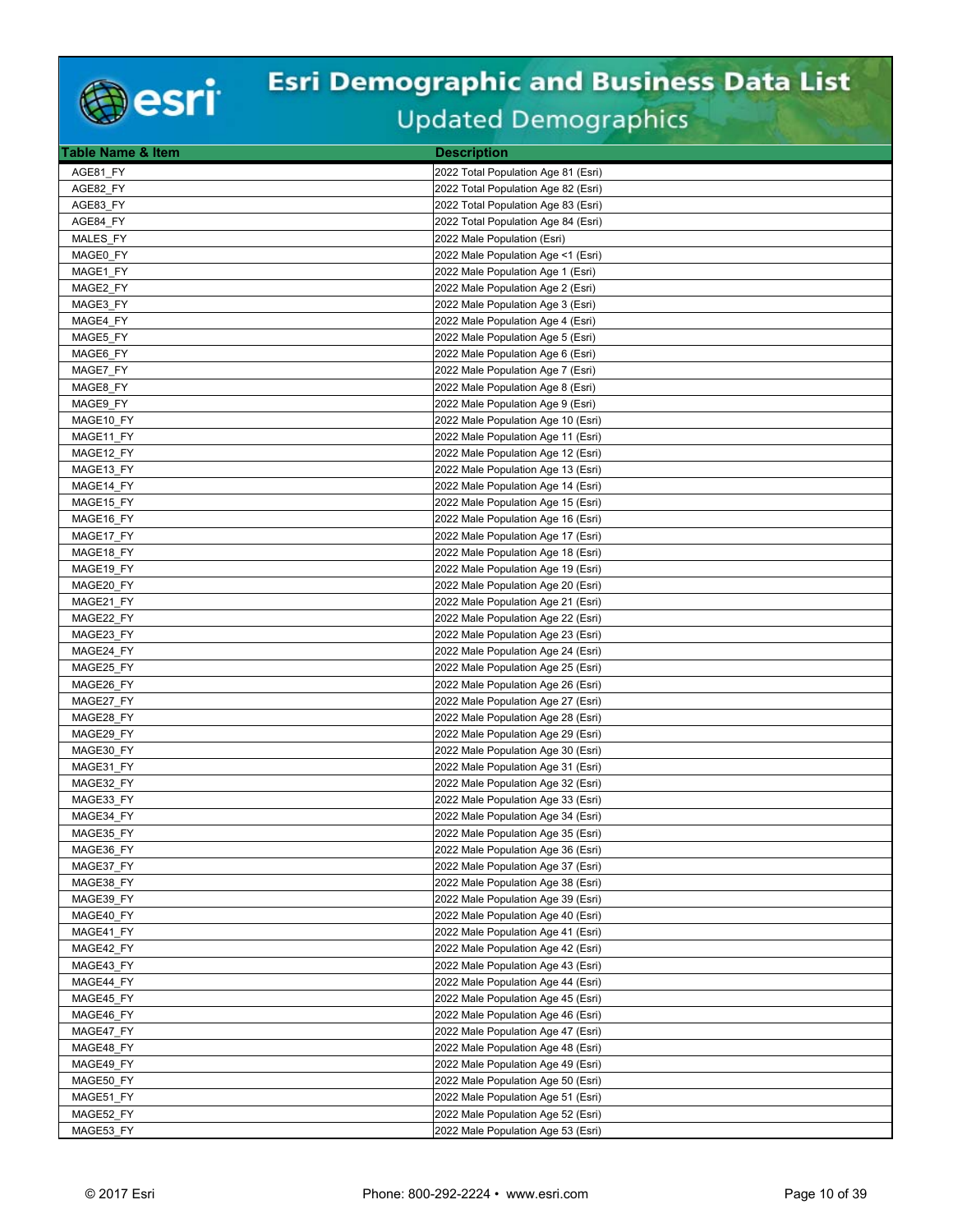| Table Name & Item | Description |
|---|---|
| AGE81_FY | 2022 Total Population Age 81 (Esri) |
| AGE82_FY | 2022 Total Population Age 82 (Esri) |
| AGE83_FY | 2022 Total Population Age 83 (Esri) |
| AGE84_FY | 2022 Total Population Age 84 (Esri) |
| MALES_FY | 2022 Male Population (Esri) |
| MAGE0_FY | 2022 Male Population Age <1 (Esri) |
| MAGE1_FY | 2022 Male Population Age 1 (Esri) |
| MAGE2_FY | 2022 Male Population Age 2 (Esri) |
| MAGE3_FY | 2022 Male Population Age 3 (Esri) |
| MAGE4_FY | 2022 Male Population Age 4 (Esri) |
| MAGE5_FY | 2022 Male Population Age 5 (Esri) |
| MAGE6_FY | 2022 Male Population Age 6 (Esri) |
| MAGE7_FY | 2022 Male Population Age 7 (Esri) |
| MAGE8_FY | 2022 Male Population Age 8 (Esri) |
| MAGE9_FY | 2022 Male Population Age 9 (Esri) |
| MAGE10_FY | 2022 Male Population Age 10 (Esri) |
| MAGE11_FY | 2022 Male Population Age 11 (Esri) |
| MAGE12_FY | 2022 Male Population Age 12 (Esri) |
| MAGE13_FY | 2022 Male Population Age 13 (Esri) |
| MAGE14_FY | 2022 Male Population Age 14 (Esri) |
| MAGE15_FY | 2022 Male Population Age 15 (Esri) |
| MAGE16_FY | 2022 Male Population Age 16 (Esri) |
| MAGE17_FY | 2022 Male Population Age 17 (Esri) |
| MAGE18_FY | 2022 Male Population Age 18 (Esri) |
| MAGE19_FY | 2022 Male Population Age 19 (Esri) |
| MAGE20_FY | 2022 Male Population Age 20 (Esri) |
| MAGE21_FY | 2022 Male Population Age 21 (Esri) |
| MAGE22_FY | 2022 Male Population Age 22 (Esri) |
| MAGE23_FY | 2022 Male Population Age 23 (Esri) |
| MAGE24_FY | 2022 Male Population Age 24 (Esri) |
| MAGE25_FY | 2022 Male Population Age 25 (Esri) |
| MAGE26_FY | 2022 Male Population Age 26 (Esri) |
| MAGE27_FY | 2022 Male Population Age 27 (Esri) |
| MAGE28_FY | 2022 Male Population Age 28 (Esri) |
| MAGE29_FY | 2022 Male Population Age 29 (Esri) |
| MAGE30_FY | 2022 Male Population Age 30 (Esri) |
| MAGE31_FY | 2022 Male Population Age 31 (Esri) |
| MAGE32_FY | 2022 Male Population Age 32 (Esri) |
| MAGE33_FY | 2022 Male Population Age 33 (Esri) |
| MAGE34_FY | 2022 Male Population Age 34 (Esri) |
| MAGE35_FY | 2022 Male Population Age 35 (Esri) |
| MAGE36_FY | 2022 Male Population Age 36 (Esri) |
| MAGE37_FY | 2022 Male Population Age 37 (Esri) |
| MAGE38_FY | 2022 Male Population Age 38 (Esri) |
| MAGE39_FY | 2022 Male Population Age 39 (Esri) |
| MAGE40_FY | 2022 Male Population Age 40 (Esri) |
| MAGE41_FY | 2022 Male Population Age 41 (Esri) |
| MAGE42_FY | 2022 Male Population Age 42 (Esri) |
| MAGE43_FY | 2022 Male Population Age 43 (Esri) |
| MAGE44_FY | 2022 Male Population Age 44 (Esri) |
| MAGE45_FY | 2022 Male Population Age 45 (Esri) |
| MAGE46_FY | 2022 Male Population Age 46 (Esri) |
| MAGE47_FY | 2022 Male Population Age 47 (Esri) |
| MAGE48_FY | 2022 Male Population Age 48 (Esri) |
| MAGE49_FY | 2022 Male Population Age 49 (Esri) |
| MAGE50_FY | 2022 Male Population Age 50 (Esri) |
| MAGE51_FY | 2022 Male Population Age 51 (Esri) |
| MAGE52_FY | 2022 Male Population Age 52 (Esri) |
| MAGE53_FY | 2022 Male Population Age 53 (Esri) |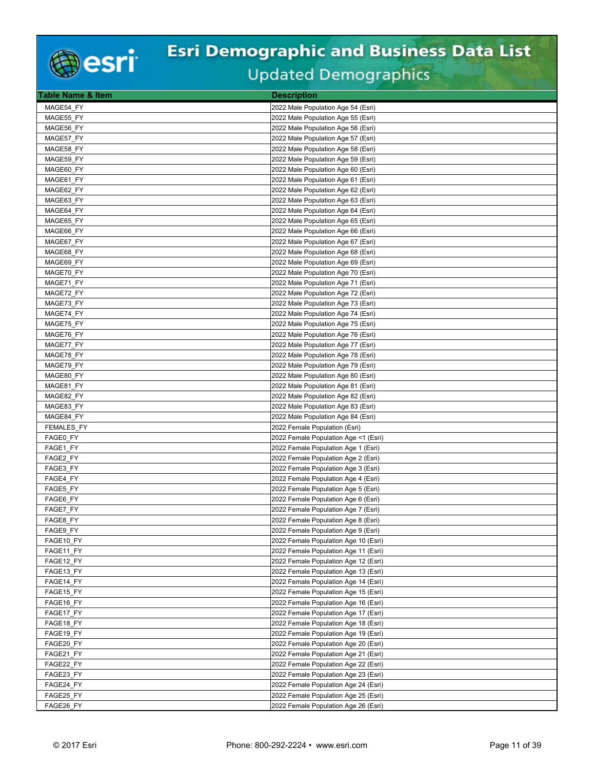# Esri Demographic and Business Data List

## Updated Demographics

| Table Name & Item | Description |
|---|---|
| MAGE54_FY | 2022 Male Population Age 54 (Esri) |
| MAGE55_FY | 2022 Male Population Age 55 (Esri) |
| MAGE56_FY | 2022 Male Population Age 56 (Esri) |
| MAGE57_FY | 2022 Male Population Age 57 (Esri) |
| MAGE58_FY | 2022 Male Population Age 58 (Esri) |
| MAGE59_FY | 2022 Male Population Age 59 (Esri) |
| MAGE60_FY | 2022 Male Population Age 60 (Esri) |
| MAGE61_FY | 2022 Male Population Age 61 (Esri) |
| MAGE62_FY | 2022 Male Population Age 62 (Esri) |
| MAGE63_FY | 2022 Male Population Age 63 (Esri) |
| MAGE64_FY | 2022 Male Population Age 64 (Esri) |
| MAGE65_FY | 2022 Male Population Age 65 (Esri) |
| MAGE66_FY | 2022 Male Population Age 66 (Esri) |
| MAGE67_FY | 2022 Male Population Age 67 (Esri) |
| MAGE68_FY | 2022 Male Population Age 68 (Esri) |
| MAGE69_FY | 2022 Male Population Age 69 (Esri) |
| MAGE70_FY | 2022 Male Population Age 70 (Esri) |
| MAGE71_FY | 2022 Male Population Age 71 (Esri) |
| MAGE72_FY | 2022 Male Population Age 72 (Esri) |
| MAGE73_FY | 2022 Male Population Age 73 (Esri) |
| MAGE74_FY | 2022 Male Population Age 74 (Esri) |
| MAGE75_FY | 2022 Male Population Age 75 (Esri) |
| MAGE76_FY | 2022 Male Population Age 76 (Esri) |
| MAGE77_FY | 2022 Male Population Age 77 (Esri) |
| MAGE78_FY | 2022 Male Population Age 78 (Esri) |
| MAGE79_FY | 2022 Male Population Age 79 (Esri) |
| MAGE80_FY | 2022 Male Population Age 80 (Esri) |
| MAGE81_FY | 2022 Male Population Age 81 (Esri) |
| MAGE82_FY | 2022 Male Population Age 82 (Esri) |
| MAGE83_FY | 2022 Male Population Age 83 (Esri) |
| MAGE84_FY | 2022 Male Population Age 84 (Esri) |
| FEMALES_FY | 2022 Female Population (Esri) |
| FAGE0_FY | 2022 Female Population Age <1 (Esri) |
| FAGE1_FY | 2022 Female Population Age 1 (Esri) |
| FAGE2_FY | 2022 Female Population Age 2 (Esri) |
| FAGE3_FY | 2022 Female Population Age 3 (Esri) |
| FAGE4_FY | 2022 Female Population Age 4 (Esri) |
| FAGE5_FY | 2022 Female Population Age 5 (Esri) |
| FAGE6_FY | 2022 Female Population Age 6 (Esri) |
| FAGE7_FY | 2022 Female Population Age 7 (Esri) |
| FAGE8_FY | 2022 Female Population Age 8 (Esri) |
| FAGE9_FY | 2022 Female Population Age 9 (Esri) |
| FAGE10_FY | 2022 Female Population Age 10 (Esri) |
| FAGE11_FY | 2022 Female Population Age 11 (Esri) |
| FAGE12_FY | 2022 Female Population Age 12 (Esri) |
| FAGE13_FY | 2022 Female Population Age 13 (Esri) |
| FAGE14_FY | 2022 Female Population Age 14 (Esri) |
| FAGE15_FY | 2022 Female Population Age 15 (Esri) |
| FAGE16_FY | 2022 Female Population Age 16 (Esri) |
| FAGE17_FY | 2022 Female Population Age 17 (Esri) |
| FAGE18_FY | 2022 Female Population Age 18 (Esri) |
| FAGE19_FY | 2022 Female Population Age 19 (Esri) |
| FAGE20_FY | 2022 Female Population Age 20 (Esri) |
| FAGE21_FY | 2022 Female Population Age 21 (Esri) |
| FAGE22_FY | 2022 Female Population Age 22 (Esri) |
| FAGE23_FY | 2022 Female Population Age 23 (Esri) |
| FAGE24_FY | 2022 Female Population Age 24 (Esri) |
| FAGE25_FY | 2022 Female Population Age 25 (Esri) |
| FAGE26_FY | 2022 Female Population Age 26 (Esri) |

© 2017 Esri — Phone: 800-292-2224 • www.esri.com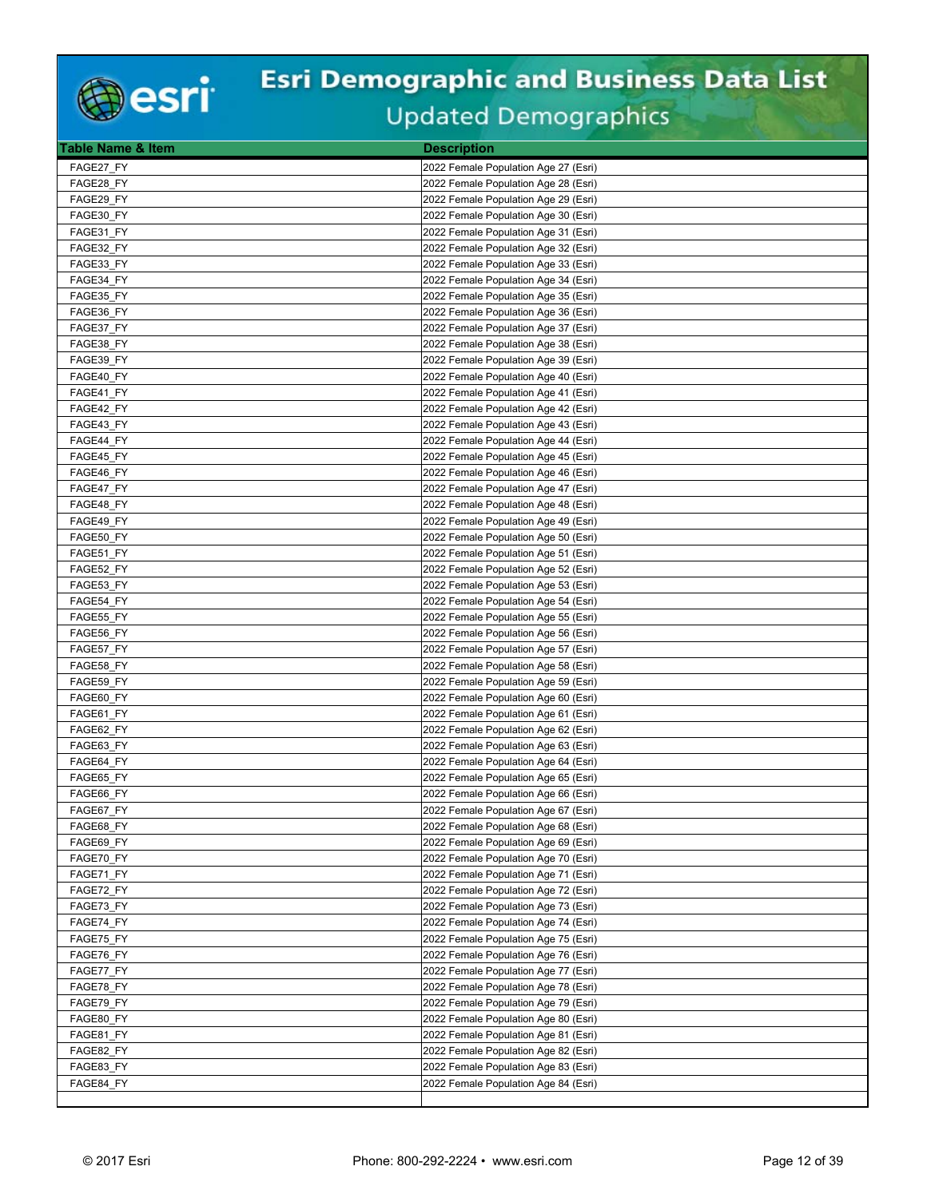| Table Name & Item | Description |
|---|---|
| FAGE27_FY | 2022 Female Population Age 27 (Esri) |
| FAGE28_FY | 2022 Female Population Age 28 (Esri) |
| FAGE29_FY | 2022 Female Population Age 29 (Esri) |
| FAGE30_FY | 2022 Female Population Age 30 (Esri) |
| FAGE31_FY | 2022 Female Population Age 31 (Esri) |
| FAGE32_FY | 2022 Female Population Age 32 (Esri) |
| FAGE33_FY | 2022 Female Population Age 33 (Esri) |
| FAGE34_FY | 2022 Female Population Age 34 (Esri) |
| FAGE35_FY | 2022 Female Population Age 35 (Esri) |
| FAGE36_FY | 2022 Female Population Age 36 (Esri) |
| FAGE37_FY | 2022 Female Population Age 37 (Esri) |
| FAGE38_FY | 2022 Female Population Age 38 (Esri) |
| FAGE39_FY | 2022 Female Population Age 39 (Esri) |
| FAGE40_FY | 2022 Female Population Age 40 (Esri) |
| FAGE41_FY | 2022 Female Population Age 41 (Esri) |
| FAGE42_FY | 2022 Female Population Age 42 (Esri) |
| FAGE43_FY | 2022 Female Population Age 43 (Esri) |
| FAGE44_FY | 2022 Female Population Age 44 (Esri) |
| FAGE45_FY | 2022 Female Population Age 45 (Esri) |
| FAGE46_FY | 2022 Female Population Age 46 (Esri) |
| FAGE47_FY | 2022 Female Population Age 47 (Esri) |
| FAGE48_FY | 2022 Female Population Age 48 (Esri) |
| FAGE49_FY | 2022 Female Population Age 49 (Esri) |
| FAGE50_FY | 2022 Female Population Age 50 (Esri) |
| FAGE51_FY | 2022 Female Population Age 51 (Esri) |
| FAGE52_FY | 2022 Female Population Age 52 (Esri) |
| FAGE53_FY | 2022 Female Population Age 53 (Esri) |
| FAGE54_FY | 2022 Female Population Age 54 (Esri) |
| FAGE55_FY | 2022 Female Population Age 55 (Esri) |
| FAGE56_FY | 2022 Female Population Age 56 (Esri) |
| FAGE57_FY | 2022 Female Population Age 57 (Esri) |
| FAGE58_FY | 2022 Female Population Age 58 (Esri) |
| FAGE59_FY | 2022 Female Population Age 59 (Esri) |
| FAGE60_FY | 2022 Female Population Age 60 (Esri) |
| FAGE61_FY | 2022 Female Population Age 61 (Esri) |
| FAGE62_FY | 2022 Female Population Age 62 (Esri) |
| FAGE63_FY | 2022 Female Population Age 63 (Esri) |
| FAGE64_FY | 2022 Female Population Age 64 (Esri) |
| FAGE65_FY | 2022 Female Population Age 65 (Esri) |
| FAGE66_FY | 2022 Female Population Age 66 (Esri) |
| FAGE67_FY | 2022 Female Population Age 67 (Esri) |
| FAGE68_FY | 2022 Female Population Age 68 (Esri) |
| FAGE69_FY | 2022 Female Population Age 69 (Esri) |
| FAGE70_FY | 2022 Female Population Age 70 (Esri) |
| FAGE71_FY | 2022 Female Population Age 71 (Esri) |
| FAGE72_FY | 2022 Female Population Age 72 (Esri) |
| FAGE73_FY | 2022 Female Population Age 73 (Esri) |
| FAGE74_FY | 2022 Female Population Age 74 (Esri) |
| FAGE75_FY | 2022 Female Population Age 75 (Esri) |
| FAGE76_FY | 2022 Female Population Age 76 (Esri) |
| FAGE77_FY | 2022 Female Population Age 77 (Esri) |
| FAGE78_FY | 2022 Female Population Age 78 (Esri) |
| FAGE79_FY | 2022 Female Population Age 79 (Esri) |
| FAGE80_FY | 2022 Female Population Age 80 (Esri) |
| FAGE81_FY | 2022 Female Population Age 81 (Esri) |
| FAGE82_FY | 2022 Female Population Age 82 (Esri) |
| FAGE83_FY | 2022 Female Population Age 83 (Esri) |
| FAGE84_FY | 2022 Female Population Age 84 (Esri) |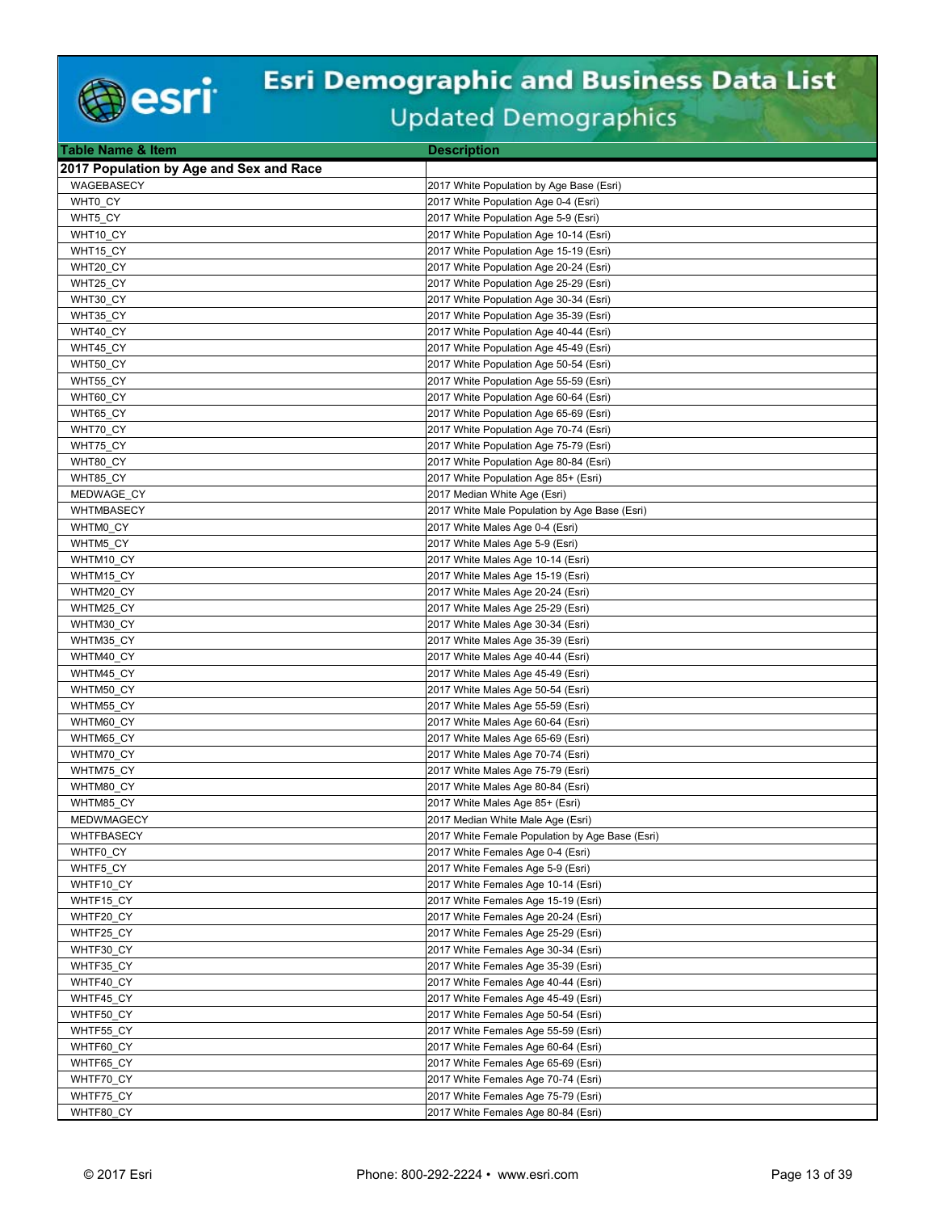| Table Name & Item | Description |
|---|---|
| **2017 Population by Age and Sex and Race** | |
| WAGEBASECY | 2017 White Population by Age Base (Esri) |
| WHT0_CY | 2017 White Population Age 0-4 (Esri) |
| WHT5_CY | 2017 White Population Age 5-9 (Esri) |
| WHT10_CY | 2017 White Population Age 10-14 (Esri) |
| WHT15_CY | 2017 White Population Age 15-19 (Esri) |
| WHT20_CY | 2017 White Population Age 20-24 (Esri) |
| WHT25_CY | 2017 White Population Age 25-29 (Esri) |
| WHT30_CY | 2017 White Population Age 30-34 (Esri) |
| WHT35_CY | 2017 White Population Age 35-39 (Esri) |
| WHT40_CY | 2017 White Population Age 40-44 (Esri) |
| WHT45_CY | 2017 White Population Age 45-49 (Esri) |
| WHT50_CY | 2017 White Population Age 50-54 (Esri) |
| WHT55_CY | 2017 White Population Age 55-59 (Esri) |
| WHT60_CY | 2017 White Population Age 60-64 (Esri) |
| WHT65_CY | 2017 White Population Age 65-69 (Esri) |
| WHT70_CY | 2017 White Population Age 70-74 (Esri) |
| WHT75_CY | 2017 White Population Age 75-79 (Esri) |
| WHT80_CY | 2017 White Population Age 80-84 (Esri) |
| WHT85_CY | 2017 White Population Age 85+ (Esri) |
| MEDWAGE_CY | 2017 Median White Age (Esri) |
| WHTMBASECY | 2017 White Male Population by Age Base (Esri) |
| WHTM0_CY | 2017 White Males Age 0-4 (Esri) |
| WHTM5_CY | 2017 White Males Age 5-9 (Esri) |
| WHTM10_CY | 2017 White Males Age 10-14 (Esri) |
| WHTM15_CY | 2017 White Males Age 15-19 (Esri) |
| WHTM20_CY | 2017 White Males Age 20-24 (Esri) |
| WHTM25_CY | 2017 White Males Age 25-29 (Esri) |
| WHTM30_CY | 2017 White Males Age 30-34 (Esri) |
| WHTM35_CY | 2017 White Males Age 35-39 (Esri) |
| WHTM40_CY | 2017 White Males Age 40-44 (Esri) |
| WHTM45_CY | 2017 White Males Age 45-49 (Esri) |
| WHTM50_CY | 2017 White Males Age 50-54 (Esri) |
| WHTM55_CY | 2017 White Males Age 55-59 (Esri) |
| WHTM60_CY | 2017 White Males Age 60-64 (Esri) |
| WHTM65_CY | 2017 White Males Age 65-69 (Esri) |
| WHTM70_CY | 2017 White Males Age 70-74 (Esri) |
| WHTM75_CY | 2017 White Males Age 75-79 (Esri) |
| WHTM80_CY | 2017 White Males Age 80-84 (Esri) |
| WHTM85_CY | 2017 White Males Age 85+ (Esri) |
| MEDWMAGECY | 2017 Median White Male Age (Esri) |
| WHTFBASECY | 2017 White Female Population by Age Base (Esri) |
| WHTF0_CY | 2017 White Females Age 0-4 (Esri) |
| WHTF5_CY | 2017 White Females Age 5-9 (Esri) |
| WHTF10_CY | 2017 White Females Age 10-14 (Esri) |
| WHTF15_CY | 2017 White Females Age 15-19 (Esri) |
| WHTF20_CY | 2017 White Females Age 20-24 (Esri) |
| WHTF25_CY | 2017 White Females Age 25-29 (Esri) |
| WHTF30_CY | 2017 White Females Age 30-34 (Esri) |
| WHTF35_CY | 2017 White Females Age 35-39 (Esri) |
| WHTF40_CY | 2017 White Females Age 40-44 (Esri) |
| WHTF45_CY | 2017 White Females Age 45-49 (Esri) |
| WHTF50_CY | 2017 White Females Age 50-54 (Esri) |
| WHTF55_CY | 2017 White Females Age 55-59 (Esri) |
| WHTF60_CY | 2017 White Females Age 60-64 (Esri) |
| WHTF65_CY | 2017 White Females Age 65-69 (Esri) |
| WHTF70_CY | 2017 White Females Age 70-74 (Esri) |
| WHTF75_CY | 2017 White Females Age 75-79 (Esri) |
| WHTF80_CY | 2017 White Females Age 80-84 (Esri) |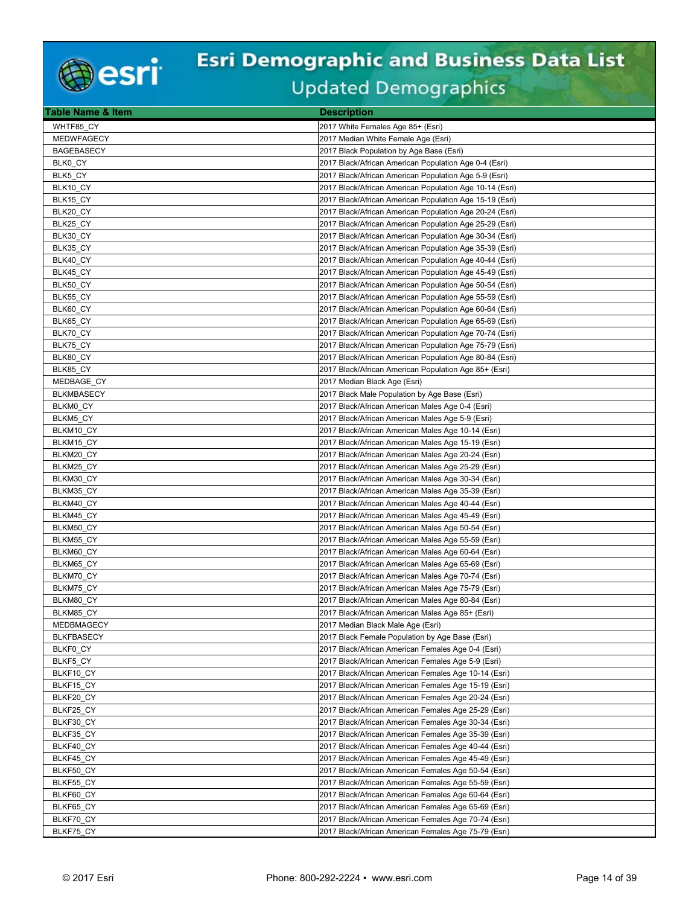# Esri Demographic and Business Data List

## Updated Demographics

| Table Name & Item | Description |
|---|---|
| WHTF85_CY | 2017 White Females Age 85+ (Esri) |
| MEDWFAGECY | 2017 Median White Female Age (Esri) |
| BAGEBASECY | 2017 Black Population by Age Base (Esri) |
| BLK0_CY | 2017 Black/African American Population Age 0-4 (Esri) |
| BLK5_CY | 2017 Black/African American Population Age 5-9 (Esri) |
| BLK10_CY | 2017 Black/African American Population Age 10-14 (Esri) |
| BLK15_CY | 2017 Black/African American Population Age 15-19 (Esri) |
| BLK20_CY | 2017 Black/African American Population Age 20-24 (Esri) |
| BLK25_CY | 2017 Black/African American Population Age 25-29 (Esri) |
| BLK30_CY | 2017 Black/African American Population Age 30-34 (Esri) |
| BLK35_CY | 2017 Black/African American Population Age 35-39 (Esri) |
| BLK40_CY | 2017 Black/African American Population Age 40-44 (Esri) |
| BLK45_CY | 2017 Black/African American Population Age 45-49 (Esri) |
| BLK50_CY | 2017 Black/African American Population Age 50-54 (Esri) |
| BLK55_CY | 2017 Black/African American Population Age 55-59 (Esri) |
| BLK60_CY | 2017 Black/African American Population Age 60-64 (Esri) |
| BLK65_CY | 2017 Black/African American Population Age 65-69 (Esri) |
| BLK70_CY | 2017 Black/African American Population Age 70-74 (Esri) |
| BLK75_CY | 2017 Black/African American Population Age 75-79 (Esri) |
| BLK80_CY | 2017 Black/African American Population Age 80-84 (Esri) |
| BLK85_CY | 2017 Black/African American Population Age 85+ (Esri) |
| MEDBAGE_CY | 2017 Median Black Age (Esri) |
| BLKMBASECY | 2017 Black Male Population by Age Base (Esri) |
| BLKM0_CY | 2017 Black/African American Males Age 0-4 (Esri) |
| BLKM5_CY | 2017 Black/African American Males Age 5-9 (Esri) |
| BLKM10_CY | 2017 Black/African American Males Age 10-14 (Esri) |
| BLKM15_CY | 2017 Black/African American Males Age 15-19 (Esri) |
| BLKM20_CY | 2017 Black/African American Males Age 20-24 (Esri) |
| BLKM25_CY | 2017 Black/African American Males Age 25-29 (Esri) |
| BLKM30_CY | 2017 Black/African American Males Age 30-34 (Esri) |
| BLKM35_CY | 2017 Black/African American Males Age 35-39 (Esri) |
| BLKM40_CY | 2017 Black/African American Males Age 40-44 (Esri) |
| BLKM45_CY | 2017 Black/African American Males Age 45-49 (Esri) |
| BLKM50_CY | 2017 Black/African American Males Age 50-54 (Esri) |
| BLKM55_CY | 2017 Black/African American Males Age 55-59 (Esri) |
| BLKM60_CY | 2017 Black/African American Males Age 60-64 (Esri) |
| BLKM65_CY | 2017 Black/African American Males Age 65-69 (Esri) |
| BLKM70_CY | 2017 Black/African American Males Age 70-74 (Esri) |
| BLKM75_CY | 2017 Black/African American Males Age 75-79 (Esri) |
| BLKM80_CY | 2017 Black/African American Males Age 80-84 (Esri) |
| BLKM85_CY | 2017 Black/African American Males Age 85+ (Esri) |
| MEDBMAGECY | 2017 Median Black Male Age (Esri) |
| BLKFBASECY | 2017 Black Female Population by Age Base (Esri) |
| BLKF0_CY | 2017 Black/African American Females Age 0-4 (Esri) |
| BLKF5_CY | 2017 Black/African American Females Age 5-9 (Esri) |
| BLKF10_CY | 2017 Black/African American Females Age 10-14 (Esri) |
| BLKF15_CY | 2017 Black/African American Females Age 15-19 (Esri) |
| BLKF20_CY | 2017 Black/African American Females Age 20-24 (Esri) |
| BLKF25_CY | 2017 Black/African American Females Age 25-29 (Esri) |
| BLKF30_CY | 2017 Black/African American Females Age 30-34 (Esri) |
| BLKF35_CY | 2017 Black/African American Females Age 35-39 (Esri) |
| BLKF40_CY | 2017 Black/African American Females Age 40-44 (Esri) |
| BLKF45_CY | 2017 Black/African American Females Age 45-49 (Esri) |
| BLKF50_CY | 2017 Black/African American Females Age 50-54 (Esri) |
| BLKF55_CY | 2017 Black/African American Females Age 55-59 (Esri) |
| BLKF60_CY | 2017 Black/African American Females Age 60-64 (Esri) |
| BLKF65_CY | 2017 Black/African American Females Age 65-69 (Esri) |
| BLKF70_CY | 2017 Black/African American Females Age 70-74 (Esri) |
| BLKF75_CY | 2017 Black/African American Females Age 75-79 (Esri) |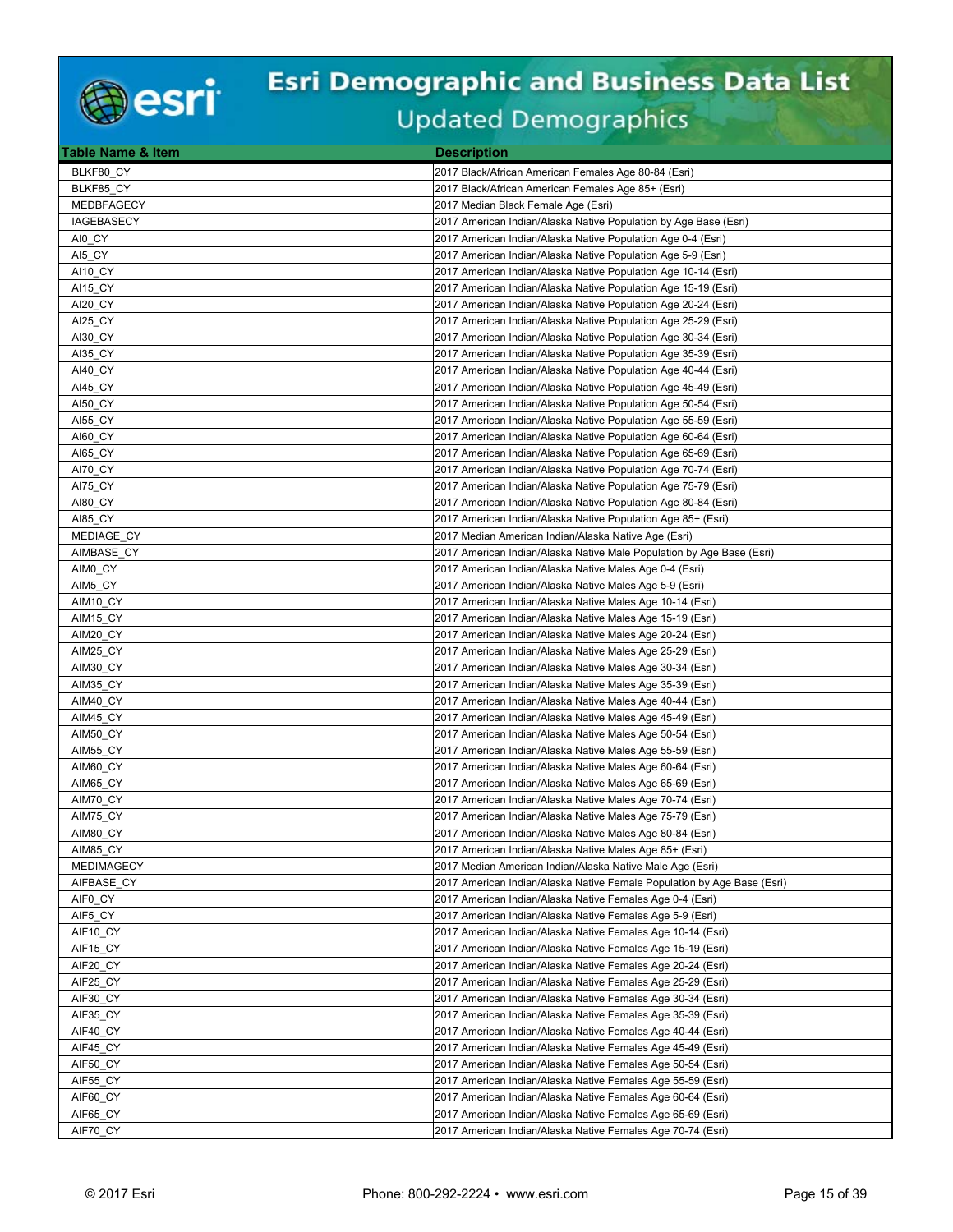| Table Name & Item | Description |
|---|---|
| BLKF80_CY | 2017 Black/African American Females Age 80-84 (Esri) |
| BLKF85_CY | 2017 Black/African American Females Age 85+ (Esri) |
| MEDBFAGECY | 2017 Median Black Female Age (Esri) |
| IAGEBASECY | 2017 American Indian/Alaska Native Population by Age Base (Esri) |
| AI0_CY | 2017 American Indian/Alaska Native Population Age 0-4 (Esri) |
| AI5_CY | 2017 American Indian/Alaska Native Population Age 5-9 (Esri) |
| AI10_CY | 2017 American Indian/Alaska Native Population Age 10-14 (Esri) |
| AI15_CY | 2017 American Indian/Alaska Native Population Age 15-19 (Esri) |
| AI20_CY | 2017 American Indian/Alaska Native Population Age 20-24 (Esri) |
| AI25_CY | 2017 American Indian/Alaska Native Population Age 25-29 (Esri) |
| AI30_CY | 2017 American Indian/Alaska Native Population Age 30-34 (Esri) |
| AI35_CY | 2017 American Indian/Alaska Native Population Age 35-39 (Esri) |
| AI40_CY | 2017 American Indian/Alaska Native Population Age 40-44 (Esri) |
| AI45_CY | 2017 American Indian/Alaska Native Population Age 45-49 (Esri) |
| AI50_CY | 2017 American Indian/Alaska Native Population Age 50-54 (Esri) |
| AI55_CY | 2017 American Indian/Alaska Native Population Age 55-59 (Esri) |
| AI60_CY | 2017 American Indian/Alaska Native Population Age 60-64 (Esri) |
| AI65_CY | 2017 American Indian/Alaska Native Population Age 65-69 (Esri) |
| AI70_CY | 2017 American Indian/Alaska Native Population Age 70-74 (Esri) |
| AI75_CY | 2017 American Indian/Alaska Native Population Age 75-79 (Esri) |
| AI80_CY | 2017 American Indian/Alaska Native Population Age 80-84 (Esri) |
| AI85_CY | 2017 American Indian/Alaska Native Population Age 85+ (Esri) |
| MEDIAGE_CY | 2017 Median American Indian/Alaska Native Age (Esri) |
| AIMBASE_CY | 2017 American Indian/Alaska Native Male Population by Age Base (Esri) |
| AIM0_CY | 2017 American Indian/Alaska Native Males Age 0-4 (Esri) |
| AIM5_CY | 2017 American Indian/Alaska Native Males Age 5-9 (Esri) |
| AIM10_CY | 2017 American Indian/Alaska Native Males Age 10-14 (Esri) |
| AIM15_CY | 2017 American Indian/Alaska Native Males Age 15-19 (Esri) |
| AIM20_CY | 2017 American Indian/Alaska Native Males Age 20-24 (Esri) |
| AIM25_CY | 2017 American Indian/Alaska Native Males Age 25-29 (Esri) |
| AIM30_CY | 2017 American Indian/Alaska Native Males Age 30-34 (Esri) |
| AIM35_CY | 2017 American Indian/Alaska Native Males Age 35-39 (Esri) |
| AIM40_CY | 2017 American Indian/Alaska Native Males Age 40-44 (Esri) |
| AIM45_CY | 2017 American Indian/Alaska Native Males Age 45-49 (Esri) |
| AIM50_CY | 2017 American Indian/Alaska Native Males Age 50-54 (Esri) |
| AIM55_CY | 2017 American Indian/Alaska Native Males Age 55-59 (Esri) |
| AIM60_CY | 2017 American Indian/Alaska Native Males Age 60-64 (Esri) |
| AIM65_CY | 2017 American Indian/Alaska Native Males Age 65-69 (Esri) |
| AIM70_CY | 2017 American Indian/Alaska Native Males Age 70-74 (Esri) |
| AIM75_CY | 2017 American Indian/Alaska Native Males Age 75-79 (Esri) |
| AIM80_CY | 2017 American Indian/Alaska Native Males Age 80-84 (Esri) |
| AIM85_CY | 2017 American Indian/Alaska Native Males Age 85+ (Esri) |
| MEDIMAGECY | 2017 Median American Indian/Alaska Native Male Age (Esri) |
| AIFBASE_CY | 2017 American Indian/Alaska Native Female Population by Age Base (Esri) |
| AIF0_CY | 2017 American Indian/Alaska Native Females Age 0-4 (Esri) |
| AIF5_CY | 2017 American Indian/Alaska Native Females Age 5-9 (Esri) |
| AIF10_CY | 2017 American Indian/Alaska Native Females Age 10-14 (Esri) |
| AIF15_CY | 2017 American Indian/Alaska Native Females Age 15-19 (Esri) |
| AIF20_CY | 2017 American Indian/Alaska Native Females Age 20-24 (Esri) |
| AIF25_CY | 2017 American Indian/Alaska Native Females Age 25-29 (Esri) |
| AIF30_CY | 2017 American Indian/Alaska Native Females Age 30-34 (Esri) |
| AIF35_CY | 2017 American Indian/Alaska Native Females Age 35-39 (Esri) |
| AIF40_CY | 2017 American Indian/Alaska Native Females Age 40-44 (Esri) |
| AIF45_CY | 2017 American Indian/Alaska Native Females Age 45-49 (Esri) |
| AIF50_CY | 2017 American Indian/Alaska Native Females Age 50-54 (Esri) |
| AIF55_CY | 2017 American Indian/Alaska Native Females Age 55-59 (Esri) |
| AIF60_CY | 2017 American Indian/Alaska Native Females Age 60-64 (Esri) |
| AIF65_CY | 2017 American Indian/Alaska Native Females Age 65-69 (Esri) |
| AIF70_CY | 2017 American Indian/Alaska Native Females Age 70-74 (Esri) |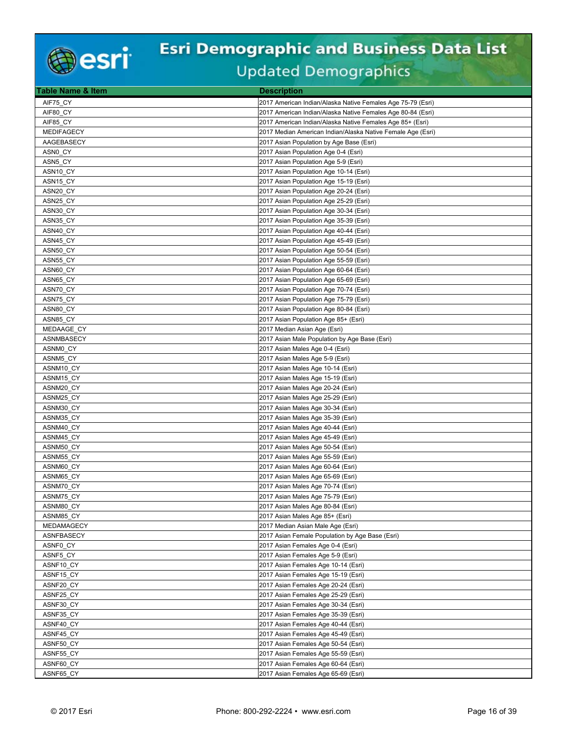# Esri Demographic and Business Data List

## Updated Demographics

| Table Name & Item | Description |
|---|---|
| AIF75_CY | 2017 American Indian/Alaska Native Females Age 75-79 (Esri) |
| AIF80_CY | 2017 American Indian/Alaska Native Females Age 80-84 (Esri) |
| AIF85_CY | 2017 American Indian/Alaska Native Females Age 85+ (Esri) |
| MEDIFAGECY | 2017 Median American Indian/Alaska Native Female Age (Esri) |
| AAGEBASECY | 2017 Asian Population by Age Base (Esri) |
| ASN0_CY | 2017 Asian Population Age 0-4 (Esri) |
| ASN5_CY | 2017 Asian Population Age 5-9 (Esri) |
| ASN10_CY | 2017 Asian Population Age 10-14 (Esri) |
| ASN15_CY | 2017 Asian Population Age 15-19 (Esri) |
| ASN20_CY | 2017 Asian Population Age 20-24 (Esri) |
| ASN25_CY | 2017 Asian Population Age 25-29 (Esri) |
| ASN30_CY | 2017 Asian Population Age 30-34 (Esri) |
| ASN35_CY | 2017 Asian Population Age 35-39 (Esri) |
| ASN40_CY | 2017 Asian Population Age 40-44 (Esri) |
| ASN45_CY | 2017 Asian Population Age 45-49 (Esri) |
| ASN50_CY | 2017 Asian Population Age 50-54 (Esri) |
| ASN55_CY | 2017 Asian Population Age 55-59 (Esri) |
| ASN60_CY | 2017 Asian Population Age 60-64 (Esri) |
| ASN65_CY | 2017 Asian Population Age 65-69 (Esri) |
| ASN70_CY | 2017 Asian Population Age 70-74 (Esri) |
| ASN75_CY | 2017 Asian Population Age 75-79 (Esri) |
| ASN80_CY | 2017 Asian Population Age 80-84 (Esri) |
| ASN85_CY | 2017 Asian Population Age 85+ (Esri) |
| MEDAAGE_CY | 2017 Median Asian Age (Esri) |
| ASNMBASECY | 2017 Asian Male Population by Age Base (Esri) |
| ASNM0_CY | 2017 Asian Males Age 0-4 (Esri) |
| ASNM5_CY | 2017 Asian Males Age 5-9 (Esri) |
| ASNM10_CY | 2017 Asian Males Age 10-14 (Esri) |
| ASNM15_CY | 2017 Asian Males Age 15-19 (Esri) |
| ASNM20_CY | 2017 Asian Males Age 20-24 (Esri) |
| ASNM25_CY | 2017 Asian Males Age 25-29 (Esri) |
| ASNM30_CY | 2017 Asian Males Age 30-34 (Esri) |
| ASNM35_CY | 2017 Asian Males Age 35-39 (Esri) |
| ASNM40_CY | 2017 Asian Males Age 40-44 (Esri) |
| ASNM45_CY | 2017 Asian Males Age 45-49 (Esri) |
| ASNM50_CY | 2017 Asian Males Age 50-54 (Esri) |
| ASNM55_CY | 2017 Asian Males Age 55-59 (Esri) |
| ASNM60_CY | 2017 Asian Males Age 60-64 (Esri) |
| ASNM65_CY | 2017 Asian Males Age 65-69 (Esri) |
| ASNM70_CY | 2017 Asian Males Age 70-74 (Esri) |
| ASNM75_CY | 2017 Asian Males Age 75-79 (Esri) |
| ASNM80_CY | 2017 Asian Males Age 80-84 (Esri) |
| ASNM85_CY | 2017 Asian Males Age 85+ (Esri) |
| MEDAMAGECY | 2017 Median Asian Male Age (Esri) |
| ASNFBASECY | 2017 Asian Female Population by Age Base (Esri) |
| ASNF0_CY | 2017 Asian Females Age 0-4 (Esri) |
| ASNF5_CY | 2017 Asian Females Age 5-9 (Esri) |
| ASNF10_CY | 2017 Asian Females Age 10-14 (Esri) |
| ASNF15_CY | 2017 Asian Females Age 15-19 (Esri) |
| ASNF20_CY | 2017 Asian Females Age 20-24 (Esri) |
| ASNF25_CY | 2017 Asian Females Age 25-29 (Esri) |
| ASNF30_CY | 2017 Asian Females Age 30-34 (Esri) |
| ASNF35_CY | 2017 Asian Females Age 35-39 (Esri) |
| ASNF40_CY | 2017 Asian Females Age 40-44 (Esri) |
| ASNF45_CY | 2017 Asian Females Age 45-49 (Esri) |
| ASNF50_CY | 2017 Asian Females Age 50-54 (Esri) |
| ASNF55_CY | 2017 Asian Females Age 55-59 (Esri) |
| ASNF60_CY | 2017 Asian Females Age 60-64 (Esri) |
| ASNF65_CY | 2017 Asian Females Age 65-69 (Esri) |

© 2017 Esri Phone: 800-292-2224 • www.esri.com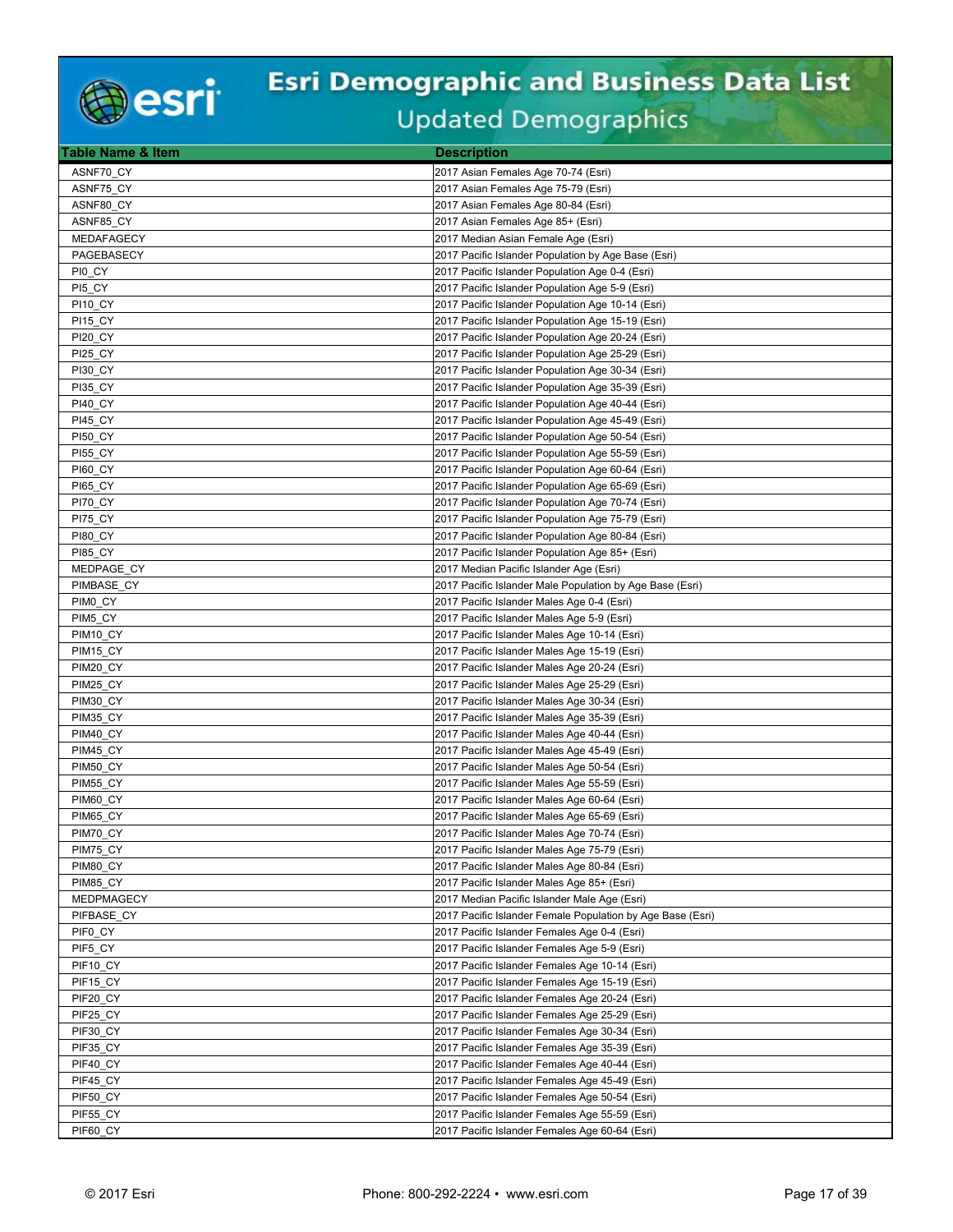# Esri Demographic and Business Data List

## Updated Demographics

| Table Name & Item | Description |
|---|---|
| ASNF70_CY | 2017 Asian Females Age 70-74 (Esri) |
| ASNF75_CY | 2017 Asian Females Age 75-79 (Esri) |
| ASNF80_CY | 2017 Asian Females Age 80-84 (Esri) |
| ASNF85_CY | 2017 Asian Females Age 85+ (Esri) |
| MEDAFAGECY | 2017 Median Asian Female Age (Esri) |
| PAGEBASECY | 2017 Pacific Islander Population by Age Base (Esri) |
| PI0_CY | 2017 Pacific Islander Population Age 0-4 (Esri) |
| PI5_CY | 2017 Pacific Islander Population Age 5-9 (Esri) |
| PI10_CY | 2017 Pacific Islander Population Age 10-14 (Esri) |
| PI15_CY | 2017 Pacific Islander Population Age 15-19 (Esri) |
| PI20_CY | 2017 Pacific Islander Population Age 20-24 (Esri) |
| PI25_CY | 2017 Pacific Islander Population Age 25-29 (Esri) |
| PI30_CY | 2017 Pacific Islander Population Age 30-34 (Esri) |
| PI35_CY | 2017 Pacific Islander Population Age 35-39 (Esri) |
| PI40_CY | 2017 Pacific Islander Population Age 40-44 (Esri) |
| PI45_CY | 2017 Pacific Islander Population Age 45-49 (Esri) |
| PI50_CY | 2017 Pacific Islander Population Age 50-54 (Esri) |
| PI55_CY | 2017 Pacific Islander Population Age 55-59 (Esri) |
| PI60_CY | 2017 Pacific Islander Population Age 60-64 (Esri) |
| PI65_CY | 2017 Pacific Islander Population Age 65-69 (Esri) |
| PI70_CY | 2017 Pacific Islander Population Age 70-74 (Esri) |
| PI75_CY | 2017 Pacific Islander Population Age 75-79 (Esri) |
| PI80_CY | 2017 Pacific Islander Population Age 80-84 (Esri) |
| PI85_CY | 2017 Pacific Islander Population Age 85+ (Esri) |
| MEDPAGE_CY | 2017 Median Pacific Islander Age (Esri) |
| PIMBASE_CY | 2017 Pacific Islander Male Population by Age Base (Esri) |
| PIM0_CY | 2017 Pacific Islander Males Age 0-4 (Esri) |
| PIM5_CY | 2017 Pacific Islander Males Age 5-9 (Esri) |
| PIM10_CY | 2017 Pacific Islander Males Age 10-14 (Esri) |
| PIM15_CY | 2017 Pacific Islander Males Age 15-19 (Esri) |
| PIM20_CY | 2017 Pacific Islander Males Age 20-24 (Esri) |
| PIM25_CY | 2017 Pacific Islander Males Age 25-29 (Esri) |
| PIM30_CY | 2017 Pacific Islander Males Age 30-34 (Esri) |
| PIM35_CY | 2017 Pacific Islander Males Age 35-39 (Esri) |
| PIM40_CY | 2017 Pacific Islander Males Age 40-44 (Esri) |
| PIM45_CY | 2017 Pacific Islander Males Age 45-49 (Esri) |
| PIM50_CY | 2017 Pacific Islander Males Age 50-54 (Esri) |
| PIM55_CY | 2017 Pacific Islander Males Age 55-59 (Esri) |
| PIM60_CY | 2017 Pacific Islander Males Age 60-64 (Esri) |
| PIM65_CY | 2017 Pacific Islander Males Age 65-69 (Esri) |
| PIM70_CY | 2017 Pacific Islander Males Age 70-74 (Esri) |
| PIM75_CY | 2017 Pacific Islander Males Age 75-79 (Esri) |
| PIM80_CY | 2017 Pacific Islander Males Age 80-84 (Esri) |
| PIM85_CY | 2017 Pacific Islander Males Age 85+ (Esri) |
| MEDPMAGECY | 2017 Median Pacific Islander Male Age (Esri) |
| PIFBASE_CY | 2017 Pacific Islander Female Population by Age Base (Esri) |
| PIF0_CY | 2017 Pacific Islander Females Age 0-4 (Esri) |
| PIF5_CY | 2017 Pacific Islander Females Age 5-9 (Esri) |
| PIF10_CY | 2017 Pacific Islander Females Age 10-14 (Esri) |
| PIF15_CY | 2017 Pacific Islander Females Age 15-19 (Esri) |
| PIF20_CY | 2017 Pacific Islander Females Age 20-24 (Esri) |
| PIF25_CY | 2017 Pacific Islander Females Age 25-29 (Esri) |
| PIF30_CY | 2017 Pacific Islander Females Age 30-34 (Esri) |
| PIF35_CY | 2017 Pacific Islander Females Age 35-39 (Esri) |
| PIF40_CY | 2017 Pacific Islander Females Age 40-44 (Esri) |
| PIF45_CY | 2017 Pacific Islander Females Age 45-49 (Esri) |
| PIF50_CY | 2017 Pacific Islander Females Age 50-54 (Esri) |
| PIF55_CY | 2017 Pacific Islander Females Age 55-59 (Esri) |
| PIF60_CY | 2017 Pacific Islander Females Age 60-64 (Esri) |

© 2017 Esri Phone: 800-292-2224 • www.esri.com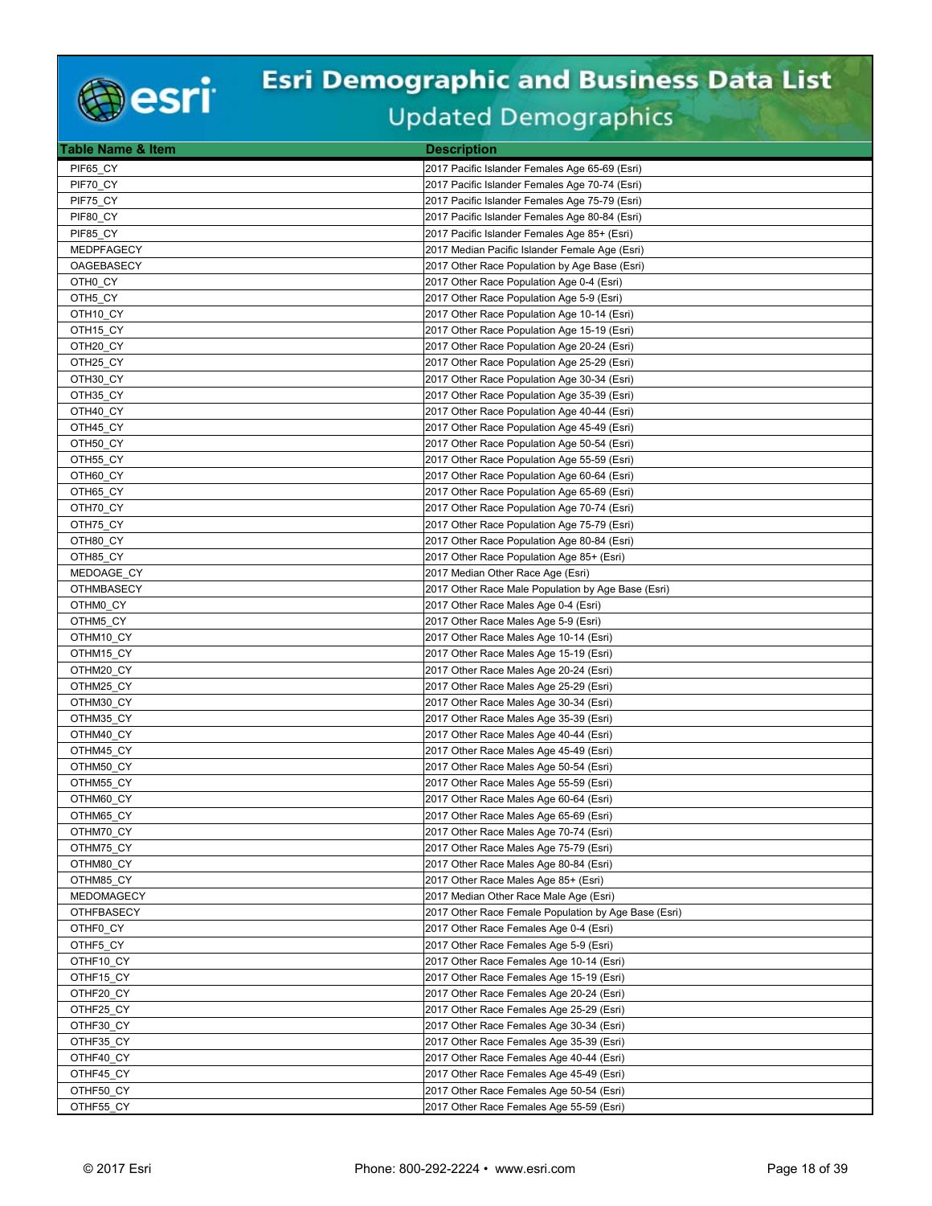# Esri Demographic and Business Data List

## Updated Demographics

| Table Name & Item | Description |
|---|---|
| PIF65_CY | 2017 Pacific Islander Females Age 65-69 (Esri) |
| PIF70_CY | 2017 Pacific Islander Females Age 70-74 (Esri) |
| PIF75_CY | 2017 Pacific Islander Females Age 75-79 (Esri) |
| PIF80_CY | 2017 Pacific Islander Females Age 80-84 (Esri) |
| PIF85_CY | 2017 Pacific Islander Females Age 85+ (Esri) |
| MEDPFAGECY | 2017 Median Pacific Islander Female Age (Esri) |
| OAGEBASECY | 2017 Other Race Population by Age Base (Esri) |
| OTH0_CY | 2017 Other Race Population Age 0-4 (Esri) |
| OTH5_CY | 2017 Other Race Population Age 5-9 (Esri) |
| OTH10_CY | 2017 Other Race Population Age 10-14 (Esri) |
| OTH15_CY | 2017 Other Race Population Age 15-19 (Esri) |
| OTH20_CY | 2017 Other Race Population Age 20-24 (Esri) |
| OTH25_CY | 2017 Other Race Population Age 25-29 (Esri) |
| OTH30_CY | 2017 Other Race Population Age 30-34 (Esri) |
| OTH35_CY | 2017 Other Race Population Age 35-39 (Esri) |
| OTH40_CY | 2017 Other Race Population Age 40-44 (Esri) |
| OTH45_CY | 2017 Other Race Population Age 45-49 (Esri) |
| OTH50_CY | 2017 Other Race Population Age 50-54 (Esri) |
| OTH55_CY | 2017 Other Race Population Age 55-59 (Esri) |
| OTH60_CY | 2017 Other Race Population Age 60-64 (Esri) |
| OTH65_CY | 2017 Other Race Population Age 65-69 (Esri) |
| OTH70_CY | 2017 Other Race Population Age 70-74 (Esri) |
| OTH75_CY | 2017 Other Race Population Age 75-79 (Esri) |
| OTH80_CY | 2017 Other Race Population Age 80-84 (Esri) |
| OTH85_CY | 2017 Other Race Population Age 85+ (Esri) |
| MEDOAGE_CY | 2017 Median Other Race Age (Esri) |
| OTHMBASECY | 2017 Other Race Male Population by Age Base (Esri) |
| OTHM0_CY | 2017 Other Race Males Age 0-4 (Esri) |
| OTHM5_CY | 2017 Other Race Males Age 5-9 (Esri) |
| OTHM10_CY | 2017 Other Race Males Age 10-14 (Esri) |
| OTHM15_CY | 2017 Other Race Males Age 15-19 (Esri) |
| OTHM20_CY | 2017 Other Race Males Age 20-24 (Esri) |
| OTHM25_CY | 2017 Other Race Males Age 25-29 (Esri) |
| OTHM30_CY | 2017 Other Race Males Age 30-34 (Esri) |
| OTHM35_CY | 2017 Other Race Males Age 35-39 (Esri) |
| OTHM40_CY | 2017 Other Race Males Age 40-44 (Esri) |
| OTHM45_CY | 2017 Other Race Males Age 45-49 (Esri) |
| OTHM50_CY | 2017 Other Race Males Age 50-54 (Esri) |
| OTHM55_CY | 2017 Other Race Males Age 55-59 (Esri) |
| OTHM60_CY | 2017 Other Race Males Age 60-64 (Esri) |
| OTHM65_CY | 2017 Other Race Males Age 65-69 (Esri) |
| OTHM70_CY | 2017 Other Race Males Age 70-74 (Esri) |
| OTHM75_CY | 2017 Other Race Males Age 75-79 (Esri) |
| OTHM80_CY | 2017 Other Race Males Age 80-84 (Esri) |
| OTHM85_CY | 2017 Other Race Males Age 85+ (Esri) |
| MEDOMAGECY | 2017 Median Other Race Male Age (Esri) |
| OTHFBASECY | 2017 Other Race Female Population by Age Base (Esri) |
| OTHF0_CY | 2017 Other Race Females Age 0-4 (Esri) |
| OTHF5_CY | 2017 Other Race Females Age 5-9 (Esri) |
| OTHF10_CY | 2017 Other Race Females Age 10-14 (Esri) |
| OTHF15_CY | 2017 Other Race Females Age 15-19 (Esri) |
| OTHF20_CY | 2017 Other Race Females Age 20-24 (Esri) |
| OTHF25_CY | 2017 Other Race Females Age 25-29 (Esri) |
| OTHF30_CY | 2017 Other Race Females Age 30-34 (Esri) |
| OTHF35_CY | 2017 Other Race Females Age 35-39 (Esri) |
| OTHF40_CY | 2017 Other Race Females Age 40-44 (Esri) |
| OTHF45_CY | 2017 Other Race Females Age 45-49 (Esri) |
| OTHF50_CY | 2017 Other Race Females Age 50-54 (Esri) |
| OTHF55_CY | 2017 Other Race Females Age 55-59 (Esri) |

© 2017 Esri    Phone: 800-292-2224 • www.esri.com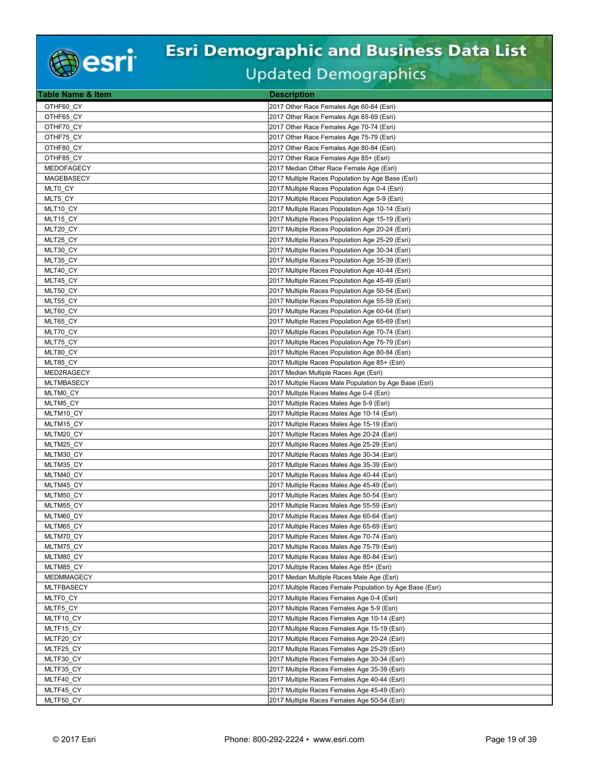# Esri Demographic and Business Data List

## Updated Demographics

| Table Name & Item | Description |
|---|---|
| OTHF60_CY | 2017 Other Race Females Age 60-64 (Esri) |
| OTHF65_CY | 2017 Other Race Females Age 65-69 (Esri) |
| OTHF70_CY | 2017 Other Race Females Age 70-74 (Esri) |
| OTHF75_CY | 2017 Other Race Females Age 75-79 (Esri) |
| OTHF80_CY | 2017 Other Race Females Age 80-84 (Esri) |
| OTHF85_CY | 2017 Other Race Females Age 85+ (Esri) |
| MEDOFAGECY | 2017 Median Other Race Female Age (Esri) |
| MAGEBASECY | 2017 Multiple Races Population by Age Base (Esri) |
| MLT0_CY | 2017 Multiple Races Population Age 0-4 (Esri) |
| MLT5_CY | 2017 Multiple Races Population Age 5-9 (Esri) |
| MLT10_CY | 2017 Multiple Races Population Age 10-14 (Esri) |
| MLT15_CY | 2017 Multiple Races Population Age 15-19 (Esri) |
| MLT20_CY | 2017 Multiple Races Population Age 20-24 (Esri) |
| MLT25_CY | 2017 Multiple Races Population Age 25-29 (Esri) |
| MLT30_CY | 2017 Multiple Races Population Age 30-34 (Esri) |
| MLT35_CY | 2017 Multiple Races Population Age 35-39 (Esri) |
| MLT40_CY | 2017 Multiple Races Population Age 40-44 (Esri) |
| MLT45_CY | 2017 Multiple Races Population Age 45-49 (Esri) |
| MLT50_CY | 2017 Multiple Races Population Age 50-54 (Esri) |
| MLT55_CY | 2017 Multiple Races Population Age 55-59 (Esri) |
| MLT60_CY | 2017 Multiple Races Population Age 60-64 (Esri) |
| MLT65_CY | 2017 Multiple Races Population Age 65-69 (Esri) |
| MLT70_CY | 2017 Multiple Races Population Age 70-74 (Esri) |
| MLT75_CY | 2017 Multiple Races Population Age 75-79 (Esri) |
| MLT80_CY | 2017 Multiple Races Population Age 80-84 (Esri) |
| MLT85_CY | 2017 Multiple Races Population Age 85+ (Esri) |
| MED2RAGECY | 2017 Median Multiple Races Age (Esri) |
| MLTMBASECY | 2017 Multiple Races Male Population by Age Base (Esri) |
| MLTM0_CY | 2017 Multiple Races Males Age 0-4 (Esri) |
| MLTM5_CY | 2017 Multiple Races Males Age 5-9 (Esri) |
| MLTM10_CY | 2017 Multiple Races Males Age 10-14 (Esri) |
| MLTM15_CY | 2017 Multiple Races Males Age 15-19 (Esri) |
| MLTM20_CY | 2017 Multiple Races Males Age 20-24 (Esri) |
| MLTM25_CY | 2017 Multiple Races Males Age 25-29 (Esri) |
| MLTM30_CY | 2017 Multiple Races Males Age 30-34 (Esri) |
| MLTM35_CY | 2017 Multiple Races Males Age 35-39 (Esri) |
| MLTM40_CY | 2017 Multiple Races Males Age 40-44 (Esri) |
| MLTM45_CY | 2017 Multiple Races Males Age 45-49 (Esri) |
| MLTM50_CY | 2017 Multiple Races Males Age 50-54 (Esri) |
| MLTM55_CY | 2017 Multiple Races Males Age 55-59 (Esri) |
| MLTM60_CY | 2017 Multiple Races Males Age 60-64 (Esri) |
| MLTM65_CY | 2017 Multiple Races Males Age 65-69 (Esri) |
| MLTM70_CY | 2017 Multiple Races Males Age 70-74 (Esri) |
| MLTM75_CY | 2017 Multiple Races Males Age 75-79 (Esri) |
| MLTM80_CY | 2017 Multiple Races Males Age 80-84 (Esri) |
| MLTM85_CY | 2017 Multiple Races Males Age 85+ (Esri) |
| MEDMMAGECY | 2017 Median Multiple Races Male Age (Esri) |
| MLTFBASECY | 2017 Multiple Races Female Population by Age Base (Esri) |
| MLTF0_CY | 2017 Multiple Races Females Age 0-4 (Esri) |
| MLTF5_CY | 2017 Multiple Races Females Age 5-9 (Esri) |
| MLTF10_CY | 2017 Multiple Races Females Age 10-14 (Esri) |
| MLTF15_CY | 2017 Multiple Races Females Age 15-19 (Esri) |
| MLTF20_CY | 2017 Multiple Races Females Age 20-24 (Esri) |
| MLTF25_CY | 2017 Multiple Races Females Age 25-29 (Esri) |
| MLTF30_CY | 2017 Multiple Races Females Age 30-34 (Esri) |
| MLTF35_CY | 2017 Multiple Races Females Age 35-39 (Esri) |
| MLTF40_CY | 2017 Multiple Races Females Age 40-44 (Esri) |
| MLTF45_CY | 2017 Multiple Races Females Age 45-49 (Esri) |
| MLTF50_CY | 2017 Multiple Races Females Age 50-54 (Esri) |

© 2017 Esri    Phone: 800-292-2224 • www.esri.com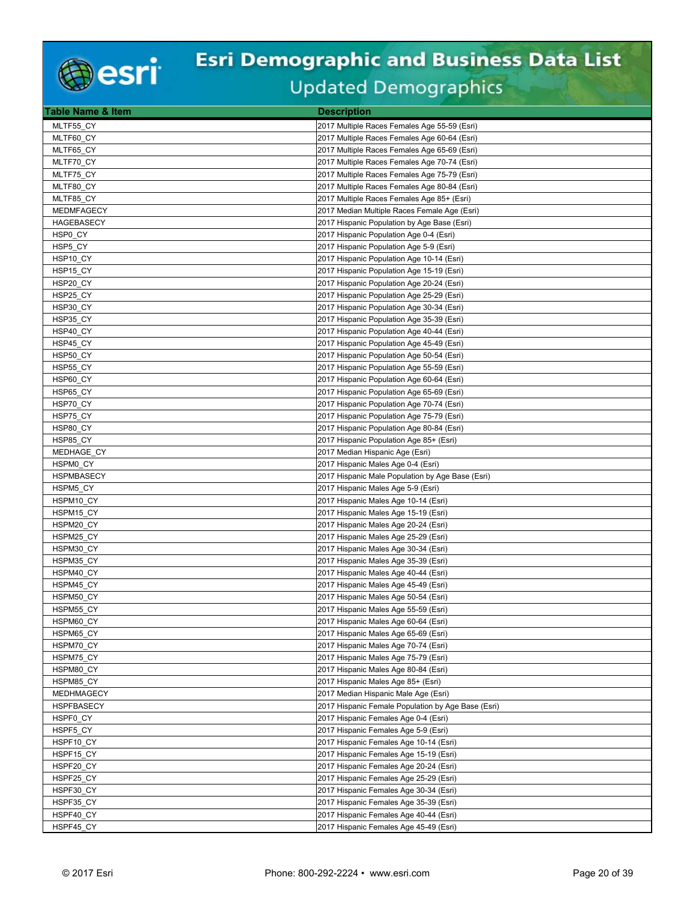# Esri Demographic and Business Data List

## Updated Demographics

| Table Name & Item | Description |
| --- | --- |
| MLTF55_CY | 2017 Multiple Races Females Age 55-59 (Esri) |
| MLTF60_CY | 2017 Multiple Races Females Age 60-64 (Esri) |
| MLTF65_CY | 2017 Multiple Races Females Age 65-69 (Esri) |
| MLTF70_CY | 2017 Multiple Races Females Age 70-74 (Esri) |
| MLTF75_CY | 2017 Multiple Races Females Age 75-79 (Esri) |
| MLTF80_CY | 2017 Multiple Races Females Age 80-84 (Esri) |
| MLTF85_CY | 2017 Multiple Races Females Age 85+ (Esri) |
| MEDMFAGECY | 2017 Median Multiple Races Female Age (Esri) |
| HAGEBASECY | 2017 Hispanic Population by Age Base (Esri) |
| HSP0_CY | 2017 Hispanic Population Age 0-4 (Esri) |
| HSP5_CY | 2017 Hispanic Population Age 5-9 (Esri) |
| HSP10_CY | 2017 Hispanic Population Age 10-14 (Esri) |
| HSP15_CY | 2017 Hispanic Population Age 15-19 (Esri) |
| HSP20_CY | 2017 Hispanic Population Age 20-24 (Esri) |
| HSP25_CY | 2017 Hispanic Population Age 25-29 (Esri) |
| HSP30_CY | 2017 Hispanic Population Age 30-34 (Esri) |
| HSP35_CY | 2017 Hispanic Population Age 35-39 (Esri) |
| HSP40_CY | 2017 Hispanic Population Age 40-44 (Esri) |
| HSP45_CY | 2017 Hispanic Population Age 45-49 (Esri) |
| HSP50_CY | 2017 Hispanic Population Age 50-54 (Esri) |
| HSP55_CY | 2017 Hispanic Population Age 55-59 (Esri) |
| HSP60_CY | 2017 Hispanic Population Age 60-64 (Esri) |
| HSP65_CY | 2017 Hispanic Population Age 65-69 (Esri) |
| HSP70_CY | 2017 Hispanic Population Age 70-74 (Esri) |
| HSP75_CY | 2017 Hispanic Population Age 75-79 (Esri) |
| HSP80_CY | 2017 Hispanic Population Age 80-84 (Esri) |
| HSP85_CY | 2017 Hispanic Population Age 85+ (Esri) |
| MEDHAGE_CY | 2017 Median Hispanic Age (Esri) |
| HSPM0_CY | 2017 Hispanic Males Age 0-4 (Esri) |
| HSPMBASECY | 2017 Hispanic Male Population by Age Base (Esri) |
| HSPM5_CY | 2017 Hispanic Males Age 5-9 (Esri) |
| HSPM10_CY | 2017 Hispanic Males Age 10-14 (Esri) |
| HSPM15_CY | 2017 Hispanic Males Age 15-19 (Esri) |
| HSPM20_CY | 2017 Hispanic Males Age 20-24 (Esri) |
| HSPM25_CY | 2017 Hispanic Males Age 25-29 (Esri) |
| HSPM30_CY | 2017 Hispanic Males Age 30-34 (Esri) |
| HSPM35_CY | 2017 Hispanic Males Age 35-39 (Esri) |
| HSPM40_CY | 2017 Hispanic Males Age 40-44 (Esri) |
| HSPM45_CY | 2017 Hispanic Males Age 45-49 (Esri) |
| HSPM50_CY | 2017 Hispanic Males Age 50-54 (Esri) |
| HSPM55_CY | 2017 Hispanic Males Age 55-59 (Esri) |
| HSPM60_CY | 2017 Hispanic Males Age 60-64 (Esri) |
| HSPM65_CY | 2017 Hispanic Males Age 65-69 (Esri) |
| HSPM70_CY | 2017 Hispanic Males Age 70-74 (Esri) |
| HSPM75_CY | 2017 Hispanic Males Age 75-79 (Esri) |
| HSPM80_CY | 2017 Hispanic Males Age 80-84 (Esri) |
| HSPM85_CY | 2017 Hispanic Males Age 85+ (Esri) |
| MEDHMAGECY | 2017 Median Hispanic Male Age (Esri) |
| HSPFBASECY | 2017 Hispanic Female Population by Age Base (Esri) |
| HSPF0_CY | 2017 Hispanic Females Age 0-4 (Esri) |
| HSPF5_CY | 2017 Hispanic Females Age 5-9 (Esri) |
| HSPF10_CY | 2017 Hispanic Females Age 10-14 (Esri) |
| HSPF15_CY | 2017 Hispanic Females Age 15-19 (Esri) |
| HSPF20_CY | 2017 Hispanic Females Age 20-24 (Esri) |
| HSPF25_CY | 2017 Hispanic Females Age 25-29 (Esri) |
| HSPF30_CY | 2017 Hispanic Females Age 30-34 (Esri) |
| HSPF35_CY | 2017 Hispanic Females Age 35-39 (Esri) |
| HSPF40_CY | 2017 Hispanic Females Age 40-44 (Esri) |
| HSPF45_CY | 2017 Hispanic Females Age 45-49 (Esri) |

© 2017 Esri Phone: 800-292-2224 • www.esri.com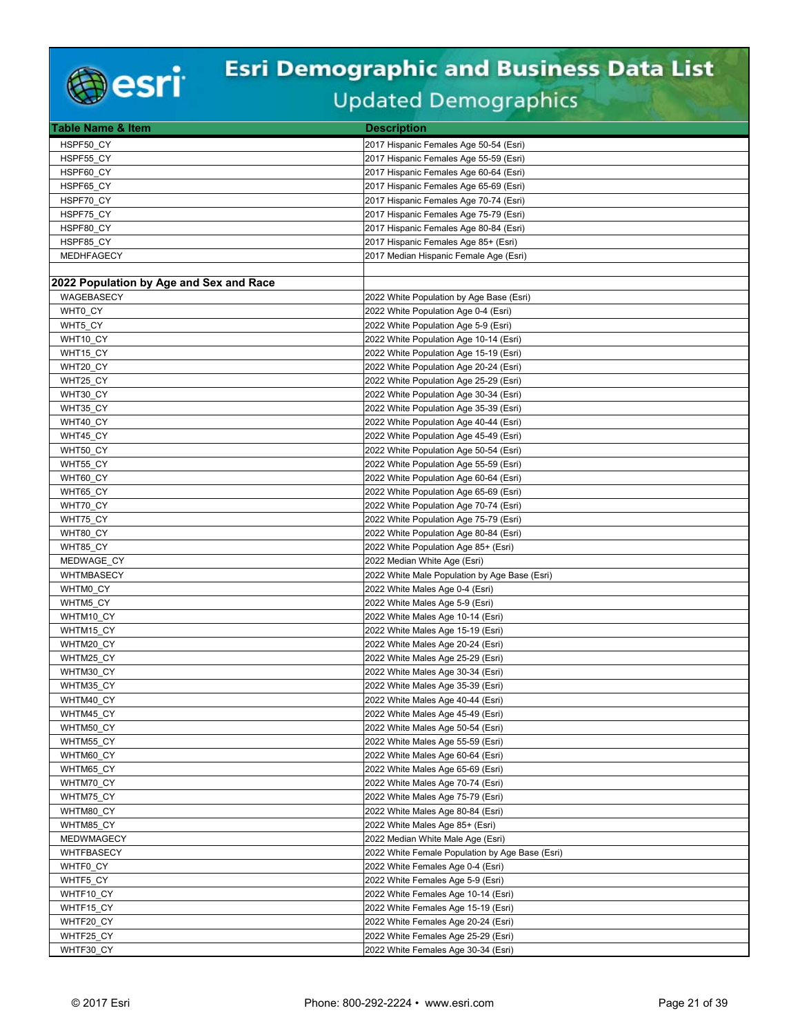| Table Name & Item | Description |
|---|---|
| HSPF50_CY | 2017 Hispanic Females Age 50-54 (Esri) |
| HSPF55_CY | 2017 Hispanic Females Age 55-59 (Esri) |
| HSPF60_CY | 2017 Hispanic Females Age 60-64 (Esri) |
| HSPF65_CY | 2017 Hispanic Females Age 65-69 (Esri) |
| HSPF70_CY | 2017 Hispanic Females Age 70-74 (Esri) |
| HSPF75_CY | 2017 Hispanic Females Age 75-79 (Esri) |
| HSPF80_CY | 2017 Hispanic Females Age 80-84 (Esri) |
| HSPF85_CY | 2017 Hispanic Females Age 85+ (Esri) |
| MEDHFAGECY | 2017 Median Hispanic Female Age (Esri) |
| | |
| **2022 Population by Age and Sex and Race** | |
| WAGEBASECY | 2022 White Population by Age Base (Esri) |
| WHT0_CY | 2022 White Population Age 0-4 (Esri) |
| WHT5_CY | 2022 White Population Age 5-9 (Esri) |
| WHT10_CY | 2022 White Population Age 10-14 (Esri) |
| WHT15_CY | 2022 White Population Age 15-19 (Esri) |
| WHT20_CY | 2022 White Population Age 20-24 (Esri) |
| WHT25_CY | 2022 White Population Age 25-29 (Esri) |
| WHT30_CY | 2022 White Population Age 30-34 (Esri) |
| WHT35_CY | 2022 White Population Age 35-39 (Esri) |
| WHT40_CY | 2022 White Population Age 40-44 (Esri) |
| WHT45_CY | 2022 White Population Age 45-49 (Esri) |
| WHT50_CY | 2022 White Population Age 50-54 (Esri) |
| WHT55_CY | 2022 White Population Age 55-59 (Esri) |
| WHT60_CY | 2022 White Population Age 60-64 (Esri) |
| WHT65_CY | 2022 White Population Age 65-69 (Esri) |
| WHT70_CY | 2022 White Population Age 70-74 (Esri) |
| WHT75_CY | 2022 White Population Age 75-79 (Esri) |
| WHT80_CY | 2022 White Population Age 80-84 (Esri) |
| WHT85_CY | 2022 White Population Age 85+ (Esri) |
| MEDWAGE_CY | 2022 Median White Age (Esri) |
| WHTMBASECY | 2022 White Male Population by Age Base (Esri) |
| WHTM0_CY | 2022 White Males Age 0-4 (Esri) |
| WHTM5_CY | 2022 White Males Age 5-9 (Esri) |
| WHTM10_CY | 2022 White Males Age 10-14 (Esri) |
| WHTM15_CY | 2022 White Males Age 15-19 (Esri) |
| WHTM20_CY | 2022 White Males Age 20-24 (Esri) |
| WHTM25_CY | 2022 White Males Age 25-29 (Esri) |
| WHTM30_CY | 2022 White Males Age 30-34 (Esri) |
| WHTM35_CY | 2022 White Males Age 35-39 (Esri) |
| WHTM40_CY | 2022 White Males Age 40-44 (Esri) |
| WHTM45_CY | 2022 White Males Age 45-49 (Esri) |
| WHTM50_CY | 2022 White Males Age 50-54 (Esri) |
| WHTM55_CY | 2022 White Males Age 55-59 (Esri) |
| WHTM60_CY | 2022 White Males Age 60-64 (Esri) |
| WHTM65_CY | 2022 White Males Age 65-69 (Esri) |
| WHTM70_CY | 2022 White Males Age 70-74 (Esri) |
| WHTM75_CY | 2022 White Males Age 75-79 (Esri) |
| WHTM80_CY | 2022 White Males Age 80-84 (Esri) |
| WHTM85_CY | 2022 White Males Age 85+ (Esri) |
| MEDWMAGECY | 2022 Median White Male Age (Esri) |
| WHTFBASECY | 2022 White Female Population by Age Base (Esri) |
| WHTF0_CY | 2022 White Females Age 0-4 (Esri) |
| WHTF5_CY | 2022 White Females Age 5-9 (Esri) |
| WHTF10_CY | 2022 White Females Age 10-14 (Esri) |
| WHTF15_CY | 2022 White Females Age 15-19 (Esri) |
| WHTF20_CY | 2022 White Females Age 20-24 (Esri) |
| WHTF25_CY | 2022 White Females Age 25-29 (Esri) |
| WHTF30_CY | 2022 White Females Age 30-34 (Esri) |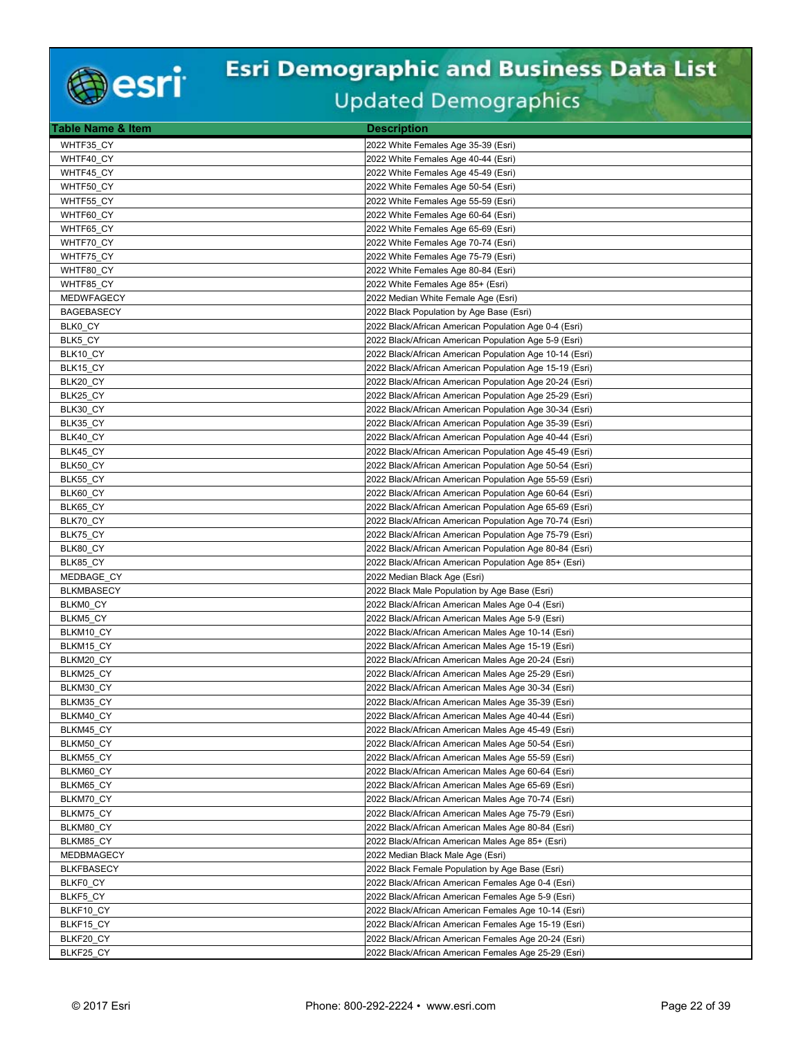# Esri Demographic and Business Data List

## Updated Demographics

| Table Name & Item | Description |
|---|---|
| WHTF35_CY | 2022 White Females Age 35-39 (Esri) |
| WHTF40_CY | 2022 White Females Age 40-44 (Esri) |
| WHTF45_CY | 2022 White Females Age 45-49 (Esri) |
| WHTF50_CY | 2022 White Females Age 50-54 (Esri) |
| WHTF55_CY | 2022 White Females Age 55-59 (Esri) |
| WHTF60_CY | 2022 White Females Age 60-64 (Esri) |
| WHTF65_CY | 2022 White Females Age 65-69 (Esri) |
| WHTF70_CY | 2022 White Females Age 70-74 (Esri) |
| WHTF75_CY | 2022 White Females Age 75-79 (Esri) |
| WHTF80_CY | 2022 White Females Age 80-84 (Esri) |
| WHTF85_CY | 2022 White Females Age 85+ (Esri) |
| MEDWFAGECY | 2022 Median White Female Age (Esri) |
| BAGEBASECY | 2022 Black Population by Age Base (Esri) |
| BLK0_CY | 2022 Black/African American Population Age 0-4 (Esri) |
| BLK5_CY | 2022 Black/African American Population Age 5-9 (Esri) |
| BLK10_CY | 2022 Black/African American Population Age 10-14 (Esri) |
| BLK15_CY | 2022 Black/African American Population Age 15-19 (Esri) |
| BLK20_CY | 2022 Black/African American Population Age 20-24 (Esri) |
| BLK25_CY | 2022 Black/African American Population Age 25-29 (Esri) |
| BLK30_CY | 2022 Black/African American Population Age 30-34 (Esri) |
| BLK35_CY | 2022 Black/African American Population Age 35-39 (Esri) |
| BLK40_CY | 2022 Black/African American Population Age 40-44 (Esri) |
| BLK45_CY | 2022 Black/African American Population Age 45-49 (Esri) |
| BLK50_CY | 2022 Black/African American Population Age 50-54 (Esri) |
| BLK55_CY | 2022 Black/African American Population Age 55-59 (Esri) |
| BLK60_CY | 2022 Black/African American Population Age 60-64 (Esri) |
| BLK65_CY | 2022 Black/African American Population Age 65-69 (Esri) |
| BLK70_CY | 2022 Black/African American Population Age 70-74 (Esri) |
| BLK75_CY | 2022 Black/African American Population Age 75-79 (Esri) |
| BLK80_CY | 2022 Black/African American Population Age 80-84 (Esri) |
| BLK85_CY | 2022 Black/African American Population Age 85+ (Esri) |
| MEDBAGE_CY | 2022 Median Black Age (Esri) |
| BLKMBASECY | 2022 Black Male Population by Age Base (Esri) |
| BLKM0_CY | 2022 Black/African American Males Age 0-4 (Esri) |
| BLKM5_CY | 2022 Black/African American Males Age 5-9 (Esri) |
| BLKM10_CY | 2022 Black/African American Males Age 10-14 (Esri) |
| BLKM15_CY | 2022 Black/African American Males Age 15-19 (Esri) |
| BLKM20_CY | 2022 Black/African American Males Age 20-24 (Esri) |
| BLKM25_CY | 2022 Black/African American Males Age 25-29 (Esri) |
| BLKM30_CY | 2022 Black/African American Males Age 30-34 (Esri) |
| BLKM35_CY | 2022 Black/African American Males Age 35-39 (Esri) |
| BLKM40_CY | 2022 Black/African American Males Age 40-44 (Esri) |
| BLKM45_CY | 2022 Black/African American Males Age 45-49 (Esri) |
| BLKM50_CY | 2022 Black/African American Males Age 50-54 (Esri) |
| BLKM55_CY | 2022 Black/African American Males Age 55-59 (Esri) |
| BLKM60_CY | 2022 Black/African American Males Age 60-64 (Esri) |
| BLKM65_CY | 2022 Black/African American Males Age 65-69 (Esri) |
| BLKM70_CY | 2022 Black/African American Males Age 70-74 (Esri) |
| BLKM75_CY | 2022 Black/African American Males Age 75-79 (Esri) |
| BLKM80_CY | 2022 Black/African American Males Age 80-84 (Esri) |
| BLKM85_CY | 2022 Black/African American Males Age 85+ (Esri) |
| MEDBMAGECY | 2022 Median Black Male Age (Esri) |
| BLKFBASECY | 2022 Black Female Population by Age Base (Esri) |
| BLKF0_CY | 2022 Black/African American Females Age 0-4 (Esri) |
| BLKF5_CY | 2022 Black/African American Females Age 5-9 (Esri) |
| BLKF10_CY | 2022 Black/African American Females Age 10-14 (Esri) |
| BLKF15_CY | 2022 Black/African American Females Age 15-19 (Esri) |
| BLKF20_CY | 2022 Black/African American Females Age 20-24 (Esri) |
| BLKF25_CY | 2022 Black/African American Females Age 25-29 (Esri) |

© 2017 Esri Phone: 800-292-2224 • www.esri.com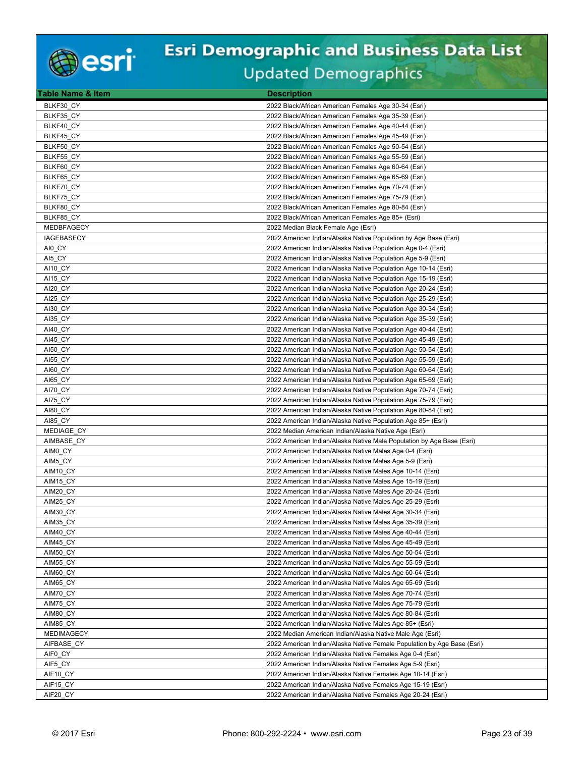# Esri Demographic and Business Data List

## Updated Demographics

| Table Name & Item | Description |
|---|---|
| BLKF30_CY | 2022 Black/African American Females Age 30-34 (Esri) |
| BLKF35_CY | 2022 Black/African American Females Age 35-39 (Esri) |
| BLKF40_CY | 2022 Black/African American Females Age 40-44 (Esri) |
| BLKF45_CY | 2022 Black/African American Females Age 45-49 (Esri) |
| BLKF50_CY | 2022 Black/African American Females Age 50-54 (Esri) |
| BLKF55_CY | 2022 Black/African American Females Age 55-59 (Esri) |
| BLKF60_CY | 2022 Black/African American Females Age 60-64 (Esri) |
| BLKF65_CY | 2022 Black/African American Females Age 65-69 (Esri) |
| BLKF70_CY | 2022 Black/African American Females Age 70-74 (Esri) |
| BLKF75_CY | 2022 Black/African American Females Age 75-79 (Esri) |
| BLKF80_CY | 2022 Black/African American Females Age 80-84 (Esri) |
| BLKF85_CY | 2022 Black/African American Females Age 85+ (Esri) |
| MEDBFAGECY | 2022 Median Black Female Age (Esri) |
| IAGEBASECY | 2022 American Indian/Alaska Native Population by Age Base (Esri) |
| AI0_CY | 2022 American Indian/Alaska Native Population Age 0-4 (Esri) |
| AI5_CY | 2022 American Indian/Alaska Native Population Age 5-9 (Esri) |
| AI10_CY | 2022 American Indian/Alaska Native Population Age 10-14 (Esri) |
| AI15_CY | 2022 American Indian/Alaska Native Population Age 15-19 (Esri) |
| AI20_CY | 2022 American Indian/Alaska Native Population Age 20-24 (Esri) |
| AI25_CY | 2022 American Indian/Alaska Native Population Age 25-29 (Esri) |
| AI30_CY | 2022 American Indian/Alaska Native Population Age 30-34 (Esri) |
| AI35_CY | 2022 American Indian/Alaska Native Population Age 35-39 (Esri) |
| AI40_CY | 2022 American Indian/Alaska Native Population Age 40-44 (Esri) |
| AI45_CY | 2022 American Indian/Alaska Native Population Age 45-49 (Esri) |
| AI50_CY | 2022 American Indian/Alaska Native Population Age 50-54 (Esri) |
| AI55_CY | 2022 American Indian/Alaska Native Population Age 55-59 (Esri) |
| AI60_CY | 2022 American Indian/Alaska Native Population Age 60-64 (Esri) |
| AI65_CY | 2022 American Indian/Alaska Native Population Age 65-69 (Esri) |
| AI70_CY | 2022 American Indian/Alaska Native Population Age 70-74 (Esri) |
| AI75_CY | 2022 American Indian/Alaska Native Population Age 75-79 (Esri) |
| AI80_CY | 2022 American Indian/Alaska Native Population Age 80-84 (Esri) |
| AI85_CY | 2022 American Indian/Alaska Native Population Age 85+ (Esri) |
| MEDIAGE_CY | 2022 Median American Indian/Alaska Native Age (Esri) |
| AIMBASE_CY | 2022 American Indian/Alaska Native Male Population by Age Base (Esri) |
| AIM0_CY | 2022 American Indian/Alaska Native Males Age 0-4 (Esri) |
| AIM5_CY | 2022 American Indian/Alaska Native Males Age 5-9 (Esri) |
| AIM10_CY | 2022 American Indian/Alaska Native Males Age 10-14 (Esri) |
| AIM15_CY | 2022 American Indian/Alaska Native Males Age 15-19 (Esri) |
| AIM20_CY | 2022 American Indian/Alaska Native Males Age 20-24 (Esri) |
| AIM25_CY | 2022 American Indian/Alaska Native Males Age 25-29 (Esri) |
| AIM30_CY | 2022 American Indian/Alaska Native Males Age 30-34 (Esri) |
| AIM35_CY | 2022 American Indian/Alaska Native Males Age 35-39 (Esri) |
| AIM40_CY | 2022 American Indian/Alaska Native Males Age 40-44 (Esri) |
| AIM45_CY | 2022 American Indian/Alaska Native Males Age 45-49 (Esri) |
| AIM50_CY | 2022 American Indian/Alaska Native Males Age 50-54 (Esri) |
| AIM55_CY | 2022 American Indian/Alaska Native Males Age 55-59 (Esri) |
| AIM60_CY | 2022 American Indian/Alaska Native Males Age 60-64 (Esri) |
| AIM65_CY | 2022 American Indian/Alaska Native Males Age 65-69 (Esri) |
| AIM70_CY | 2022 American Indian/Alaska Native Males Age 70-74 (Esri) |
| AIM75_CY | 2022 American Indian/Alaska Native Males Age 75-79 (Esri) |
| AIM80_CY | 2022 American Indian/Alaska Native Males Age 80-84 (Esri) |
| AIM85_CY | 2022 American Indian/Alaska Native Males Age 85+ (Esri) |
| MEDIMAGECY | 2022 Median American Indian/Alaska Native Male Age (Esri) |
| AIFBASE_CY | 2022 American Indian/Alaska Native Female Population by Age Base (Esri) |
| AIF0_CY | 2022 American Indian/Alaska Native Females Age 0-4 (Esri) |
| AIF5_CY | 2022 American Indian/Alaska Native Females Age 5-9 (Esri) |
| AIF10_CY | 2022 American Indian/Alaska Native Females Age 10-14 (Esri) |
| AIF15_CY | 2022 American Indian/Alaska Native Females Age 15-19 (Esri) |
| AIF20_CY | 2022 American Indian/Alaska Native Females Age 20-24 (Esri) |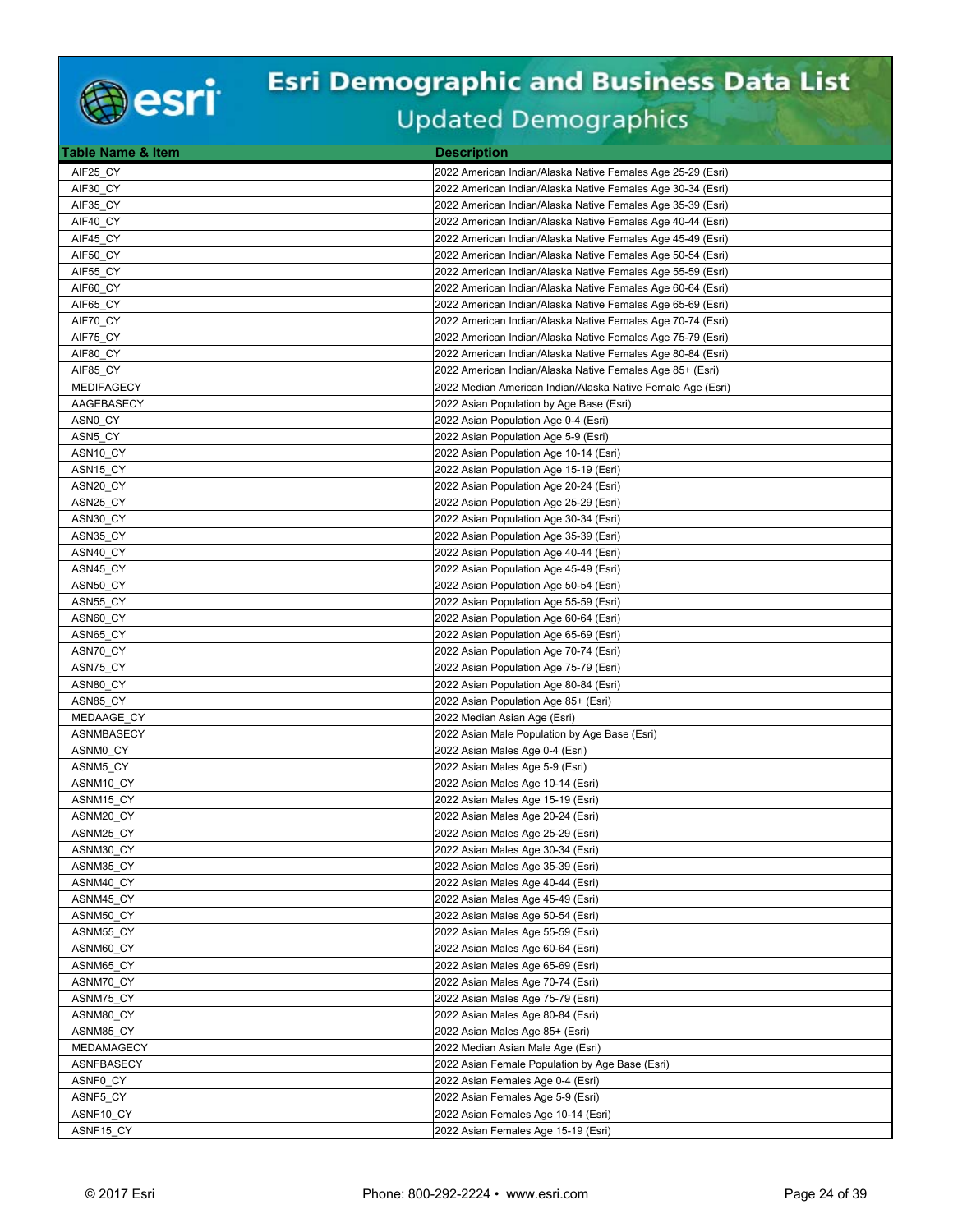# Esri Demographic and Business Data List

## Updated Demographics

| Table Name & Item | Description |
|---|---|
| AIF25_CY | 2022 American Indian/Alaska Native Females Age 25-29 (Esri) |
| AIF30_CY | 2022 American Indian/Alaska Native Females Age 30-34 (Esri) |
| AIF35_CY | 2022 American Indian/Alaska Native Females Age 35-39 (Esri) |
| AIF40_CY | 2022 American Indian/Alaska Native Females Age 40-44 (Esri) |
| AIF45_CY | 2022 American Indian/Alaska Native Females Age 45-49 (Esri) |
| AIF50_CY | 2022 American Indian/Alaska Native Females Age 50-54 (Esri) |
| AIF55_CY | 2022 American Indian/Alaska Native Females Age 55-59 (Esri) |
| AIF60_CY | 2022 American Indian/Alaska Native Females Age 60-64 (Esri) |
| AIF65_CY | 2022 American Indian/Alaska Native Females Age 65-69 (Esri) |
| AIF70_CY | 2022 American Indian/Alaska Native Females Age 70-74 (Esri) |
| AIF75_CY | 2022 American Indian/Alaska Native Females Age 75-79 (Esri) |
| AIF80_CY | 2022 American Indian/Alaska Native Females Age 80-84 (Esri) |
| AIF85_CY | 2022 American Indian/Alaska Native Females Age 85+ (Esri) |
| MEDIFAGECY | 2022 Median American Indian/Alaska Native Female Age (Esri) |
| AAGEBASECY | 2022 Asian Population by Age Base (Esri) |
| ASN0_CY | 2022 Asian Population Age 0-4 (Esri) |
| ASN5_CY | 2022 Asian Population Age 5-9 (Esri) |
| ASN10_CY | 2022 Asian Population Age 10-14 (Esri) |
| ASN15_CY | 2022 Asian Population Age 15-19 (Esri) |
| ASN20_CY | 2022 Asian Population Age 20-24 (Esri) |
| ASN25_CY | 2022 Asian Population Age 25-29 (Esri) |
| ASN30_CY | 2022 Asian Population Age 30-34 (Esri) |
| ASN35_CY | 2022 Asian Population Age 35-39 (Esri) |
| ASN40_CY | 2022 Asian Population Age 40-44 (Esri) |
| ASN45_CY | 2022 Asian Population Age 45-49 (Esri) |
| ASN50_CY | 2022 Asian Population Age 50-54 (Esri) |
| ASN55_CY | 2022 Asian Population Age 55-59 (Esri) |
| ASN60_CY | 2022 Asian Population Age 60-64 (Esri) |
| ASN65_CY | 2022 Asian Population Age 65-69 (Esri) |
| ASN70_CY | 2022 Asian Population Age 70-74 (Esri) |
| ASN75_CY | 2022 Asian Population Age 75-79 (Esri) |
| ASN80_CY | 2022 Asian Population Age 80-84 (Esri) |
| ASN85_CY | 2022 Asian Population Age 85+ (Esri) |
| MEDAAGE_CY | 2022 Median Asian Age (Esri) |
| ASNMBASECY | 2022 Asian Male Population by Age Base (Esri) |
| ASNM0_CY | 2022 Asian Males Age 0-4 (Esri) |
| ASNM5_CY | 2022 Asian Males Age 5-9 (Esri) |
| ASNM10_CY | 2022 Asian Males Age 10-14 (Esri) |
| ASNM15_CY | 2022 Asian Males Age 15-19 (Esri) |
| ASNM20_CY | 2022 Asian Males Age 20-24 (Esri) |
| ASNM25_CY | 2022 Asian Males Age 25-29 (Esri) |
| ASNM30_CY | 2022 Asian Males Age 30-34 (Esri) |
| ASNM35_CY | 2022 Asian Males Age 35-39 (Esri) |
| ASNM40_CY | 2022 Asian Males Age 40-44 (Esri) |
| ASNM45_CY | 2022 Asian Males Age 45-49 (Esri) |
| ASNM50_CY | 2022 Asian Males Age 50-54 (Esri) |
| ASNM55_CY | 2022 Asian Males Age 55-59 (Esri) |
| ASNM60_CY | 2022 Asian Males Age 60-64 (Esri) |
| ASNM65_CY | 2022 Asian Males Age 65-69 (Esri) |
| ASNM70_CY | 2022 Asian Males Age 70-74 (Esri) |
| ASNM75_CY | 2022 Asian Males Age 75-79 (Esri) |
| ASNM80_CY | 2022 Asian Males Age 80-84 (Esri) |
| ASNM85_CY | 2022 Asian Males Age 85+ (Esri) |
| MEDAMAGECY | 2022 Median Asian Male Age (Esri) |
| ASNFBASECY | 2022 Asian Female Population by Age Base (Esri) |
| ASNF0_CY | 2022 Asian Females Age 0-4 (Esri) |
| ASNF5_CY | 2022 Asian Females Age 5-9 (Esri) |
| ASNF10_CY | 2022 Asian Females Age 10-14 (Esri) |
| ASNF15_CY | 2022 Asian Females Age 15-19 (Esri) |

© 2017 Esri Phone: 800-292-2224 • www.esri.com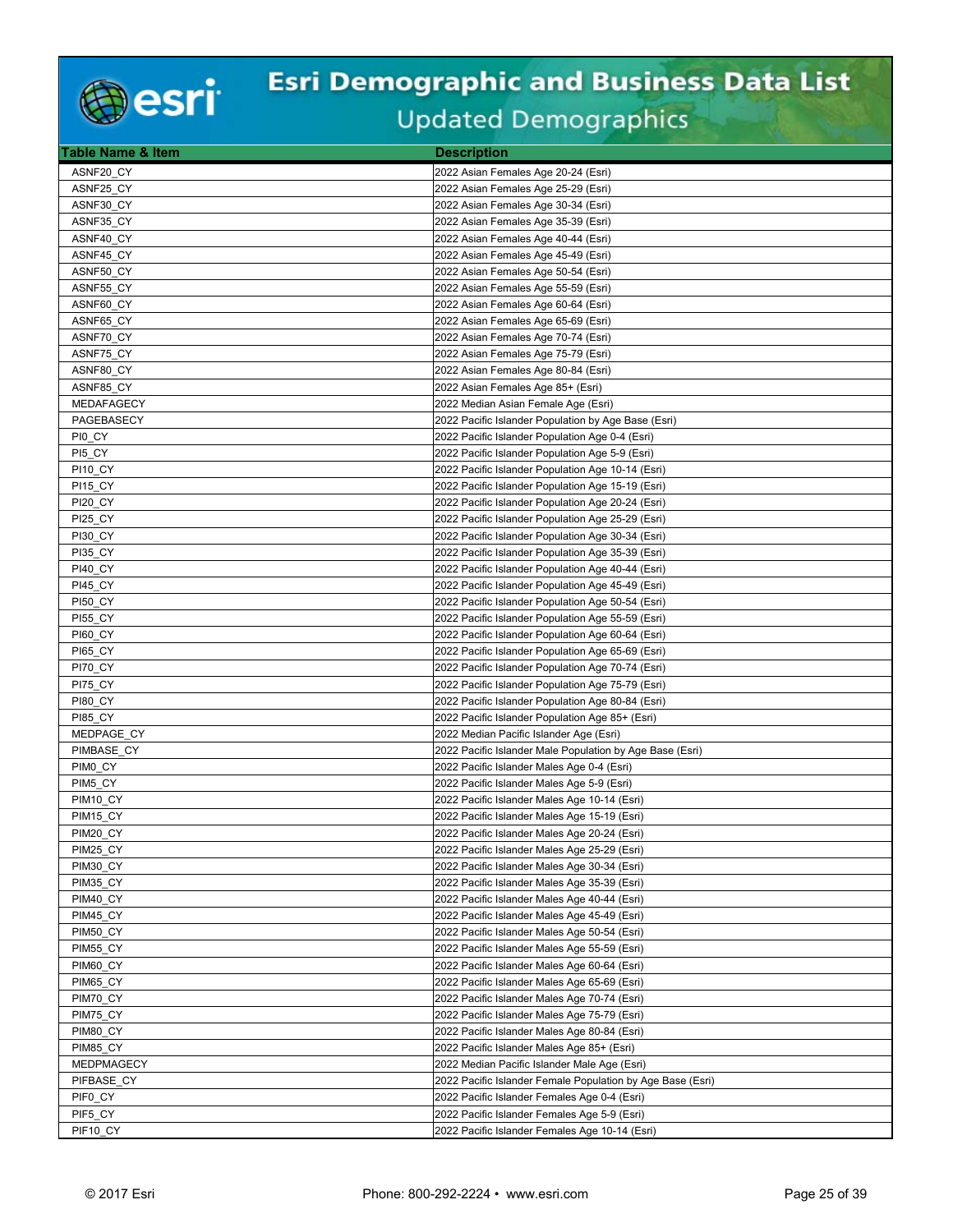# Esri Demographic and Business Data List

## Updated Demographics

| Table Name & Item | Description |
|---|---|
| ASNF20_CY | 2022 Asian Females Age 20-24 (Esri) |
| ASNF25_CY | 2022 Asian Females Age 25-29 (Esri) |
| ASNF30_CY | 2022 Asian Females Age 30-34 (Esri) |
| ASNF35_CY | 2022 Asian Females Age 35-39 (Esri) |
| ASNF40_CY | 2022 Asian Females Age 40-44 (Esri) |
| ASNF45_CY | 2022 Asian Females Age 45-49 (Esri) |
| ASNF50_CY | 2022 Asian Females Age 50-54 (Esri) |
| ASNF55_CY | 2022 Asian Females Age 55-59 (Esri) |
| ASNF60_CY | 2022 Asian Females Age 60-64 (Esri) |
| ASNF65_CY | 2022 Asian Females Age 65-69 (Esri) |
| ASNF70_CY | 2022 Asian Females Age 70-74 (Esri) |
| ASNF75_CY | 2022 Asian Females Age 75-79 (Esri) |
| ASNF80_CY | 2022 Asian Females Age 80-84 (Esri) |
| ASNF85_CY | 2022 Asian Females Age 85+ (Esri) |
| MEDAFAGECY | 2022 Median Asian Female Age (Esri) |
| PAGEBASECY | 2022 Pacific Islander Population by Age Base (Esri) |
| PI0_CY | 2022 Pacific Islander Population Age 0-4 (Esri) |
| PI5_CY | 2022 Pacific Islander Population Age 5-9 (Esri) |
| PI10_CY | 2022 Pacific Islander Population Age 10-14 (Esri) |
| PI15_CY | 2022 Pacific Islander Population Age 15-19 (Esri) |
| PI20_CY | 2022 Pacific Islander Population Age 20-24 (Esri) |
| PI25_CY | 2022 Pacific Islander Population Age 25-29 (Esri) |
| PI30_CY | 2022 Pacific Islander Population Age 30-34 (Esri) |
| PI35_CY | 2022 Pacific Islander Population Age 35-39 (Esri) |
| PI40_CY | 2022 Pacific Islander Population Age 40-44 (Esri) |
| PI45_CY | 2022 Pacific Islander Population Age 45-49 (Esri) |
| PI50_CY | 2022 Pacific Islander Population Age 50-54 (Esri) |
| PI55_CY | 2022 Pacific Islander Population Age 55-59 (Esri) |
| PI60_CY | 2022 Pacific Islander Population Age 60-64 (Esri) |
| PI65_CY | 2022 Pacific Islander Population Age 65-69 (Esri) |
| PI70_CY | 2022 Pacific Islander Population Age 70-74 (Esri) |
| PI75_CY | 2022 Pacific Islander Population Age 75-79 (Esri) |
| PI80_CY | 2022 Pacific Islander Population Age 80-84 (Esri) |
| PI85_CY | 2022 Pacific Islander Population Age 85+ (Esri) |
| MEDPAGE_CY | 2022 Median Pacific Islander Age (Esri) |
| PIMBASE_CY | 2022 Pacific Islander Male Population by Age Base (Esri) |
| PIM0_CY | 2022 Pacific Islander Males Age 0-4 (Esri) |
| PIM5_CY | 2022 Pacific Islander Males Age 5-9 (Esri) |
| PIM10_CY | 2022 Pacific Islander Males Age 10-14 (Esri) |
| PIM15_CY | 2022 Pacific Islander Males Age 15-19 (Esri) |
| PIM20_CY | 2022 Pacific Islander Males Age 20-24 (Esri) |
| PIM25_CY | 2022 Pacific Islander Males Age 25-29 (Esri) |
| PIM30_CY | 2022 Pacific Islander Males Age 30-34 (Esri) |
| PIM35_CY | 2022 Pacific Islander Males Age 35-39 (Esri) |
| PIM40_CY | 2022 Pacific Islander Males Age 40-44 (Esri) |
| PIM45_CY | 2022 Pacific Islander Males Age 45-49 (Esri) |
| PIM50_CY | 2022 Pacific Islander Males Age 50-54 (Esri) |
| PIM55_CY | 2022 Pacific Islander Males Age 55-59 (Esri) |
| PIM60_CY | 2022 Pacific Islander Males Age 60-64 (Esri) |
| PIM65_CY | 2022 Pacific Islander Males Age 65-69 (Esri) |
| PIM70_CY | 2022 Pacific Islander Males Age 70-74 (Esri) |
| PIM75_CY | 2022 Pacific Islander Males Age 75-79 (Esri) |
| PIM80_CY | 2022 Pacific Islander Males Age 80-84 (Esri) |
| PIM85_CY | 2022 Pacific Islander Males Age 85+ (Esri) |
| MEDPMAGECY | 2022 Median Pacific Islander Male Age (Esri) |
| PIFBASE_CY | 2022 Pacific Islander Female Population by Age Base (Esri) |
| PIF0_CY | 2022 Pacific Islander Females Age 0-4 (Esri) |
| PIF5_CY | 2022 Pacific Islander Females Age 5-9 (Esri) |
| PIF10_CY | 2022 Pacific Islander Females Age 10-14 (Esri) |

© 2017 Esri    Phone: 800-292-2224 • www.esri.com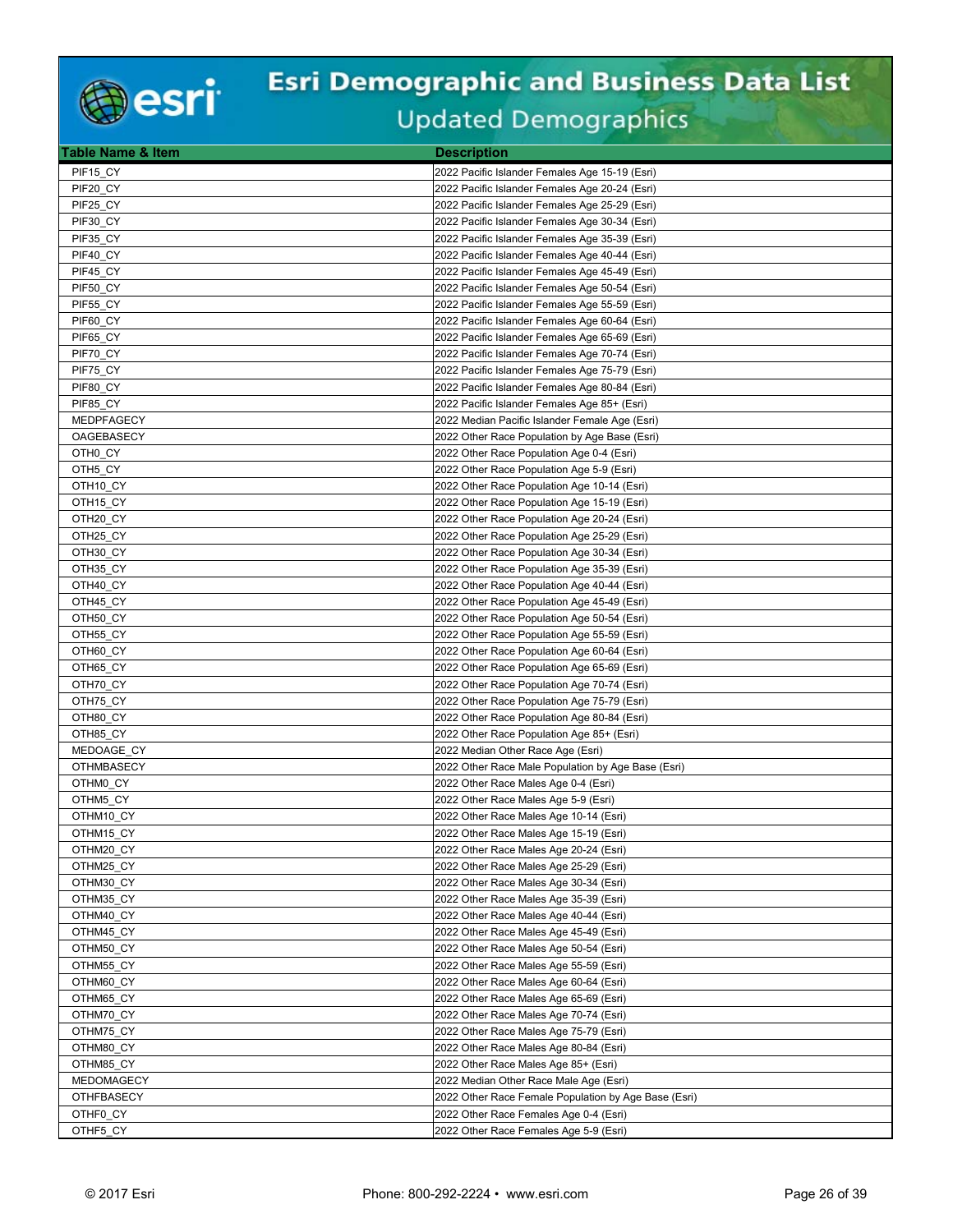| Table Name & Item | Description |
|---|---|
| PIF15_CY | 2022 Pacific Islander Females Age 15-19 (Esri) |
| PIF20_CY | 2022 Pacific Islander Females Age 20-24 (Esri) |
| PIF25_CY | 2022 Pacific Islander Females Age 25-29 (Esri) |
| PIF30_CY | 2022 Pacific Islander Females Age 30-34 (Esri) |
| PIF35_CY | 2022 Pacific Islander Females Age 35-39 (Esri) |
| PIF40_CY | 2022 Pacific Islander Females Age 40-44 (Esri) |
| PIF45_CY | 2022 Pacific Islander Females Age 45-49 (Esri) |
| PIF50_CY | 2022 Pacific Islander Females Age 50-54 (Esri) |
| PIF55_CY | 2022 Pacific Islander Females Age 55-59 (Esri) |
| PIF60_CY | 2022 Pacific Islander Females Age 60-64 (Esri) |
| PIF65_CY | 2022 Pacific Islander Females Age 65-69 (Esri) |
| PIF70_CY | 2022 Pacific Islander Females Age 70-74 (Esri) |
| PIF75_CY | 2022 Pacific Islander Females Age 75-79 (Esri) |
| PIF80_CY | 2022 Pacific Islander Females Age 80-84 (Esri) |
| PIF85_CY | 2022 Pacific Islander Females Age 85+ (Esri) |
| MEDPFAGECY | 2022 Median Pacific Islander Female Age (Esri) |
| OAGEBASECY | 2022 Other Race Population by Age Base (Esri) |
| OTH0_CY | 2022 Other Race Population Age 0-4 (Esri) |
| OTH5_CY | 2022 Other Race Population Age 5-9 (Esri) |
| OTH10_CY | 2022 Other Race Population Age 10-14 (Esri) |
| OTH15_CY | 2022 Other Race Population Age 15-19 (Esri) |
| OTH20_CY | 2022 Other Race Population Age 20-24 (Esri) |
| OTH25_CY | 2022 Other Race Population Age 25-29 (Esri) |
| OTH30_CY | 2022 Other Race Population Age 30-34 (Esri) |
| OTH35_CY | 2022 Other Race Population Age 35-39 (Esri) |
| OTH40_CY | 2022 Other Race Population Age 40-44 (Esri) |
| OTH45_CY | 2022 Other Race Population Age 45-49 (Esri) |
| OTH50_CY | 2022 Other Race Population Age 50-54 (Esri) |
| OTH55_CY | 2022 Other Race Population Age 55-59 (Esri) |
| OTH60_CY | 2022 Other Race Population Age 60-64 (Esri) |
| OTH65_CY | 2022 Other Race Population Age 65-69 (Esri) |
| OTH70_CY | 2022 Other Race Population Age 70-74 (Esri) |
| OTH75_CY | 2022 Other Race Population Age 75-79 (Esri) |
| OTH80_CY | 2022 Other Race Population Age 80-84 (Esri) |
| OTH85_CY | 2022 Other Race Population Age 85+ (Esri) |
| MEDOAGE_CY | 2022 Median Other Race Age (Esri) |
| OTHMBASECY | 2022 Other Race Male Population by Age Base (Esri) |
| OTHM0_CY | 2022 Other Race Males Age 0-4 (Esri) |
| OTHM5_CY | 2022 Other Race Males Age 5-9 (Esri) |
| OTHM10_CY | 2022 Other Race Males Age 10-14 (Esri) |
| OTHM15_CY | 2022 Other Race Males Age 15-19 (Esri) |
| OTHM20_CY | 2022 Other Race Males Age 20-24 (Esri) |
| OTHM25_CY | 2022 Other Race Males Age 25-29 (Esri) |
| OTHM30_CY | 2022 Other Race Males Age 30-34 (Esri) |
| OTHM35_CY | 2022 Other Race Males Age 35-39 (Esri) |
| OTHM40_CY | 2022 Other Race Males Age 40-44 (Esri) |
| OTHM45_CY | 2022 Other Race Males Age 45-49 (Esri) |
| OTHM50_CY | 2022 Other Race Males Age 50-54 (Esri) |
| OTHM55_CY | 2022 Other Race Males Age 55-59 (Esri) |
| OTHM60_CY | 2022 Other Race Males Age 60-64 (Esri) |
| OTHM65_CY | 2022 Other Race Males Age 65-69 (Esri) |
| OTHM70_CY | 2022 Other Race Males Age 70-74 (Esri) |
| OTHM75_CY | 2022 Other Race Males Age 75-79 (Esri) |
| OTHM80_CY | 2022 Other Race Males Age 80-84 (Esri) |
| OTHM85_CY | 2022 Other Race Males Age 85+ (Esri) |
| MEDOMAGECY | 2022 Median Other Race Male Age (Esri) |
| OTHFBASECY | 2022 Other Race Female Population by Age Base (Esri) |
| OTHF0_CY | 2022 Other Race Females Age 0-4 (Esri) |
| OTHF5_CY | 2022 Other Race Females Age 5-9 (Esri) |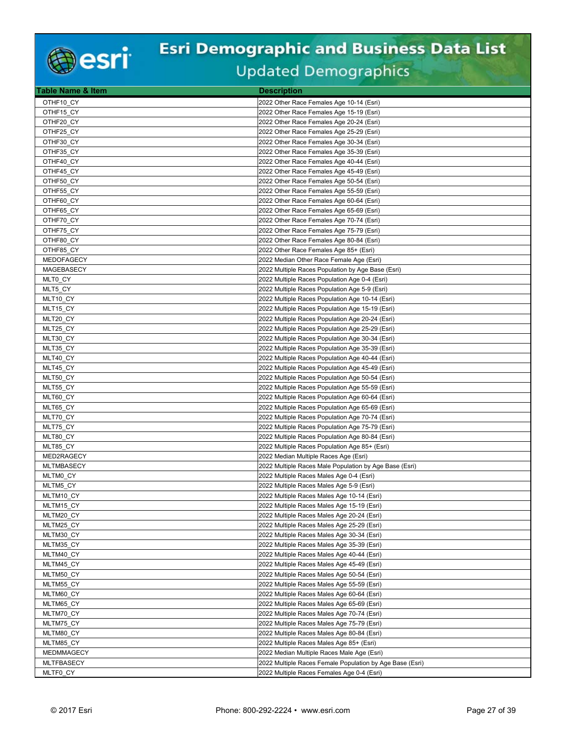# Esri Demographic and Business Data List

## Updated Demographics

| Table Name & Item | Description |
|---|---|
| OTHF10_CY | 2022 Other Race Females Age 10-14 (Esri) |
| OTHF15_CY | 2022 Other Race Females Age 15-19 (Esri) |
| OTHF20_CY | 2022 Other Race Females Age 20-24 (Esri) |
| OTHF25_CY | 2022 Other Race Females Age 25-29 (Esri) |
| OTHF30_CY | 2022 Other Race Females Age 30-34 (Esri) |
| OTHF35_CY | 2022 Other Race Females Age 35-39 (Esri) |
| OTHF40_CY | 2022 Other Race Females Age 40-44 (Esri) |
| OTHF45_CY | 2022 Other Race Females Age 45-49 (Esri) |
| OTHF50_CY | 2022 Other Race Females Age 50-54 (Esri) |
| OTHF55_CY | 2022 Other Race Females Age 55-59 (Esri) |
| OTHF60_CY | 2022 Other Race Females Age 60-64 (Esri) |
| OTHF65_CY | 2022 Other Race Females Age 65-69 (Esri) |
| OTHF70_CY | 2022 Other Race Females Age 70-74 (Esri) |
| OTHF75_CY | 2022 Other Race Females Age 75-79 (Esri) |
| OTHF80_CY | 2022 Other Race Females Age 80-84 (Esri) |
| OTHF85_CY | 2022 Other Race Females Age 85+ (Esri) |
| MEDOFAGECY | 2022 Median Other Race Female Age (Esri) |
| MAGEBASECY | 2022 Multiple Races Population by Age Base (Esri) |
| MLT0_CY | 2022 Multiple Races Population Age 0-4 (Esri) |
| MLT5_CY | 2022 Multiple Races Population Age 5-9 (Esri) |
| MLT10_CY | 2022 Multiple Races Population Age 10-14 (Esri) |
| MLT15_CY | 2022 Multiple Races Population Age 15-19 (Esri) |
| MLT20_CY | 2022 Multiple Races Population Age 20-24 (Esri) |
| MLT25_CY | 2022 Multiple Races Population Age 25-29 (Esri) |
| MLT30_CY | 2022 Multiple Races Population Age 30-34 (Esri) |
| MLT35_CY | 2022 Multiple Races Population Age 35-39 (Esri) |
| MLT40_CY | 2022 Multiple Races Population Age 40-44 (Esri) |
| MLT45_CY | 2022 Multiple Races Population Age 45-49 (Esri) |
| MLT50_CY | 2022 Multiple Races Population Age 50-54 (Esri) |
| MLT55_CY | 2022 Multiple Races Population Age 55-59 (Esri) |
| MLT60_CY | 2022 Multiple Races Population Age 60-64 (Esri) |
| MLT65_CY | 2022 Multiple Races Population Age 65-69 (Esri) |
| MLT70_CY | 2022 Multiple Races Population Age 70-74 (Esri) |
| MLT75_CY | 2022 Multiple Races Population Age 75-79 (Esri) |
| MLT80_CY | 2022 Multiple Races Population Age 80-84 (Esri) |
| MLT85_CY | 2022 Multiple Races Population Age 85+ (Esri) |
| MED2RAGECY | 2022 Median Multiple Races Age (Esri) |
| MLTMBASECY | 2022 Multiple Races Male Population by Age Base (Esri) |
| MLTM0_CY | 2022 Multiple Races Males Age 0-4 (Esri) |
| MLTM5_CY | 2022 Multiple Races Males Age 5-9 (Esri) |
| MLTM10_CY | 2022 Multiple Races Males Age 10-14 (Esri) |
| MLTM15_CY | 2022 Multiple Races Males Age 15-19 (Esri) |
| MLTM20_CY | 2022 Multiple Races Males Age 20-24 (Esri) |
| MLTM25_CY | 2022 Multiple Races Males Age 25-29 (Esri) |
| MLTM30_CY | 2022 Multiple Races Males Age 30-34 (Esri) |
| MLTM35_CY | 2022 Multiple Races Males Age 35-39 (Esri) |
| MLTM40_CY | 2022 Multiple Races Males Age 40-44 (Esri) |
| MLTM45_CY | 2022 Multiple Races Males Age 45-49 (Esri) |
| MLTM50_CY | 2022 Multiple Races Males Age 50-54 (Esri) |
| MLTM55_CY | 2022 Multiple Races Males Age 55-59 (Esri) |
| MLTM60_CY | 2022 Multiple Races Males Age 60-64 (Esri) |
| MLTM65_CY | 2022 Multiple Races Males Age 65-69 (Esri) |
| MLTM70_CY | 2022 Multiple Races Males Age 70-74 (Esri) |
| MLTM75_CY | 2022 Multiple Races Males Age 75-79 (Esri) |
| MLTM80_CY | 2022 Multiple Races Males Age 80-84 (Esri) |
| MLTM85_CY | 2022 Multiple Races Males Age 85+ (Esri) |
| MEDMMAGECY | 2022 Median Multiple Races Male Age (Esri) |
| MLTFBASECY | 2022 Multiple Races Female Population by Age Base (Esri) |
| MLTF0_CY | 2022 Multiple Races Females Age 0-4 (Esri) |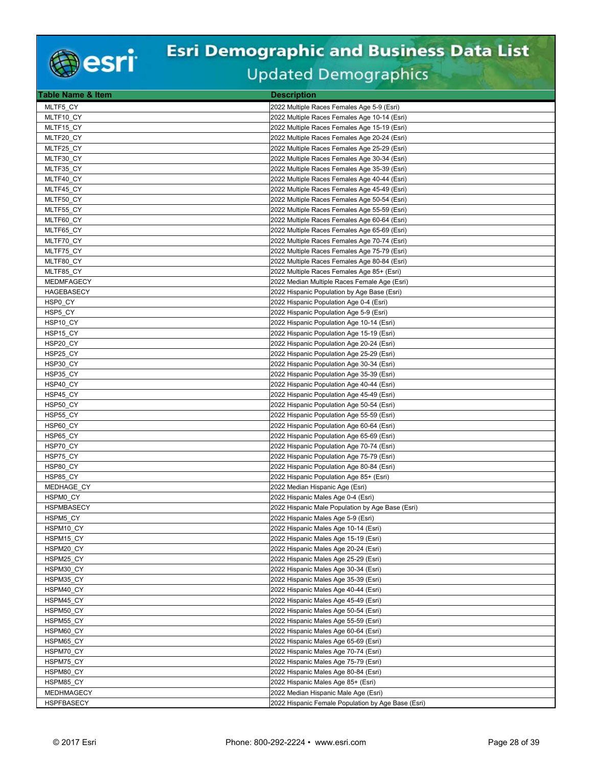# Esri Demographic and Business Data List

## Updated Demographics

| Table Name & Item | Description |
|---|---|
| MLTF5_CY | 2022 Multiple Races Females Age 5-9 (Esri) |
| MLTF10_CY | 2022 Multiple Races Females Age 10-14 (Esri) |
| MLTF15_CY | 2022 Multiple Races Females Age 15-19 (Esri) |
| MLTF20_CY | 2022 Multiple Races Females Age 20-24 (Esri) |
| MLTF25_CY | 2022 Multiple Races Females Age 25-29 (Esri) |
| MLTF30_CY | 2022 Multiple Races Females Age 30-34 (Esri) |
| MLTF35_CY | 2022 Multiple Races Females Age 35-39 (Esri) |
| MLTF40_CY | 2022 Multiple Races Females Age 40-44 (Esri) |
| MLTF45_CY | 2022 Multiple Races Females Age 45-49 (Esri) |
| MLTF50_CY | 2022 Multiple Races Females Age 50-54 (Esri) |
| MLTF55_CY | 2022 Multiple Races Females Age 55-59 (Esri) |
| MLTF60_CY | 2022 Multiple Races Females Age 60-64 (Esri) |
| MLTF65_CY | 2022 Multiple Races Females Age 65-69 (Esri) |
| MLTF70_CY | 2022 Multiple Races Females Age 70-74 (Esri) |
| MLTF75_CY | 2022 Multiple Races Females Age 75-79 (Esri) |
| MLTF80_CY | 2022 Multiple Races Females Age 80-84 (Esri) |
| MLTF85_CY | 2022 Multiple Races Females Age 85+ (Esri) |
| MEDMFAGECY | 2022 Median Multiple Races Female Age (Esri) |
| HAGEBASECY | 2022 Hispanic Population by Age Base (Esri) |
| HSP0_CY | 2022 Hispanic Population Age 0-4 (Esri) |
| HSP5_CY | 2022 Hispanic Population Age 5-9 (Esri) |
| HSP10_CY | 2022 Hispanic Population Age 10-14 (Esri) |
| HSP15_CY | 2022 Hispanic Population Age 15-19 (Esri) |
| HSP20_CY | 2022 Hispanic Population Age 20-24 (Esri) |
| HSP25_CY | 2022 Hispanic Population Age 25-29 (Esri) |
| HSP30_CY | 2022 Hispanic Population Age 30-34 (Esri) |
| HSP35_CY | 2022 Hispanic Population Age 35-39 (Esri) |
| HSP40_CY | 2022 Hispanic Population Age 40-44 (Esri) |
| HSP45_CY | 2022 Hispanic Population Age 45-49 (Esri) |
| HSP50_CY | 2022 Hispanic Population Age 50-54 (Esri) |
| HSP55_CY | 2022 Hispanic Population Age 55-59 (Esri) |
| HSP60_CY | 2022 Hispanic Population Age 60-64 (Esri) |
| HSP65_CY | 2022 Hispanic Population Age 65-69 (Esri) |
| HSP70_CY | 2022 Hispanic Population Age 70-74 (Esri) |
| HSP75_CY | 2022 Hispanic Population Age 75-79 (Esri) |
| HSP80_CY | 2022 Hispanic Population Age 80-84 (Esri) |
| HSP85_CY | 2022 Hispanic Population Age 85+ (Esri) |
| MEDHAGE_CY | 2022 Median Hispanic Age (Esri) |
| HSPM0_CY | 2022 Hispanic Males Age 0-4 (Esri) |
| HSPMBASECY | 2022 Hispanic Male Population by Age Base (Esri) |
| HSPM5_CY | 2022 Hispanic Males Age 5-9 (Esri) |
| HSPM10_CY | 2022 Hispanic Males Age 10-14 (Esri) |
| HSPM15_CY | 2022 Hispanic Males Age 15-19 (Esri) |
| HSPM20_CY | 2022 Hispanic Males Age 20-24 (Esri) |
| HSPM25_CY | 2022 Hispanic Males Age 25-29 (Esri) |
| HSPM30_CY | 2022 Hispanic Males Age 30-34 (Esri) |
| HSPM35_CY | 2022 Hispanic Males Age 35-39 (Esri) |
| HSPM40_CY | 2022 Hispanic Males Age 40-44 (Esri) |
| HSPM45_CY | 2022 Hispanic Males Age 45-49 (Esri) |
| HSPM50_CY | 2022 Hispanic Males Age 50-54 (Esri) |
| HSPM55_CY | 2022 Hispanic Males Age 55-59 (Esri) |
| HSPM60_CY | 2022 Hispanic Males Age 60-64 (Esri) |
| HSPM65_CY | 2022 Hispanic Males Age 65-69 (Esri) |
| HSPM70_CY | 2022 Hispanic Males Age 70-74 (Esri) |
| HSPM75_CY | 2022 Hispanic Males Age 75-79 (Esri) |
| HSPM80_CY | 2022 Hispanic Males Age 80-84 (Esri) |
| HSPM85_CY | 2022 Hispanic Males Age 85+ (Esri) |
| MEDHMAGECY | 2022 Median Hispanic Male Age (Esri) |
| HSPFBASECY | 2022 Hispanic Female Population by Age Base (Esri) |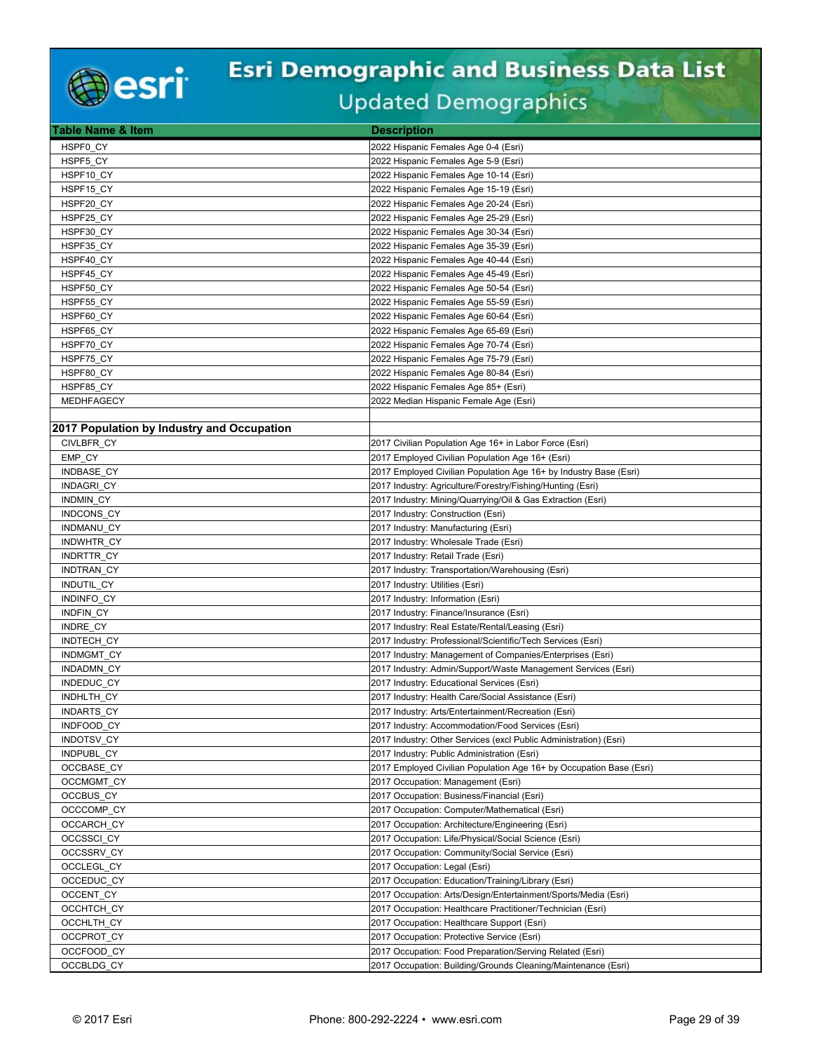# Esri Demographic and Business Data List

## Updated Demographics

| Table Name & Item | Description |
|---|---|
| HSPF0_CY | 2022 Hispanic Females Age 0-4 (Esri) |
| HSPF5_CY | 2022 Hispanic Females Age 5-9 (Esri) |
| HSPF10_CY | 2022 Hispanic Females Age 10-14 (Esri) |
| HSPF15_CY | 2022 Hispanic Females Age 15-19 (Esri) |
| HSPF20_CY | 2022 Hispanic Females Age 20-24 (Esri) |
| HSPF25_CY | 2022 Hispanic Females Age 25-29 (Esri) |
| HSPF30_CY | 2022 Hispanic Females Age 30-34 (Esri) |
| HSPF35_CY | 2022 Hispanic Females Age 35-39 (Esri) |
| HSPF40_CY | 2022 Hispanic Females Age 40-44 (Esri) |
| HSPF45_CY | 2022 Hispanic Females Age 45-49 (Esri) |
| HSPF50_CY | 2022 Hispanic Females Age 50-54 (Esri) |
| HSPF55_CY | 2022 Hispanic Females Age 55-59 (Esri) |
| HSPF60_CY | 2022 Hispanic Females Age 60-64 (Esri) |
| HSPF65_CY | 2022 Hispanic Females Age 65-69 (Esri) |
| HSPF70_CY | 2022 Hispanic Females Age 70-74 (Esri) |
| HSPF75_CY | 2022 Hispanic Females Age 75-79 (Esri) |
| HSPF80_CY | 2022 Hispanic Females Age 80-84 (Esri) |
| HSPF85_CY | 2022 Hispanic Females Age 85+ (Esri) |
| MEDHFAGECY | 2022 Median Hispanic Female Age (Esri) |
| | |
| **2017 Population by Industry and Occupation** | |
| CIVLBFR_CY | 2017 Civilian Population Age 16+ in Labor Force (Esri) |
| EMP_CY | 2017 Employed Civilian Population Age 16+ (Esri) |
| INDBASE_CY | 2017 Employed Civilian Population Age 16+ by Industry Base (Esri) |
| INDAGRI_CY | 2017 Industry: Agriculture/Forestry/Fishing/Hunting (Esri) |
| INDMIN_CY | 2017 Industry: Mining/Quarrying/Oil & Gas Extraction (Esri) |
| INDCONS_CY | 2017 Industry: Construction (Esri) |
| INDMANU_CY | 2017 Industry: Manufacturing (Esri) |
| INDWHTR_CY | 2017 Industry: Wholesale Trade (Esri) |
| INDRTTR_CY | 2017 Industry: Retail Trade (Esri) |
| INDTRAN_CY | 2017 Industry: Transportation/Warehousing (Esri) |
| INDUTIL_CY | 2017 Industry: Utilities (Esri) |
| INDINFO_CY | 2017 Industry: Information (Esri) |
| INDFIN_CY | 2017 Industry: Finance/Insurance (Esri) |
| INDRE_CY | 2017 Industry: Real Estate/Rental/Leasing (Esri) |
| INDTECH_CY | 2017 Industry: Professional/Scientific/Tech Services (Esri) |
| INDMGMT_CY | 2017 Industry: Management of Companies/Enterprises (Esri) |
| INDADMN_CY | 2017 Industry: Admin/Support/Waste Management Services (Esri) |
| INDEDUC_CY | 2017 Industry: Educational Services (Esri) |
| INDHLTH_CY | 2017 Industry: Health Care/Social Assistance (Esri) |
| INDARTS_CY | 2017 Industry: Arts/Entertainment/Recreation (Esri) |
| INDFOOD_CY | 2017 Industry: Accommodation/Food Services (Esri) |
| INDOTSV_CY | 2017 Industry: Other Services (excl Public Administration) (Esri) |
| INDPUBL_CY | 2017 Industry: Public Administration (Esri) |
| OCCBASE_CY | 2017 Employed Civilian Population Age 16+ by Occupation Base (Esri) |
| OCCMGMT_CY | 2017 Occupation: Management (Esri) |
| OCCBUS_CY | 2017 Occupation: Business/Financial (Esri) |
| OCCCOMP_CY | 2017 Occupation: Computer/Mathematical (Esri) |
| OCCARCH_CY | 2017 Occupation: Architecture/Engineering (Esri) |
| OCCSSCI_CY | 2017 Occupation: Life/Physical/Social Science (Esri) |
| OCCSSRV_CY | 2017 Occupation: Community/Social Service (Esri) |
| OCCLEGL_CY | 2017 Occupation: Legal (Esri) |
| OCCEDUC_CY | 2017 Occupation: Education/Training/Library (Esri) |
| OCCENT_CY | 2017 Occupation: Arts/Design/Entertainment/Sports/Media (Esri) |
| OCCHTCH_CY | 2017 Occupation: Healthcare Practitioner/Technician (Esri) |
| OCCHLTH_CY | 2017 Occupation: Healthcare Support (Esri) |
| OCCPROT_CY | 2017 Occupation: Protective Service (Esri) |
| OCCFOOD_CY | 2017 Occupation: Food Preparation/Serving Related (Esri) |
| OCCBLDG_CY | 2017 Occupation: Building/Grounds Cleaning/Maintenance (Esri) |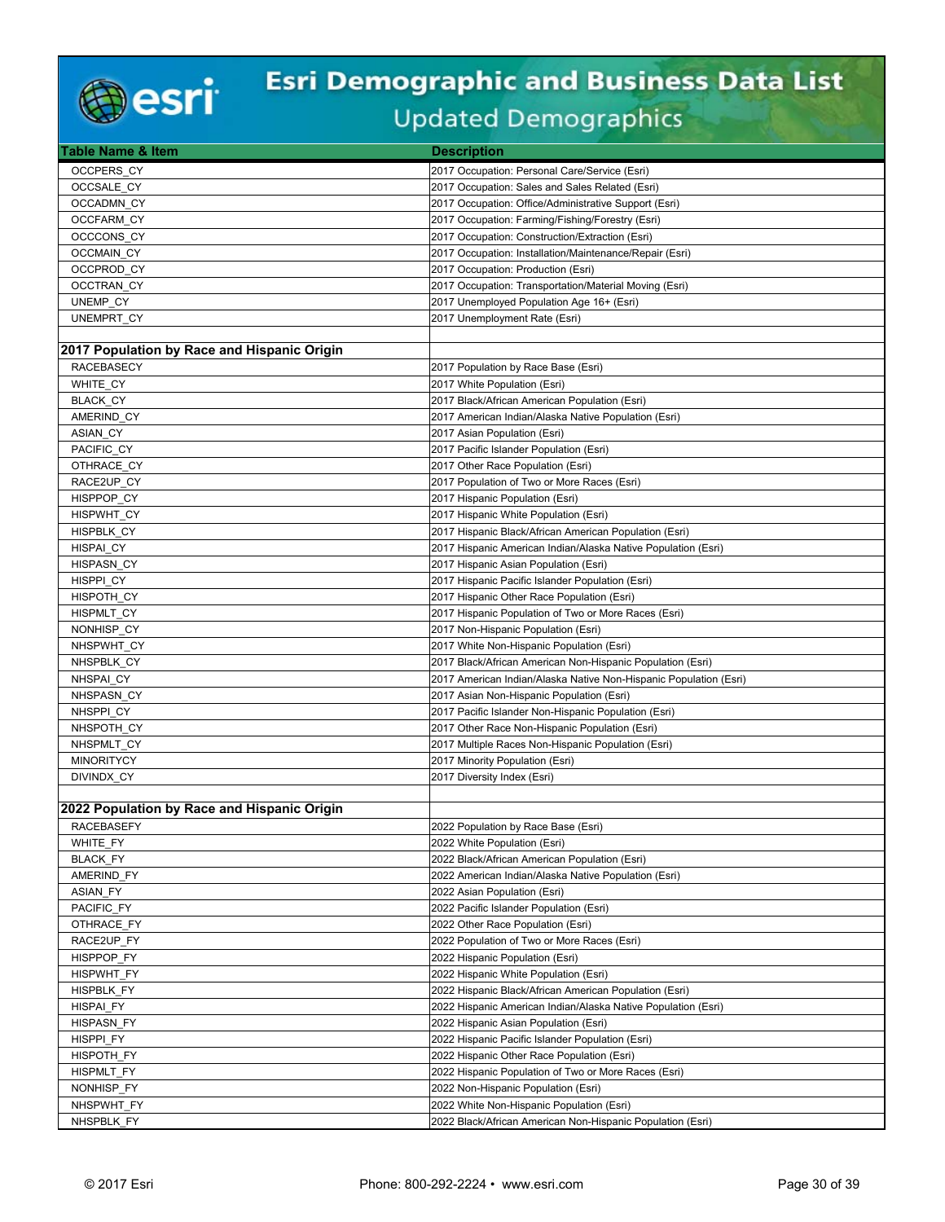# Esri Demographic and Business Data List

## Updated Demographics

| Table Name & Item | Description |
|---|---|
| OCCPERS_CY | 2017 Occupation: Personal Care/Service (Esri) |
| OCCSALE_CY | 2017 Occupation: Sales and Sales Related (Esri) |
| OCCADMN_CY | 2017 Occupation: Office/Administrative Support (Esri) |
| OCCFARM_CY | 2017 Occupation: Farming/Fishing/Forestry (Esri) |
| OCCCONS_CY | 2017 Occupation: Construction/Extraction (Esri) |
| OCCMAIN_CY | 2017 Occupation: Installation/Maintenance/Repair (Esri) |
| OCCPROD_CY | 2017 Occupation: Production (Esri) |
| OCCTRAN_CY | 2017 Occupation: Transportation/Material Moving (Esri) |
| UNEMP_CY | 2017 Unemployed Population Age 16+ (Esri) |
| UNEMPRT_CY | 2017 Unemployment Rate (Esri) |
| | |
| **2017 Population by Race and Hispanic Origin** | |
| RACEBASECY | 2017 Population by Race Base (Esri) |
| WHITE_CY | 2017 White Population (Esri) |
| BLACK_CY | 2017 Black/African American Population (Esri) |
| AMERIND_CY | 2017 American Indian/Alaska Native Population (Esri) |
| ASIAN_CY | 2017 Asian Population (Esri) |
| PACIFIC_CY | 2017 Pacific Islander Population (Esri) |
| OTHRACE_CY | 2017 Other Race Population (Esri) |
| RACE2UP_CY | 2017 Population of Two or More Races (Esri) |
| HISPPOP_CY | 2017 Hispanic Population (Esri) |
| HISPWHT_CY | 2017 Hispanic White Population (Esri) |
| HISPBLK_CY | 2017 Hispanic Black/African American Population (Esri) |
| HISPAI_CY | 2017 Hispanic American Indian/Alaska Native Population (Esri) |
| HISPASN_CY | 2017 Hispanic Asian Population (Esri) |
| HISPPI_CY | 2017 Hispanic Pacific Islander Population (Esri) |
| HISPOTH_CY | 2017 Hispanic Other Race Population (Esri) |
| HISPMLT_CY | 2017 Hispanic Population of Two or More Races (Esri) |
| NONHISP_CY | 2017 Non-Hispanic Population (Esri) |
| NHSPWHT_CY | 2017 White Non-Hispanic Population (Esri) |
| NHSPBLK_CY | 2017 Black/African American Non-Hispanic Population (Esri) |
| NHSPAI_CY | 2017 American Indian/Alaska Native Non-Hispanic Population (Esri) |
| NHSPASN_CY | 2017 Asian Non-Hispanic Population (Esri) |
| NHSPPI_CY | 2017 Pacific Islander Non-Hispanic Population (Esri) |
| NHSPOTH_CY | 2017 Other Race Non-Hispanic Population (Esri) |
| NHSPMLT_CY | 2017 Multiple Races Non-Hispanic Population (Esri) |
| MINORITYCY | 2017 Minority Population (Esri) |
| DIVINDX_CY | 2017 Diversity Index (Esri) |
| | |
| **2022 Population by Race and Hispanic Origin** | |
| RACEBASEFY | 2022 Population by Race Base (Esri) |
| WHITE_FY | 2022 White Population (Esri) |
| BLACK_FY | 2022 Black/African American Population (Esri) |
| AMERIND_FY | 2022 American Indian/Alaska Native Population (Esri) |
| ASIAN_FY | 2022 Asian Population (Esri) |
| PACIFIC_FY | 2022 Pacific Islander Population (Esri) |
| OTHRACE_FY | 2022 Other Race Population (Esri) |
| RACE2UP_FY | 2022 Population of Two or More Races (Esri) |
| HISPPOP_FY | 2022 Hispanic Population (Esri) |
| HISPWHT_FY | 2022 Hispanic White Population (Esri) |
| HISPBLK_FY | 2022 Hispanic Black/African American Population (Esri) |
| HISPAI_FY | 2022 Hispanic American Indian/Alaska Native Population (Esri) |
| HISPASN_FY | 2022 Hispanic Asian Population (Esri) |
| HISPPI_FY | 2022 Hispanic Pacific Islander Population (Esri) |
| HISPOTH_FY | 2022 Hispanic Other Race Population (Esri) |
| HISPMLT_FY | 2022 Hispanic Population of Two or More Races (Esri) |
| NONHISP_FY | 2022 Non-Hispanic Population (Esri) |
| NHSPWHT_FY | 2022 White Non-Hispanic Population (Esri) |
| NHSPBLK_FY | 2022 Black/African American Non-Hispanic Population (Esri) |

© 2017 Esri    Phone: 800-292-2224 • www.esri.com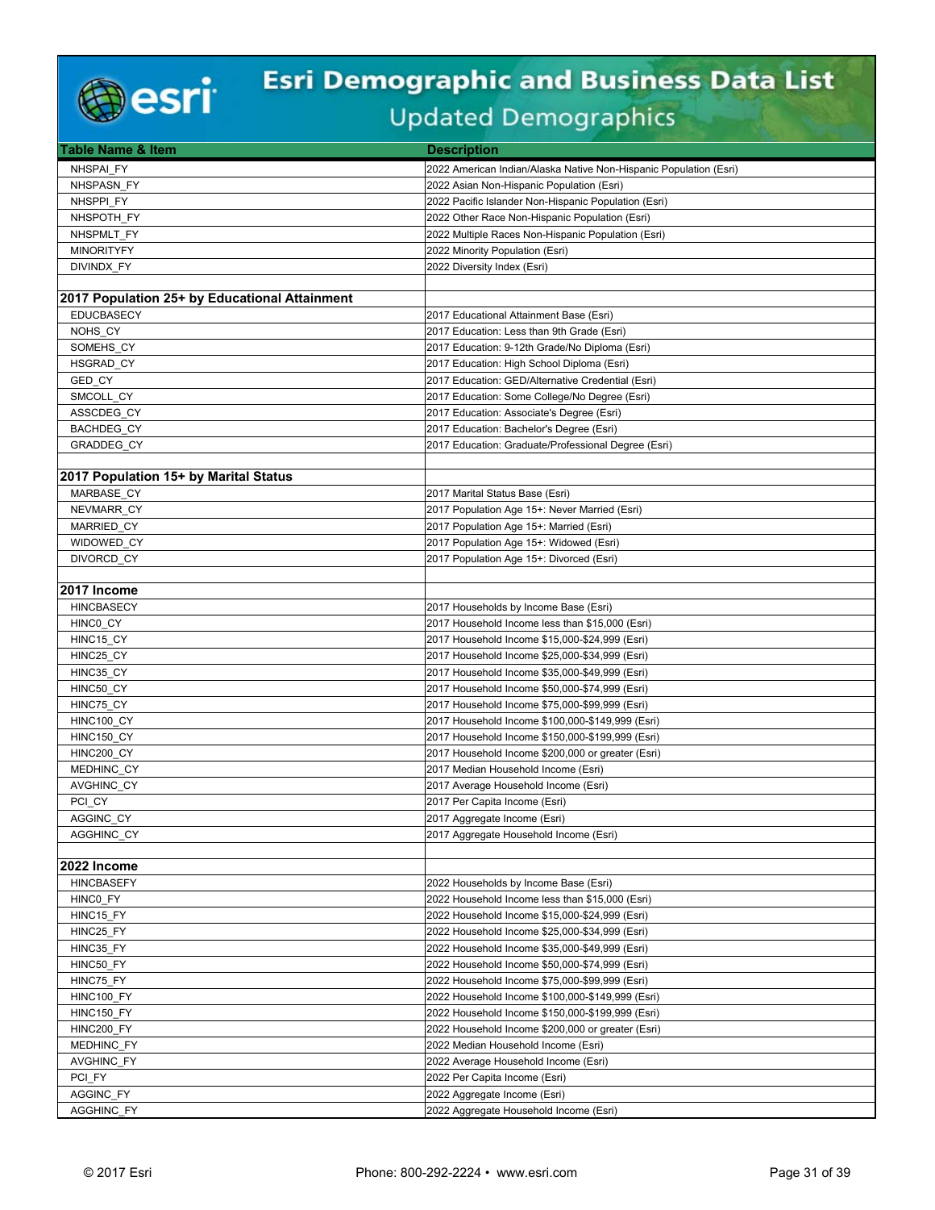# Esri Demographic and Business Data List

## Updated Demographics

| Table Name & Item | Description |
|---|---|
| NHSPAI_FY | 2022 American Indian/Alaska Native Non-Hispanic Population (Esri) |
| NHSPASN_FY | 2022 Asian Non-Hispanic Population (Esri) |
| NHSPPI_FY | 2022 Pacific Islander Non-Hispanic Population (Esri) |
| NHSPOTH_FY | 2022 Other Race Non-Hispanic Population (Esri) |
| NHSPMLT_FY | 2022 Multiple Races Non-Hispanic Population (Esri) |
| MINORITYFY | 2022 Minority Population (Esri) |
| DIVINDX_FY | 2022 Diversity Index (Esri) |
| | |
| **2017 Population 25+ by Educational Attainment** | |
| EDUCBASECY | 2017 Educational Attainment Base (Esri) |
| NOHS_CY | 2017 Education: Less than 9th Grade (Esri) |
| SOMEHS_CY | 2017 Education: 9-12th Grade/No Diploma (Esri) |
| HSGRAD_CY | 2017 Education: High School Diploma (Esri) |
| GED_CY | 2017 Education: GED/Alternative Credential (Esri) |
| SMCOLL_CY | 2017 Education: Some College/No Degree (Esri) |
| ASSCDEG_CY | 2017 Education: Associate's Degree (Esri) |
| BACHDEG_CY | 2017 Education: Bachelor's Degree (Esri) |
| GRADDEG_CY | 2017 Education: Graduate/Professional Degree (Esri) |
| | |
| **2017 Population 15+ by Marital Status** | |
| MARBASE_CY | 2017 Marital Status Base (Esri) |
| NEVMARR_CY | 2017 Population Age 15+: Never Married (Esri) |
| MARRIED_CY | 2017 Population Age 15+: Married (Esri) |
| WIDOWED_CY | 2017 Population Age 15+: Widowed (Esri) |
| DIVORCD_CY | 2017 Population Age 15+: Divorced (Esri) |
| | |
| **2017 Income** | |
| HINCBASECY | 2017 Households by Income Base (Esri) |
| HINC0_CY | 2017 Household Income less than $15,000 (Esri) |
| HINC15_CY | 2017 Household Income $15,000-$24,999 (Esri) |
| HINC25_CY | 2017 Household Income $25,000-$34,999 (Esri) |
| HINC35_CY | 2017 Household Income $35,000-$49,999 (Esri) |
| HINC50_CY | 2017 Household Income $50,000-$74,999 (Esri) |
| HINC75_CY | 2017 Household Income $75,000-$99,999 (Esri) |
| HINC100_CY | 2017 Household Income $100,000-$149,999 (Esri) |
| HINC150_CY | 2017 Household Income $150,000-$199,999 (Esri) |
| HINC200_CY | 2017 Household Income $200,000 or greater (Esri) |
| MEDHINC_CY | 2017 Median Household Income (Esri) |
| AVGHINC_CY | 2017 Average Household Income (Esri) |
| PCI_CY | 2017 Per Capita Income (Esri) |
| AGGINC_CY | 2017 Aggregate Income (Esri) |
| AGGHINC_CY | 2017 Aggregate Household Income (Esri) |
| | |
| **2022 Income** | |
| HINCBASEFY | 2022 Households by Income Base (Esri) |
| HINC0_FY | 2022 Household Income less than $15,000 (Esri) |
| HINC15_FY | 2022 Household Income $15,000-$24,999 (Esri) |
| HINC25_FY | 2022 Household Income $25,000-$34,999 (Esri) |
| HINC35_FY | 2022 Household Income $35,000-$49,999 (Esri) |
| HINC50_FY | 2022 Household Income $50,000-$74,999 (Esri) |
| HINC75_FY | 2022 Household Income $75,000-$99,999 (Esri) |
| HINC100_FY | 2022 Household Income $100,000-$149,999 (Esri) |
| HINC150_FY | 2022 Household Income $150,000-$199,999 (Esri) |
| HINC200_FY | 2022 Household Income $200,000 or greater (Esri) |
| MEDHINC_FY | 2022 Median Household Income (Esri) |
| AVGHINC_FY | 2022 Average Household Income (Esri) |
| PCI_FY | 2022 Per Capita Income (Esri) |
| AGGINC_FY | 2022 Aggregate Income (Esri) |
| AGGHINC_FY | 2022 Aggregate Household Income (Esri) |

© 2017 Esri    Phone: 800-292-2224 • www.esri.com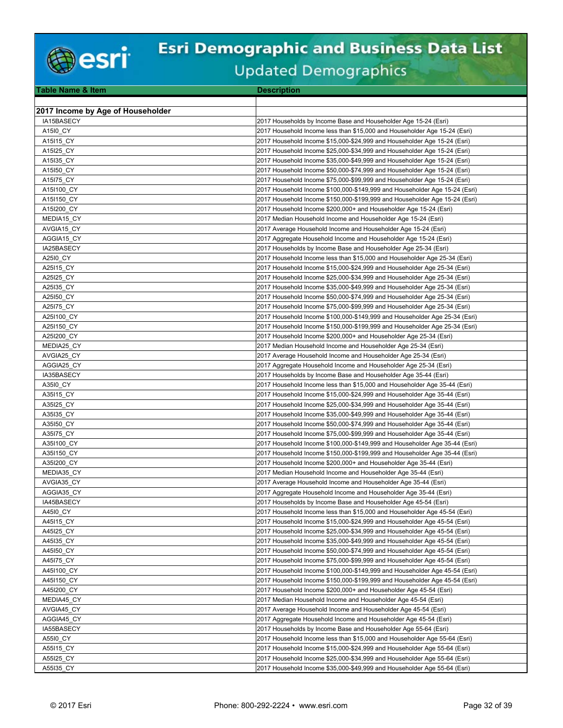# Esri Demographic and Business Data List

## Updated Demographics

| Table Name & Item | Description |
|---|---|
| **2017 Income by Age of Householder** | |
| IA15BASECY | 2017 Households by Income Base and Householder Age 15-24 (Esri) |
| A15I0_CY | 2017 Household Income less than $15,000 and Householder Age 15-24 (Esri) |
| A15I15_CY | 2017 Household Income $15,000-$24,999 and Householder Age 15-24 (Esri) |
| A15I25_CY | 2017 Household Income $25,000-$34,999 and Householder Age 15-24 (Esri) |
| A15I35_CY | 2017 Household Income $35,000-$49,999 and Householder Age 15-24 (Esri) |
| A15I50_CY | 2017 Household Income $50,000-$74,999 and Householder Age 15-24 (Esri) |
| A15I75_CY | 2017 Household Income $75,000-$99,999 and Householder Age 15-24 (Esri) |
| A15I100_CY | 2017 Household Income $100,000-$149,999 and Householder Age 15-24 (Esri) |
| A15I150_CY | 2017 Household Income $150,000-$199,999 and Householder Age 15-24 (Esri) |
| A15I200_CY | 2017 Household Income $200,000+ and Householder Age 15-24 (Esri) |
| MEDIA15_CY | 2017 Median Household Income and Householder Age 15-24 (Esri) |
| AVGIA15_CY | 2017 Average Household Income and Householder Age 15-24 (Esri) |
| AGGIA15_CY | 2017 Aggregate Household Income and Householder Age 15-24 (Esri) |
| IA25BASECY | 2017 Households by Income Base and Householder Age 25-34 (Esri) |
| A25I0_CY | 2017 Household Income less than $15,000 and Householder Age 25-34 (Esri) |
| A25I15_CY | 2017 Household Income $15,000-$24,999 and Householder Age 25-34 (Esri) |
| A25I25_CY | 2017 Household Income $25,000-$34,999 and Householder Age 25-34 (Esri) |
| A25I35_CY | 2017 Household Income $35,000-$49,999 and Householder Age 25-34 (Esri) |
| A25I50_CY | 2017 Household Income $50,000-$74,999 and Householder Age 25-34 (Esri) |
| A25I75_CY | 2017 Household Income $75,000-$99,999 and Householder Age 25-34 (Esri) |
| A25I100_CY | 2017 Household Income $100,000-$149,999 and Householder Age 25-34 (Esri) |
| A25I150_CY | 2017 Household Income $150,000-$199,999 and Householder Age 25-34 (Esri) |
| A25I200_CY | 2017 Household Income $200,000+ and Householder Age 25-34 (Esri) |
| MEDIA25_CY | 2017 Median Household Income and Householder Age 25-34 (Esri) |
| AVGIA25_CY | 2017 Average Household Income and Householder Age 25-34 (Esri) |
| AGGIA25_CY | 2017 Aggregate Household Income and Householder Age 25-34 (Esri) |
| IA35BASECY | 2017 Households by Income Base and Householder Age 35-44 (Esri) |
| A35I0_CY | 2017 Household Income less than $15,000 and Householder Age 35-44 (Esri) |
| A35I15_CY | 2017 Household Income $15,000-$24,999 and Householder Age 35-44 (Esri) |
| A35I25_CY | 2017 Household Income $25,000-$34,999 and Householder Age 35-44 (Esri) |
| A35I35_CY | 2017 Household Income $35,000-$49,999 and Householder Age 35-44 (Esri) |
| A35I50_CY | 2017 Household Income $50,000-$74,999 and Householder Age 35-44 (Esri) |
| A35I75_CY | 2017 Household Income $75,000-$99,999 and Householder Age 35-44 (Esri) |
| A35I100_CY | 2017 Household Income $100,000-$149,999 and Householder Age 35-44 (Esri) |
| A35I150_CY | 2017 Household Income $150,000-$199,999 and Householder Age 35-44 (Esri) |
| A35I200_CY | 2017 Household Income $200,000+ and Householder Age 35-44 (Esri) |
| MEDIA35_CY | 2017 Median Household Income and Householder Age 35-44 (Esri) |
| AVGIA35_CY | 2017 Average Household Income and Householder Age 35-44 (Esri) |
| AGGIA35_CY | 2017 Aggregate Household Income and Householder Age 35-44 (Esri) |
| IA45BASECY | 2017 Households by Income Base and Householder Age 45-54 (Esri) |
| A45I0_CY | 2017 Household Income less than $15,000 and Householder Age 45-54 (Esri) |
| A45I15_CY | 2017 Household Income $15,000-$24,999 and Householder Age 45-54 (Esri) |
| A45I25_CY | 2017 Household Income $25,000-$34,999 and Householder Age 45-54 (Esri) |
| A45I35_CY | 2017 Household Income $35,000-$49,999 and Householder Age 45-54 (Esri) |
| A45I50_CY | 2017 Household Income $50,000-$74,999 and Householder Age 45-54 (Esri) |
| A45I75_CY | 2017 Household Income $75,000-$99,999 and Householder Age 45-54 (Esri) |
| A45I100_CY | 2017 Household Income $100,000-$149,999 and Householder Age 45-54 (Esri) |
| A45I150_CY | 2017 Household Income $150,000-$199,999 and Householder Age 45-54 (Esri) |
| A45I200_CY | 2017 Household Income $200,000+ and Householder Age 45-54 (Esri) |
| MEDIA45_CY | 2017 Median Household Income and Householder Age 45-54 (Esri) |
| AVGIA45_CY | 2017 Average Household Income and Householder Age 45-54 (Esri) |
| AGGIA45_CY | 2017 Aggregate Household Income and Householder Age 45-54 (Esri) |
| IA55BASECY | 2017 Households by Income Base and Householder Age 55-64 (Esri) |
| A55I0_CY | 2017 Household Income less than $15,000 and Householder Age 55-64 (Esri) |
| A55I15_CY | 2017 Household Income $15,000-$24,999 and Householder Age 55-64 (Esri) |
| A55I25_CY | 2017 Household Income $25,000-$34,999 and Householder Age 55-64 (Esri) |
| A55I35_CY | 2017 Household Income $35,000-$49,999 and Householder Age 55-64 (Esri) |

© 2017 Esri Phone: 800-292-2224 • www.esri.com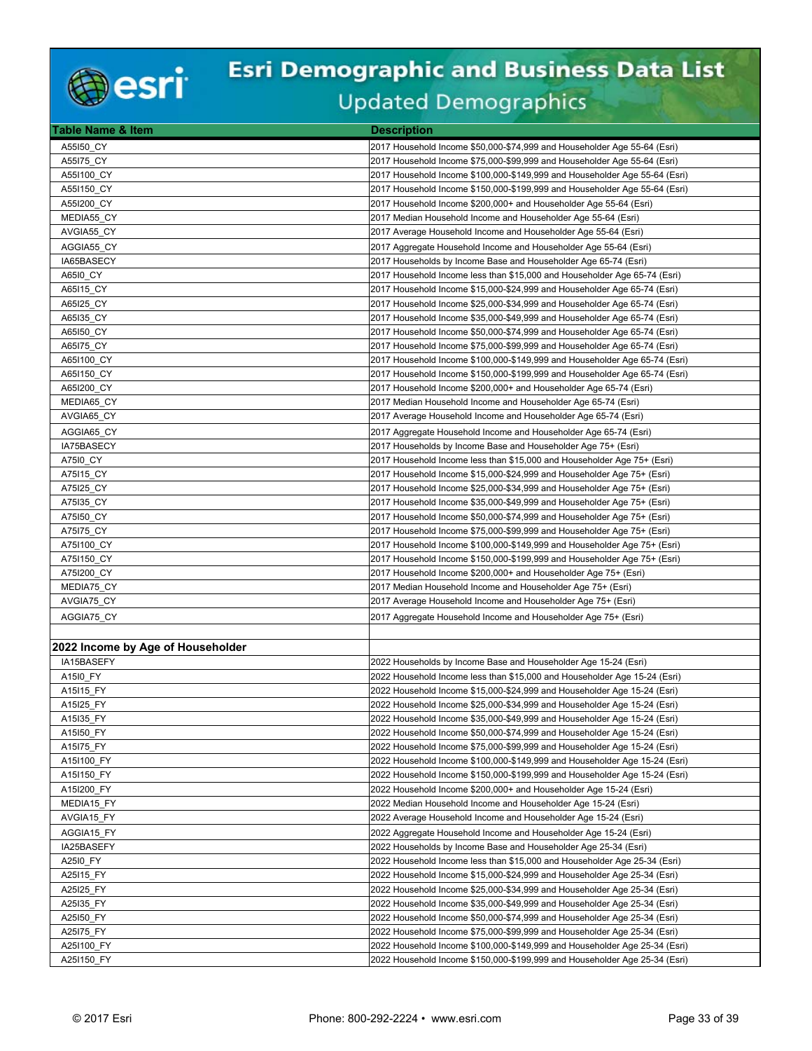# Esri Demographic and Business Data List

## Updated Demographics

| Table Name & Item | Description |
|---|---|
| A55I50_CY | 2017 Household Income $50,000-$74,999 and Householder Age 55-64 (Esri) |
| A55I75_CY | 2017 Household Income $75,000-$99,999 and Householder Age 55-64 (Esri) |
| A55I100_CY | 2017 Household Income $100,000-$149,999 and Householder Age 55-64 (Esri) |
| A55I150_CY | 2017 Household Income $150,000-$199,999 and Householder Age 55-64 (Esri) |
| A55I200_CY | 2017 Household Income $200,000+ and Householder Age 55-64 (Esri) |
| MEDIA55_CY | 2017 Median Household Income and Householder Age 55-64 (Esri) |
| AVGIA55_CY | 2017 Average Household Income and Householder Age 55-64 (Esri) |
| AGGIA55_CY | 2017 Aggregate Household Income and Householder Age 55-64 (Esri) |
| IA65BASECY | 2017 Households by Income Base and Householder Age 65-74 (Esri) |
| A65I0_CY | 2017 Household Income less than $15,000 and Householder Age 65-74 (Esri) |
| A65I15_CY | 2017 Household Income $15,000-$24,999 and Householder Age 65-74 (Esri) |
| A65I25_CY | 2017 Household Income $25,000-$34,999 and Householder Age 65-74 (Esri) |
| A65I35_CY | 2017 Household Income $35,000-$49,999 and Householder Age 65-74 (Esri) |
| A65I50_CY | 2017 Household Income $50,000-$74,999 and Householder Age 65-74 (Esri) |
| A65I75_CY | 2017 Household Income $75,000-$99,999 and Householder Age 65-74 (Esri) |
| A65I100_CY | 2017 Household Income $100,000-$149,999 and Householder Age 65-74 (Esri) |
| A65I150_CY | 2017 Household Income $150,000-$199,999 and Householder Age 65-74 (Esri) |
| A65I200_CY | 2017 Household Income $200,000+ and Householder Age 65-74 (Esri) |
| MEDIA65_CY | 2017 Median Household Income and Householder Age 65-74 (Esri) |
| AVGIA65_CY | 2017 Average Household Income and Householder Age 65-74 (Esri) |
| AGGIA65_CY | 2017 Aggregate Household Income and Householder Age 65-74 (Esri) |
| IA75BASECY | 2017 Households by Income Base and Householder Age 75+ (Esri) |
| A75I0_CY | 2017 Household Income less than $15,000 and Householder Age 75+ (Esri) |
| A75I15_CY | 2017 Household Income $15,000-$24,999 and Householder Age 75+ (Esri) |
| A75I25_CY | 2017 Household Income $25,000-$34,999 and Householder Age 75+ (Esri) |
| A75I35_CY | 2017 Household Income $35,000-$49,999 and Householder Age 75+ (Esri) |
| A75I50_CY | 2017 Household Income $50,000-$74,999 and Householder Age 75+ (Esri) |
| A75I75_CY | 2017 Household Income $75,000-$99,999 and Householder Age 75+ (Esri) |
| A75I100_CY | 2017 Household Income $100,000-$149,999 and Householder Age 75+ (Esri) |
| A75I150_CY | 2017 Household Income $150,000-$199,999 and Householder Age 75+ (Esri) |
| A75I200_CY | 2017 Household Income $200,000+ and Householder Age 75+ (Esri) |
| MEDIA75_CY | 2017 Median Household Income and Householder Age 75+ (Esri) |
| AVGIA75_CY | 2017 Average Household Income and Householder Age 75+ (Esri) |
| AGGIA75_CY | 2017 Aggregate Household Income and Householder Age 75+ (Esri) |
| | |
| **2022 Income by Age of Householder** | |
| IA15BASEFY | 2022 Households by Income Base and Householder Age 15-24 (Esri) |
| A15I0_FY | 2022 Household Income less than $15,000 and Householder Age 15-24 (Esri) |
| A15I15_FY | 2022 Household Income $15,000-$24,999 and Householder Age 15-24 (Esri) |
| A15I25_FY | 2022 Household Income $25,000-$34,999 and Householder Age 15-24 (Esri) |
| A15I35_FY | 2022 Household Income $35,000-$49,999 and Householder Age 15-24 (Esri) |
| A15I50_FY | 2022 Household Income $50,000-$74,999 and Householder Age 15-24 (Esri) |
| A15I75_FY | 2022 Household Income $75,000-$99,999 and Householder Age 15-24 (Esri) |
| A15I100_FY | 2022 Household Income $100,000-$149,999 and Householder Age 15-24 (Esri) |
| A15I150_FY | 2022 Household Income $150,000-$199,999 and Householder Age 15-24 (Esri) |
| A15I200_FY | 2022 Household Income $200,000+ and Householder Age 15-24 (Esri) |
| MEDIA15_FY | 2022 Median Household Income and Householder Age 15-24 (Esri) |
| AVGIA15_FY | 2022 Average Household Income and Householder Age 15-24 (Esri) |
| AGGIA15_FY | 2022 Aggregate Household Income and Householder Age 15-24 (Esri) |
| IA25BASEFY | 2022 Households by Income Base and Householder Age 25-34 (Esri) |
| A25I0_FY | 2022 Household Income less than $15,000 and Householder Age 25-34 (Esri) |
| A25I15_FY | 2022 Household Income $15,000-$24,999 and Householder Age 25-34 (Esri) |
| A25I25_FY | 2022 Household Income $25,000-$34,999 and Householder Age 25-34 (Esri) |
| A25I35_FY | 2022 Household Income $35,000-$49,999 and Householder Age 25-34 (Esri) |
| A25I50_FY | 2022 Household Income $50,000-$74,999 and Householder Age 25-34 (Esri) |
| A25I75_FY | 2022 Household Income $75,000-$99,999 and Householder Age 25-34 (Esri) |
| A25I100_FY | 2022 Household Income $100,000-$149,999 and Householder Age 25-34 (Esri) |
| A25I150_FY | 2022 Household Income $150,000-$199,999 and Householder Age 25-34 (Esri) |

© 2017 Esri Phone: 800-292-2224 • www.esri.com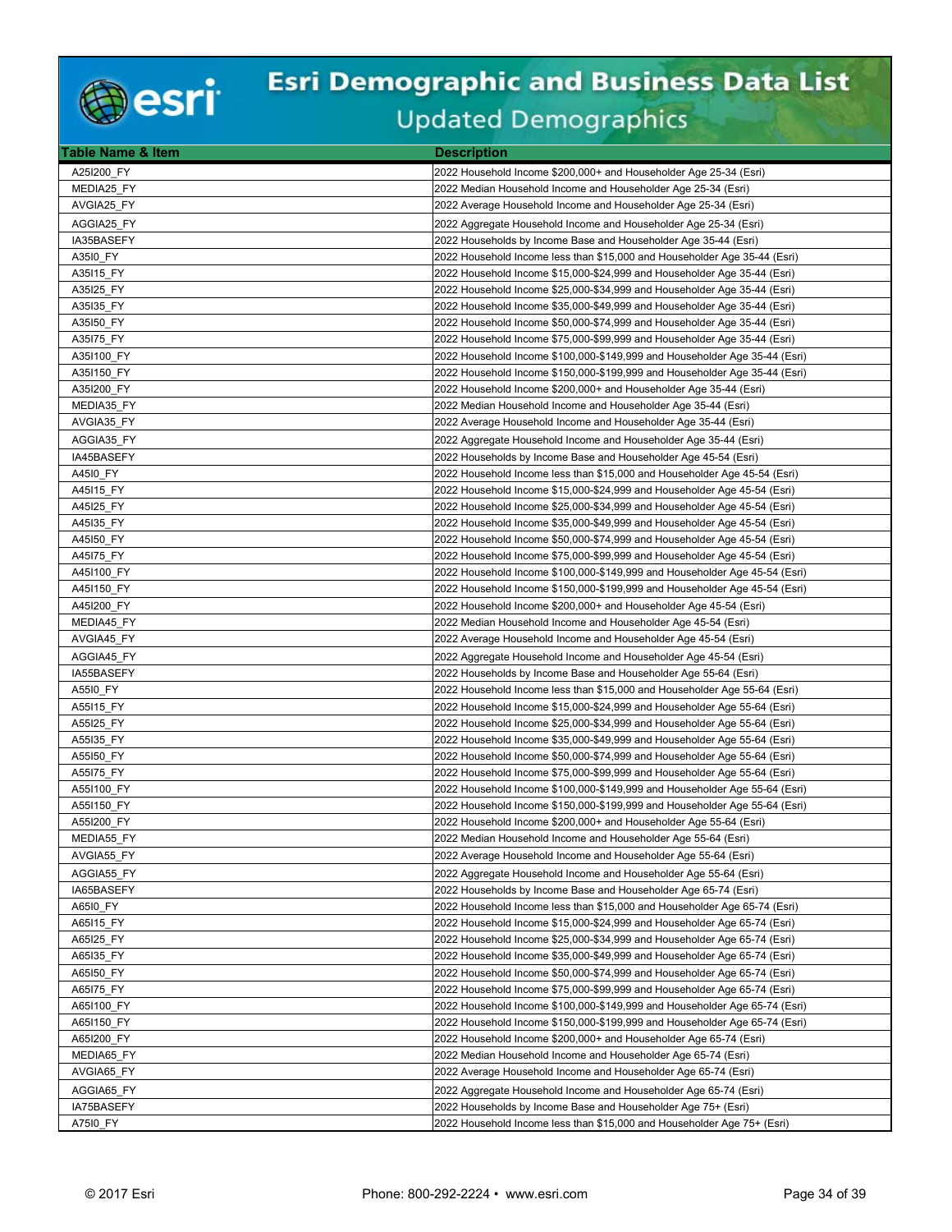# Esri Demographic and Business Data List

## Updated Demographics

| Table Name & Item | Description |
|---|---|
| A25I200_FY | 2022 Household Income $200,000+ and Householder Age 25-34 (Esri) |
| MEDIA25_FY | 2022 Median Household Income and Householder Age 25-34 (Esri) |
| AVGIA25_FY | 2022 Average Household Income and Householder Age 25-34 (Esri) |
| AGGIA25_FY | 2022 Aggregate Household Income and Householder Age 25-34 (Esri) |
| IA35BASEFY | 2022 Households by Income Base and Householder Age 35-44 (Esri) |
| A35I0_FY | 2022 Household Income less than $15,000 and Householder Age 35-44 (Esri) |
| A35I15_FY | 2022 Household Income $15,000-$24,999 and Householder Age 35-44 (Esri) |
| A35I25_FY | 2022 Household Income $25,000-$34,999 and Householder Age 35-44 (Esri) |
| A35I35_FY | 2022 Household Income $35,000-$49,999 and Householder Age 35-44 (Esri) |
| A35I50_FY | 2022 Household Income $50,000-$74,999 and Householder Age 35-44 (Esri) |
| A35I75_FY | 2022 Household Income $75,000-$99,999 and Householder Age 35-44 (Esri) |
| A35I100_FY | 2022 Household Income $100,000-$149,999 and Householder Age 35-44 (Esri) |
| A35I150_FY | 2022 Household Income $150,000-$199,999 and Householder Age 35-44 (Esri) |
| A35I200_FY | 2022 Household Income $200,000+ and Householder Age 35-44 (Esri) |
| MEDIA35_FY | 2022 Median Household Income and Householder Age 35-44 (Esri) |
| AVGIA35_FY | 2022 Average Household Income and Householder Age 35-44 (Esri) |
| AGGIA35_FY | 2022 Aggregate Household Income and Householder Age 35-44 (Esri) |
| IA45BASEFY | 2022 Households by Income Base and Householder Age 45-54 (Esri) |
| A45I0_FY | 2022 Household Income less than $15,000 and Householder Age 45-54 (Esri) |
| A45I15_FY | 2022 Household Income $15,000-$24,999 and Householder Age 45-54 (Esri) |
| A45I25_FY | 2022 Household Income $25,000-$34,999 and Householder Age 45-54 (Esri) |
| A45I35_FY | 2022 Household Income $35,000-$49,999 and Householder Age 45-54 (Esri) |
| A45I50_FY | 2022 Household Income $50,000-$74,999 and Householder Age 45-54 (Esri) |
| A45I75_FY | 2022 Household Income $75,000-$99,999 and Householder Age 45-54 (Esri) |
| A45I100_FY | 2022 Household Income $100,000-$149,999 and Householder Age 45-54 (Esri) |
| A45I150_FY | 2022 Household Income $150,000-$199,999 and Householder Age 45-54 (Esri) |
| A45I200_FY | 2022 Household Income $200,000+ and Householder Age 45-54 (Esri) |
| MEDIA45_FY | 2022 Median Household Income and Householder Age 45-54 (Esri) |
| AVGIA45_FY | 2022 Average Household Income and Householder Age 45-54 (Esri) |
| AGGIA45_FY | 2022 Aggregate Household Income and Householder Age 45-54 (Esri) |
| IA55BASEFY | 2022 Households by Income Base and Householder Age 55-64 (Esri) |
| A55I0_FY | 2022 Household Income less than $15,000 and Householder Age 55-64 (Esri) |
| A55I15_FY | 2022 Household Income $15,000-$24,999 and Householder Age 55-64 (Esri) |
| A55I25_FY | 2022 Household Income $25,000-$34,999 and Householder Age 55-64 (Esri) |
| A55I35_FY | 2022 Household Income $35,000-$49,999 and Householder Age 55-64 (Esri) |
| A55I50_FY | 2022 Household Income $50,000-$74,999 and Householder Age 55-64 (Esri) |
| A55I75_FY | 2022 Household Income $75,000-$99,999 and Householder Age 55-64 (Esri) |
| A55I100_FY | 2022 Household Income $100,000-$149,999 and Householder Age 55-64 (Esri) |
| A55I150_FY | 2022 Household Income $150,000-$199,999 and Householder Age 55-64 (Esri) |
| A55I200_FY | 2022 Household Income $200,000+ and Householder Age 55-64 (Esri) |
| MEDIA55_FY | 2022 Median Household Income and Householder Age 55-64 (Esri) |
| AVGIA55_FY | 2022 Average Household Income and Householder Age 55-64 (Esri) |
| AGGIA55_FY | 2022 Aggregate Household Income and Householder Age 55-64 (Esri) |
| IA65BASEFY | 2022 Households by Income Base and Householder Age 65-74 (Esri) |
| A65I0_FY | 2022 Household Income less than $15,000 and Householder Age 65-74 (Esri) |
| A65I15_FY | 2022 Household Income $15,000-$24,999 and Householder Age 65-74 (Esri) |
| A65I25_FY | 2022 Household Income $25,000-$34,999 and Householder Age 65-74 (Esri) |
| A65I35_FY | 2022 Household Income $35,000-$49,999 and Householder Age 65-74 (Esri) |
| A65I50_FY | 2022 Household Income $50,000-$74,999 and Householder Age 65-74 (Esri) |
| A65I75_FY | 2022 Household Income $75,000-$99,999 and Householder Age 65-74 (Esri) |
| A65I100_FY | 2022 Household Income $100,000-$149,999 and Householder Age 65-74 (Esri) |
| A65I150_FY | 2022 Household Income $150,000-$199,999 and Householder Age 65-74 (Esri) |
| A65I200_FY | 2022 Household Income $200,000+ and Householder Age 65-74 (Esri) |
| MEDIA65_FY | 2022 Median Household Income and Householder Age 65-74 (Esri) |
| AVGIA65_FY | 2022 Average Household Income and Householder Age 65-74 (Esri) |
| AGGIA65_FY | 2022 Aggregate Household Income and Householder Age 65-74 (Esri) |
| IA75BASEFY | 2022 Households by Income Base and Householder Age 75+ (Esri) |
| A75I0_FY | 2022 Household Income less than $15,000 and Householder Age 75+ (Esri) |

© 2017 Esri Phone: 800-292-2224 • www.esri.com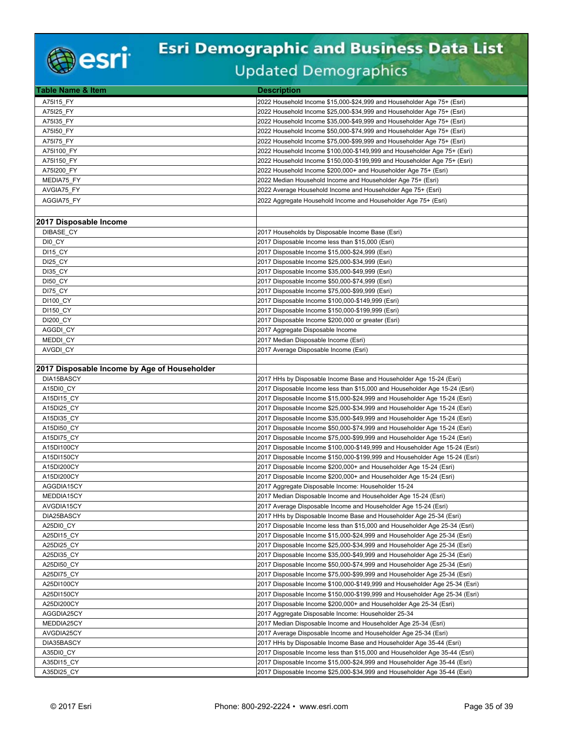# Esri Demographic and Business Data List

## Updated Demographics

| Table Name & Item | Description |
|---|---|
| A75I15_FY | 2022 Household Income $15,000-$24,999 and Householder Age 75+ (Esri) |
| A75I25_FY | 2022 Household Income $25,000-$34,999 and Householder Age 75+ (Esri) |
| A75I35_FY | 2022 Household Income $35,000-$49,999 and Householder Age 75+ (Esri) |
| A75I50_FY | 2022 Household Income $50,000-$74,999 and Householder Age 75+ (Esri) |
| A75I75_FY | 2022 Household Income $75,000-$99,999 and Householder Age 75+ (Esri) |
| A75I100_FY | 2022 Household Income $100,000-$149,999 and Householder Age 75+ (Esri) |
| A75I150_FY | 2022 Household Income $150,000-$199,999 and Householder Age 75+ (Esri) |
| A75I200_FY | 2022 Household Income $200,000+ and Householder Age 75+ (Esri) |
| MEDIA75_FY | 2022 Median Household Income and Householder Age 75+ (Esri) |
| AVGIA75_FY | 2022 Average Household Income and Householder Age 75+ (Esri) |
| AGGIA75_FY | 2022 Aggregate Household Income and Householder Age 75+ (Esri) |
| | |
| **2017 Disposable Income** | |
| DIBASE_CY | 2017 Households by Disposable Income Base (Esri) |
| DI0_CY | 2017 Disposable Income less than $15,000 (Esri) |
| DI15_CY | 2017 Disposable Income $15,000-$24,999 (Esri) |
| DI25_CY | 2017 Disposable Income $25,000-$34,999 (Esri) |
| DI35_CY | 2017 Disposable Income $35,000-$49,999 (Esri) |
| DI50_CY | 2017 Disposable Income $50,000-$74,999 (Esri) |
| DI75_CY | 2017 Disposable Income $75,000-$99,999 (Esri) |
| DI100_CY | 2017 Disposable Income $100,000-$149,999 (Esri) |
| DI150_CY | 2017 Disposable Income $150,000-$199,999 (Esri) |
| DI200_CY | 2017 Disposable Income $200,000 or greater (Esri) |
| AGGDI_CY | 2017 Aggregate Disposable Income |
| MEDDI_CY | 2017 Median Disposable Income (Esri) |
| AVGDI_CY | 2017 Average Disposable Income (Esri) |
| | |
| **2017 Disposable Income by Age of Householder** | |
| DIA15BASCY | 2017 HHs by Disposable Income Base and Householder Age 15-24 (Esri) |
| A15DI0_CY | 2017 Disposable Income less than $15,000 and Householder Age 15-24 (Esri) |
| A15DI15_CY | 2017 Disposable Income $15,000-$24,999 and Householder Age 15-24 (Esri) |
| A15DI25_CY | 2017 Disposable Income $25,000-$34,999 and Householder Age 15-24 (Esri) |
| A15DI35_CY | 2017 Disposable Income $35,000-$49,999 and Householder Age 15-24 (Esri) |
| A15DI50_CY | 2017 Disposable Income $50,000-$74,999 and Householder Age 15-24 (Esri) |
| A15DI75_CY | 2017 Disposable Income $75,000-$99,999 and Householder Age 15-24 (Esri) |
| A15DI100CY | 2017 Disposable Income $100,000-$149,999 and Householder Age 15-24 (Esri) |
| A15DI150CY | 2017 Disposable Income $150,000-$199,999 and Householder Age 15-24 (Esri) |
| A15DI200CY | 2017 Disposable Income $200,000+ and Householder Age 15-24 (Esri) |
| A15DI200CY | 2017 Disposable Income $200,000+ and Householder Age 15-24 (Esri) |
| AGGDIA15CY | 2017 Aggregate Disposable Income: Householder 15-24 |
| MEDDIA15CY | 2017 Median Disposable Income and Householder Age 15-24 (Esri) |
| AVGDIA15CY | 2017 Average Disposable Income and Householder Age 15-24 (Esri) |
| DIA25BASCY | 2017 HHs by Disposable Income Base and Householder Age 25-34 (Esri) |
| A25DI0_CY | 2017 Disposable Income less than $15,000 and Householder Age 25-34 (Esri) |
| A25DI15_CY | 2017 Disposable Income $15,000-$24,999 and Householder Age 25-34 (Esri) |
| A25DI25_CY | 2017 Disposable Income $25,000-$34,999 and Householder Age 25-34 (Esri) |
| A25DI35_CY | 2017 Disposable Income $35,000-$49,999 and Householder Age 25-34 (Esri) |
| A25DI50_CY | 2017 Disposable Income $50,000-$74,999 and Householder Age 25-34 (Esri) |
| A25DI75_CY | 2017 Disposable Income $75,000-$99,999 and Householder Age 25-34 (Esri) |
| A25DI100CY | 2017 Disposable Income $100,000-$149,999 and Householder Age 25-34 (Esri) |
| A25DI150CY | 2017 Disposable Income $150,000-$199,999 and Householder Age 25-34 (Esri) |
| A25DI200CY | 2017 Disposable Income $200,000+ and Householder Age 25-34 (Esri) |
| AGGDIA25CY | 2017 Aggregate Disposable Income: Householder 25-34 |
| MEDDIA25CY | 2017 Median Disposable Income and Householder Age 25-34 (Esri) |
| AVGDIA25CY | 2017 Average Disposable Income and Householder Age 25-34 (Esri) |
| DIA35BASCY | 2017 HHs by Disposable Income Base and Householder Age 35-44 (Esri) |
| A35DI0_CY | 2017 Disposable Income less than $15,000 and Householder Age 35-44 (Esri) |
| A35DI15_CY | 2017 Disposable Income $15,000-$24,999 and Householder Age 35-44 (Esri) |
| A35DI25_CY | 2017 Disposable Income $25,000-$34,999 and Householder Age 35-44 (Esri) |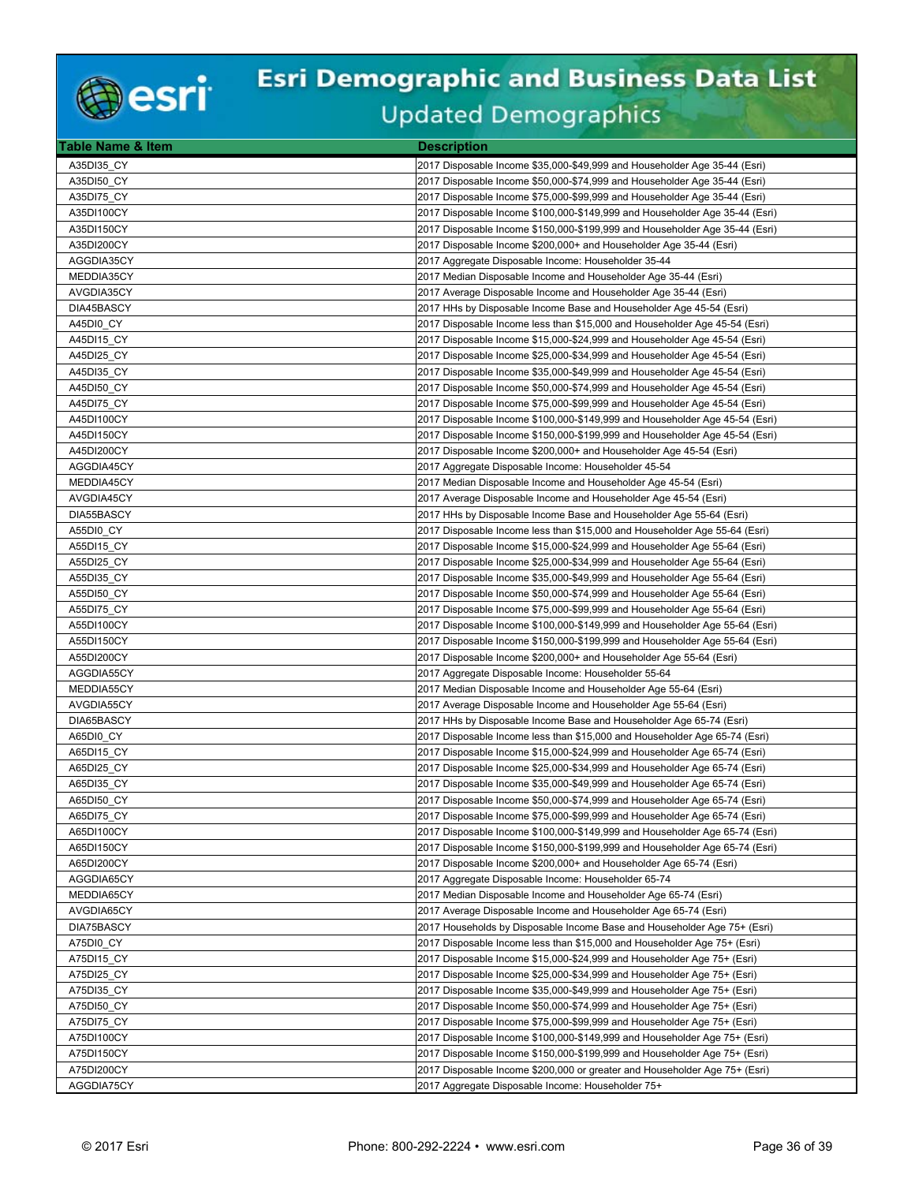# Esri Demographic and Business Data List

## Updated Demographics

| Table Name & Item | Description |
|---|---|
| A35DI35_CY | 2017 Disposable Income $35,000-$49,999 and Householder Age 35-44 (Esri) |
| A35DI50_CY | 2017 Disposable Income $50,000-$74,999 and Householder Age 35-44 (Esri) |
| A35DI75_CY | 2017 Disposable Income $75,000-$99,999 and Householder Age 35-44 (Esri) |
| A35DI100CY | 2017 Disposable Income $100,000-$149,999 and Householder Age 35-44 (Esri) |
| A35DI150CY | 2017 Disposable Income $150,000-$199,999 and Householder Age 35-44 (Esri) |
| A35DI200CY | 2017 Disposable Income $200,000+ and Householder Age 35-44 (Esri) |
| AGGDIA35CY | 2017 Aggregate Disposable Income: Householder 35-44 |
| MEDDIA35CY | 2017 Median Disposable Income and Householder Age 35-44 (Esri) |
| AVGDIA35CY | 2017 Average Disposable Income and Householder Age 35-44 (Esri) |
| DIA45BASCY | 2017 HHs by Disposable Income Base and Householder Age 45-54 (Esri) |
| A45DI0_CY | 2017 Disposable Income less than $15,000 and Householder Age 45-54 (Esri) |
| A45DI15_CY | 2017 Disposable Income $15,000-$24,999 and Householder Age 45-54 (Esri) |
| A45DI25_CY | 2017 Disposable Income $25,000-$34,999 and Householder Age 45-54 (Esri) |
| A45DI35_CY | 2017 Disposable Income $35,000-$49,999 and Householder Age 45-54 (Esri) |
| A45DI50_CY | 2017 Disposable Income $50,000-$74,999 and Householder Age 45-54 (Esri) |
| A45DI75_CY | 2017 Disposable Income $75,000-$99,999 and Householder Age 45-54 (Esri) |
| A45DI100CY | 2017 Disposable Income $100,000-$149,999 and Householder Age 45-54 (Esri) |
| A45DI150CY | 2017 Disposable Income $150,000-$199,999 and Householder Age 45-54 (Esri) |
| A45DI200CY | 2017 Disposable Income $200,000+ and Householder Age 45-54 (Esri) |
| AGGDIA45CY | 2017 Aggregate Disposable Income: Householder 45-54 |
| MEDDIA45CY | 2017 Median Disposable Income and Householder Age 45-54 (Esri) |
| AVGDIA45CY | 2017 Average Disposable Income and Householder Age 45-54 (Esri) |
| DIA55BASCY | 2017 HHs by Disposable Income Base and Householder Age 55-64 (Esri) |
| A55DI0_CY | 2017 Disposable Income less than $15,000 and Householder Age 55-64 (Esri) |
| A55DI15_CY | 2017 Disposable Income $15,000-$24,999 and Householder Age 55-64 (Esri) |
| A55DI25_CY | 2017 Disposable Income $25,000-$34,999 and Householder Age 55-64 (Esri) |
| A55DI35_CY | 2017 Disposable Income $35,000-$49,999 and Householder Age 55-64 (Esri) |
| A55DI50_CY | 2017 Disposable Income $50,000-$74,999 and Householder Age 55-64 (Esri) |
| A55DI75_CY | 2017 Disposable Income $75,000-$99,999 and Householder Age 55-64 (Esri) |
| A55DI100CY | 2017 Disposable Income $100,000-$149,999 and Householder Age 55-64 (Esri) |
| A55DI150CY | 2017 Disposable Income $150,000-$199,999 and Householder Age 55-64 (Esri) |
| A55DI200CY | 2017 Disposable Income $200,000+ and Householder Age 55-64 (Esri) |
| AGGDIA55CY | 2017 Aggregate Disposable Income: Householder 55-64 |
| MEDDIA55CY | 2017 Median Disposable Income and Householder Age 55-64 (Esri) |
| AVGDIA55CY | 2017 Average Disposable Income and Householder Age 55-64 (Esri) |
| DIA65BASCY | 2017 HHs by Disposable Income Base and Householder Age 65-74 (Esri) |
| A65DI0_CY | 2017 Disposable Income less than $15,000 and Householder Age 65-74 (Esri) |
| A65DI15_CY | 2017 Disposable Income $15,000-$24,999 and Householder Age 65-74 (Esri) |
| A65DI25_CY | 2017 Disposable Income $25,000-$34,999 and Householder Age 65-74 (Esri) |
| A65DI35_CY | 2017 Disposable Income $35,000-$49,999 and Householder Age 65-74 (Esri) |
| A65DI50_CY | 2017 Disposable Income $50,000-$74,999 and Householder Age 65-74 (Esri) |
| A65DI75_CY | 2017 Disposable Income $75,000-$99,999 and Householder Age 65-74 (Esri) |
| A65DI100CY | 2017 Disposable Income $100,000-$149,999 and Householder Age 65-74 (Esri) |
| A65DI150CY | 2017 Disposable Income $150,000-$199,999 and Householder Age 65-74 (Esri) |
| A65DI200CY | 2017 Disposable Income $200,000+ and Householder Age 65-74 (Esri) |
| AGGDIA65CY | 2017 Aggregate Disposable Income: Householder 65-74 |
| MEDDIA65CY | 2017 Median Disposable Income and Householder Age 65-74 (Esri) |
| AVGDIA65CY | 2017 Average Disposable Income and Householder Age 65-74 (Esri) |
| DIA75BASCY | 2017 Households by Disposable Income Base and Householder Age 75+ (Esri) |
| A75DI0_CY | 2017 Disposable Income less than $15,000 and Householder Age 75+ (Esri) |
| A75DI15_CY | 2017 Disposable Income $15,000-$24,999 and Householder Age 75+ (Esri) |
| A75DI25_CY | 2017 Disposable Income $25,000-$34,999 and Householder Age 75+ (Esri) |
| A75DI35_CY | 2017 Disposable Income $35,000-$49,999 and Householder Age 75+ (Esri) |
| A75DI50_CY | 2017 Disposable Income $50,000-$74,999 and Householder Age 75+ (Esri) |
| A75DI75_CY | 2017 Disposable Income $75,000-$99,999 and Householder Age 75+ (Esri) |
| A75DI100CY | 2017 Disposable Income $100,000-$149,999 and Householder Age 75+ (Esri) |
| A75DI150CY | 2017 Disposable Income $150,000-$199,999 and Householder Age 75+ (Esri) |
| A75DI200CY | 2017 Disposable Income $200,000 or greater and Householder Age 75+ (Esri) |
| AGGDIA75CY | 2017 Aggregate Disposable Income: Householder 75+ |

© 2017 Esri Phone: 800-292-2224 • www.esri.com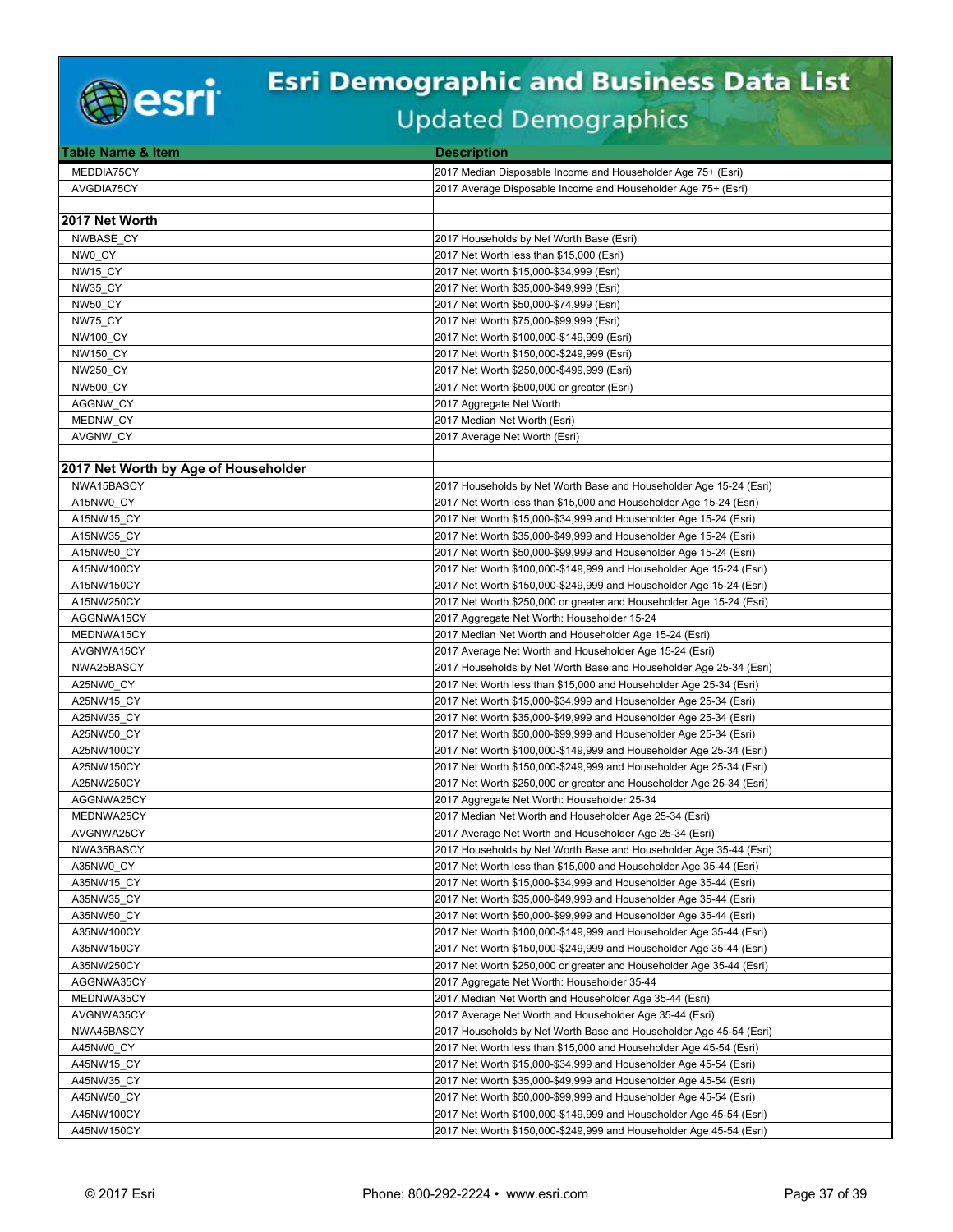| Table Name & Item | Description |
|---|---|
| MEDDIA75CY | 2017 Median Disposable Income and Householder Age 75+ (Esri) |
| AVGDIA75CY | 2017 Average Disposable Income and Householder Age 75+ (Esri) |
| | |
| **2017 Net Worth** | |
| NWBASE_CY | 2017 Households by Net Worth Base (Esri) |
| NW0_CY | 2017 Net Worth less than $15,000 (Esri) |
| NW15_CY | 2017 Net Worth $15,000-$34,999 (Esri) |
| NW35_CY | 2017 Net Worth $35,000-$49,999 (Esri) |
| NW50_CY | 2017 Net Worth $50,000-$74,999 (Esri) |
| NW75_CY | 2017 Net Worth $75,000-$99,999 (Esri) |
| NW100_CY | 2017 Net Worth $100,000-$149,999 (Esri) |
| NW150_CY | 2017 Net Worth $150,000-$249,999 (Esri) |
| NW250_CY | 2017 Net Worth $250,000-$499,999 (Esri) |
| NW500_CY | 2017 Net Worth $500,000 or greater (Esri) |
| AGGNW_CY | 2017 Aggregate Net Worth |
| MEDNW_CY | 2017 Median Net Worth (Esri) |
| AVGNW_CY | 2017 Average Net Worth (Esri) |
| | |
| **2017 Net Worth by Age of Householder** | |
| NWA15BASCY | 2017 Households by Net Worth Base and Householder Age 15-24 (Esri) |
| A15NW0_CY | 2017 Net Worth less than $15,000 and Householder Age 15-24 (Esri) |
| A15NW15_CY | 2017 Net Worth $15,000-$34,999 and Householder Age 15-24 (Esri) |
| A15NW35_CY | 2017 Net Worth $35,000-$49,999 and Householder Age 15-24 (Esri) |
| A15NW50_CY | 2017 Net Worth $50,000-$99,999 and Householder Age 15-24 (Esri) |
| A15NW100CY | 2017 Net Worth $100,000-$149,999 and Householder Age 15-24 (Esri) |
| A15NW150CY | 2017 Net Worth $150,000-$249,999 and Householder Age 15-24 (Esri) |
| A15NW250CY | 2017 Net Worth $250,000 or greater and Householder Age 15-24 (Esri) |
| AGGNWA15CY | 2017 Aggregate Net Worth: Householder 15-24 |
| MEDNWA15CY | 2017 Median Net Worth and Householder Age 15-24 (Esri) |
| AVGNWA15CY | 2017 Average Net Worth and Householder Age 15-24 (Esri) |
| NWA25BASCY | 2017 Households by Net Worth Base and Householder Age 25-34 (Esri) |
| A25NW0_CY | 2017 Net Worth less than $15,000 and Householder Age 25-34 (Esri) |
| A25NW15_CY | 2017 Net Worth $15,000-$34,999 and Householder Age 25-34 (Esri) |
| A25NW35_CY | 2017 Net Worth $35,000-$49,999 and Householder Age 25-34 (Esri) |
| A25NW50_CY | 2017 Net Worth $50,000-$99,999 and Householder Age 25-34 (Esri) |
| A25NW100CY | 2017 Net Worth $100,000-$149,999 and Householder Age 25-34 (Esri) |
| A25NW150CY | 2017 Net Worth $150,000-$249,999 and Householder Age 25-34 (Esri) |
| A25NW250CY | 2017 Net Worth $250,000 or greater and Householder Age 25-34 (Esri) |
| AGGNWA25CY | 2017 Aggregate Net Worth: Householder 25-34 |
| MEDNWA25CY | 2017 Median Net Worth and Householder Age 25-34 (Esri) |
| AVGNWA25CY | 2017 Average Net Worth and Householder Age 25-34 (Esri) |
| NWA35BASCY | 2017 Households by Net Worth Base and Householder Age 35-44 (Esri) |
| A35NW0_CY | 2017 Net Worth less than $15,000 and Householder Age 35-44 (Esri) |
| A35NW15_CY | 2017 Net Worth $15,000-$34,999 and Householder Age 35-44 (Esri) |
| A35NW35_CY | 2017 Net Worth $35,000-$49,999 and Householder Age 35-44 (Esri) |
| A35NW50_CY | 2017 Net Worth $50,000-$99,999 and Householder Age 35-44 (Esri) |
| A35NW100CY | 2017 Net Worth $100,000-$149,999 and Householder Age 35-44 (Esri) |
| A35NW150CY | 2017 Net Worth $150,000-$249,999 and Householder Age 35-44 (Esri) |
| A35NW250CY | 2017 Net Worth $250,000 or greater and Householder Age 35-44 (Esri) |
| AGGNWA35CY | 2017 Aggregate Net Worth: Householder 35-44 |
| MEDNWA35CY | 2017 Median Net Worth and Householder Age 35-44 (Esri) |
| AVGNWA35CY | 2017 Average Net Worth and Householder Age 35-44 (Esri) |
| NWA45BASCY | 2017 Households by Net Worth Base and Householder Age 45-54 (Esri) |
| A45NW0_CY | 2017 Net Worth less than $15,000 and Householder Age 45-54 (Esri) |
| A45NW15_CY | 2017 Net Worth $15,000-$34,999 and Householder Age 45-54 (Esri) |
| A45NW35_CY | 2017 Net Worth $35,000-$49,999 and Householder Age 45-54 (Esri) |
| A45NW50_CY | 2017 Net Worth $50,000-$99,999 and Householder Age 45-54 (Esri) |
| A45NW100CY | 2017 Net Worth $100,000-$149,999 and Householder Age 45-54 (Esri) |
| A45NW150CY | 2017 Net Worth $150,000-$249,999 and Householder Age 45-54 (Esri) |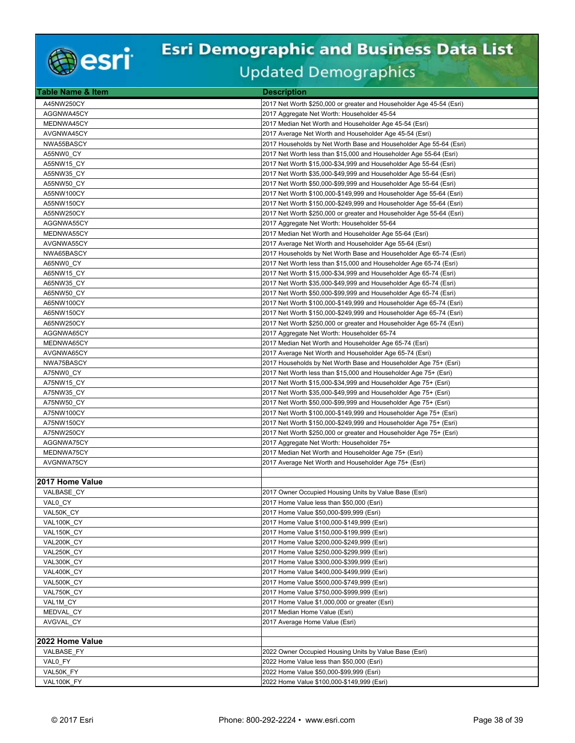# Esri Demographic and Business Data List

## Updated Demographics

| Table Name & Item | Description |
|---|---|
| A45NW250CY | 2017 Net Worth $250,000 or greater and Householder Age 45-54 (Esri) |
| AGGNWA45CY | 2017 Aggregate Net Worth: Householder 45-54 |
| MEDNWA45CY | 2017 Median Net Worth and Householder Age 45-54 (Esri) |
| AVGNWA45CY | 2017 Average Net Worth and Householder Age 45-54 (Esri) |
| NWA55BASCY | 2017 Households by Net Worth Base and Householder Age 55-64 (Esri) |
| A55NW0_CY | 2017 Net Worth less than $15,000 and Householder Age 55-64 (Esri) |
| A55NW15_CY | 2017 Net Worth $15,000-$34,999 and Householder Age 55-64 (Esri) |
| A55NW35_CY | 2017 Net Worth $35,000-$49,999 and Householder Age 55-64 (Esri) |
| A55NW50_CY | 2017 Net Worth $50,000-$99,999 and Householder Age 55-64 (Esri) |
| A55NW100CY | 2017 Net Worth $100,000-$149,999 and Householder Age 55-64 (Esri) |
| A55NW150CY | 2017 Net Worth $150,000-$249,999 and Householder Age 55-64 (Esri) |
| A55NW250CY | 2017 Net Worth $250,000 or greater and Householder Age 55-64 (Esri) |
| AGGNWA55CY | 2017 Aggregate Net Worth: Householder 55-64 |
| MEDNWA55CY | 2017 Median Net Worth and Householder Age 55-64 (Esri) |
| AVGNWA55CY | 2017 Average Net Worth and Householder Age 55-64 (Esri) |
| NWA65BASCY | 2017 Households by Net Worth Base and Householder Age 65-74 (Esri) |
| A65NW0_CY | 2017 Net Worth less than $15,000 and Householder Age 65-74 (Esri) |
| A65NW15_CY | 2017 Net Worth $15,000-$34,999 and Householder Age 65-74 (Esri) |
| A65NW35_CY | 2017 Net Worth $35,000-$49,999 and Householder Age 65-74 (Esri) |
| A65NW50_CY | 2017 Net Worth $50,000-$99,999 and Householder Age 65-74 (Esri) |
| A65NW100CY | 2017 Net Worth $100,000-$149,999 and Householder Age 65-74 (Esri) |
| A65NW150CY | 2017 Net Worth $150,000-$249,999 and Householder Age 65-74 (Esri) |
| A65NW250CY | 2017 Net Worth $250,000 or greater and Householder Age 65-74 (Esri) |
| AGGNWA65CY | 2017 Aggregate Net Worth: Householder 65-74 |
| MEDNWA65CY | 2017 Median Net Worth and Householder Age 65-74 (Esri) |
| AVGNWA65CY | 2017 Average Net Worth and Householder Age 65-74 (Esri) |
| NWA75BASCY | 2017 Households by Net Worth Base and Householder Age 75+ (Esri) |
| A75NW0_CY | 2017 Net Worth less than $15,000 and Householder Age 75+ (Esri) |
| A75NW15_CY | 2017 Net Worth $15,000-$34,999 and Householder Age 75+ (Esri) |
| A75NW35_CY | 2017 Net Worth $35,000-$49,999 and Householder Age 75+ (Esri) |
| A75NW50_CY | 2017 Net Worth $50,000-$99,999 and Householder Age 75+ (Esri) |
| A75NW100CY | 2017 Net Worth $100,000-$149,999 and Householder Age 75+ (Esri) |
| A75NW150CY | 2017 Net Worth $150,000-$249,999 and Householder Age 75+ (Esri) |
| A75NW250CY | 2017 Net Worth $250,000 or greater and Householder Age 75+ (Esri) |
| AGGNWA75CY | 2017 Aggregate Net Worth: Householder 75+ |
| MEDNWA75CY | 2017 Median Net Worth and Householder Age 75+ (Esri) |
| AVGNWA75CY | 2017 Average Net Worth and Householder Age 75+ (Esri) |
| | |
| **2017 Home Value** | |
| VALBASE_CY | 2017 Owner Occupied Housing Units by Value Base (Esri) |
| VAL0_CY | 2017 Home Value less than $50,000 (Esri) |
| VAL50K_CY | 2017 Home Value $50,000-$99,999 (Esri) |
| VAL100K_CY | 2017 Home Value $100,000-$149,999 (Esri) |
| VAL150K_CY | 2017 Home Value $150,000-$199,999 (Esri) |
| VAL200K_CY | 2017 Home Value $200,000-$249,999 (Esri) |
| VAL250K_CY | 2017 Home Value $250,000-$299,999 (Esri) |
| VAL300K_CY | 2017 Home Value $300,000-$399,999 (Esri) |
| VAL400K_CY | 2017 Home Value $400,000-$499,999 (Esri) |
| VAL500K_CY | 2017 Home Value $500,000-$749,999 (Esri) |
| VAL750K_CY | 2017 Home Value $750,000-$999,999 (Esri) |
| VAL1M_CY | 2017 Home Value $1,000,000 or greater (Esri) |
| MEDVAL_CY | 2017 Median Home Value (Esri) |
| AVGVAL_CY | 2017 Average Home Value (Esri) |
| | |
| **2022 Home Value** | |
| VALBASE_FY | 2022 Owner Occupied Housing Units by Value Base (Esri) |
| VAL0_FY | 2022 Home Value less than $50,000 (Esri) |
| VAL50K_FY | 2022 Home Value $50,000-$99,999 (Esri) |
| VAL100K_FY | 2022 Home Value $100,000-$149,999 (Esri) |

© 2017 Esri Phone: 800-292-2224 • www.esri.com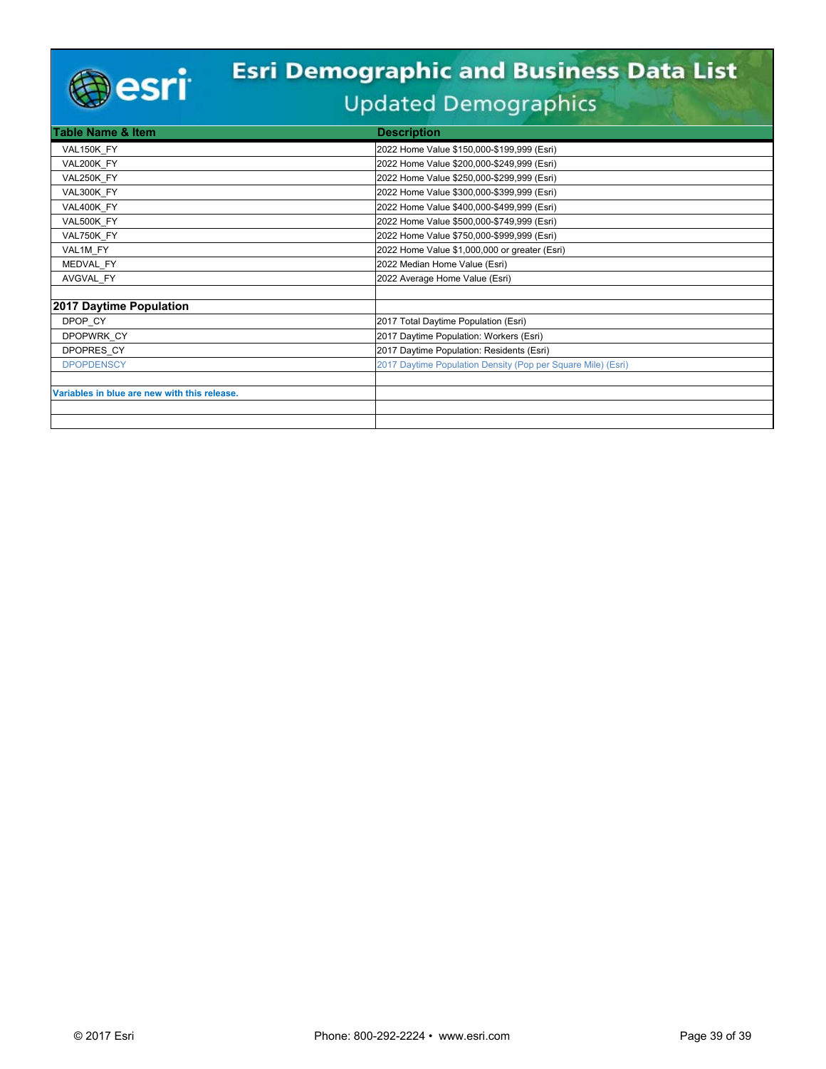# Esri Demographic and Business Data List

## Updated Demographics

| Table Name & Item | Description |
|---|---|
| VAL150K_FY | 2022 Home Value $150,000-$199,999 (Esri) |
| VAL200K_FY | 2022 Home Value $200,000-$249,999 (Esri) |
| VAL250K_FY | 2022 Home Value $250,000-$299,999 (Esri) |
| VAL300K_FY | 2022 Home Value $300,000-$399,999 (Esri) |
| VAL400K_FY | 2022 Home Value $400,000-$499,999 (Esri) |
| VAL500K_FY | 2022 Home Value $500,000-$749,999 (Esri) |
| VAL750K_FY | 2022 Home Value $750,000-$999,999 (Esri) |
| VAL1M_FY | 2022 Home Value $1,000,000 or greater (Esri) |
| MEDVAL_FY | 2022 Median Home Value (Esri) |
| AVGVAL_FY | 2022 Average Home Value (Esri) |
| | |
| **2017 Daytime Population** | |
| DPOP_CY | 2017 Total Daytime Population (Esri) |
| DPOPWRK_CY | 2017 Daytime Population: Workers (Esri) |
| DPOPRES_CY | 2017 Daytime Population: Residents (Esri) |
| DPOPDENSCY | 2017 Daytime Population Density (Pop per Square Mile) (Esri) |
| | |
| **Variables in blue are new with this release.** | |

© 2017 Esri Phone: 800-292-2224 • www.esri.com